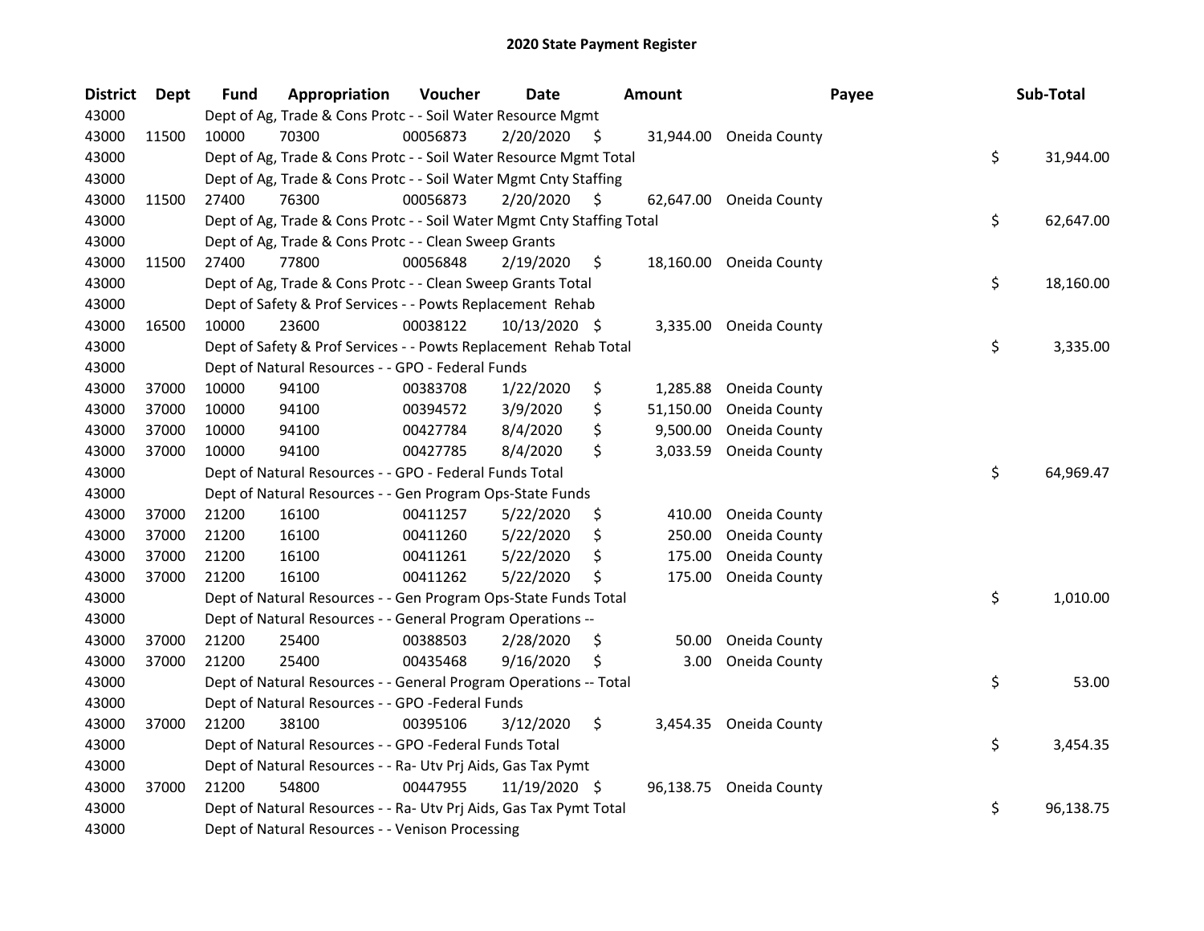# 2020 State Payment Register

| District | Dept | Fund | Appropriation | Voucher | Date | Amount | Payee | Sub-Total |
|---|---|---|---|---|---|---|---|---|
| 43000 | | Dept of Ag, Trade & Cons Protc - - Soil Water Resource Mgmt | | | | | | |
| 43000 | 11500 | 10000 | 70300 | 00056873 | 2/20/2020 | $ 31,944.00 | Oneida County | |
| 43000 | | Dept of Ag, Trade & Cons Protc - - Soil Water Resource Mgmt Total | | | | | | $ 31,944.00 |
| 43000 | | Dept of Ag, Trade & Cons Protc - - Soil Water Mgmt Cnty Staffing | | | | | | |
| 43000 | 11500 | 27400 | 76300 | 00056873 | 2/20/2020 | $ 62,647.00 | Oneida County | |
| 43000 | | Dept of Ag, Trade & Cons Protc - - Soil Water Mgmt Cnty Staffing Total | | | | | | $ 62,647.00 |
| 43000 | | Dept of Ag, Trade & Cons Protc - - Clean Sweep Grants | | | | | | |
| 43000 | 11500 | 27400 | 77800 | 00056848 | 2/19/2020 | $ 18,160.00 | Oneida County | |
| 43000 | | Dept of Ag, Trade & Cons Protc - - Clean Sweep Grants Total | | | | | | $ 18,160.00 |
| 43000 | | Dept of Safety & Prof Services - - Powts Replacement Rehab | | | | | | |
| 43000 | 16500 | 10000 | 23600 | 00038122 | 10/13/2020 | $ 3,335.00 | Oneida County | |
| 43000 | | Dept of Safety & Prof Services - - Powts Replacement Rehab Total | | | | | | $ 3,335.00 |
| 43000 | | Dept of Natural Resources - - GPO - Federal Funds | | | | | | |
| 43000 | 37000 | 10000 | 94100 | 00383708 | 1/22/2020 | $ 1,285.88 | Oneida County | |
| 43000 | 37000 | 10000 | 94100 | 00394572 | 3/9/2020 | $ 51,150.00 | Oneida County | |
| 43000 | 37000 | 10000 | 94100 | 00427784 | 8/4/2020 | $ 9,500.00 | Oneida County | |
| 43000 | 37000 | 10000 | 94100 | 00427785 | 8/4/2020 | $ 3,033.59 | Oneida County | |
| 43000 | | Dept of Natural Resources - - GPO - Federal Funds Total | | | | | | $ 64,969.47 |
| 43000 | | Dept of Natural Resources - - Gen Program Ops-State Funds | | | | | | |
| 43000 | 37000 | 21200 | 16100 | 00411257 | 5/22/2020 | $ 410.00 | Oneida County | |
| 43000 | 37000 | 21200 | 16100 | 00411260 | 5/22/2020 | $ 250.00 | Oneida County | |
| 43000 | 37000 | 21200 | 16100 | 00411261 | 5/22/2020 | $ 175.00 | Oneida County | |
| 43000 | 37000 | 21200 | 16100 | 00411262 | 5/22/2020 | $ 175.00 | Oneida County | |
| 43000 | | Dept of Natural Resources - - Gen Program Ops-State Funds Total | | | | | | $ 1,010.00 |
| 43000 | | Dept of Natural Resources - - General Program Operations -- | | | | | | |
| 43000 | 37000 | 21200 | 25400 | 00388503 | 2/28/2020 | $ 50.00 | Oneida County | |
| 43000 | 37000 | 21200 | 25400 | 00435468 | 9/16/2020 | $ 3.00 | Oneida County | |
| 43000 | | Dept of Natural Resources - - General Program Operations -- Total | | | | | | $ 53.00 |
| 43000 | | Dept of Natural Resources - - GPO -Federal Funds | | | | | | |
| 43000 | 37000 | 21200 | 38100 | 00395106 | 3/12/2020 | $ 3,454.35 | Oneida County | |
| 43000 | | Dept of Natural Resources - - GPO -Federal Funds Total | | | | | | $ 3,454.35 |
| 43000 | | Dept of Natural Resources - - Ra- Utv Prj Aids, Gas Tax Pymt | | | | | | |
| 43000 | 37000 | 21200 | 54800 | 00447955 | 11/19/2020 | $ 96,138.75 | Oneida County | |
| 43000 | | Dept of Natural Resources - - Ra- Utv Prj Aids, Gas Tax Pymt Total | | | | | | $ 96,138.75 |
| 43000 | | Dept of Natural Resources - - Venison Processing | | | | | | |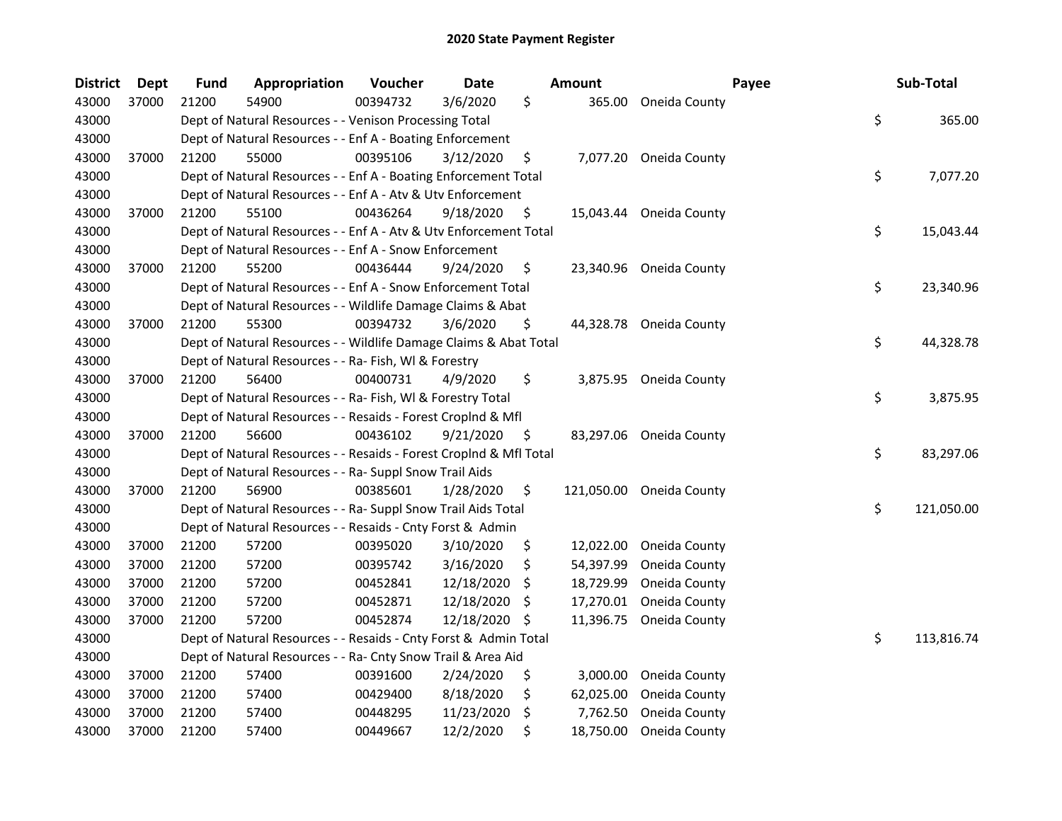# 2020 State Payment Register

| District | Dept | Fund | Appropriation | Voucher | Date | Amount | Payee | Sub-Total |
|---|---|---|---|---|---|---|---|---|
| 43000 | 37000 | 21200 | 54900 | 00394732 | 3/6/2020 | $ 365.00 | Oneida County | |
| 43000 | | Dept of Natural Resources - - Venison Processing Total | | | | | | $ 365.00 |
| 43000 | | Dept of Natural Resources - - Enf A - Boating Enforcement | | | | | | |
| 43000 | 37000 | 21200 | 55000 | 00395106 | 3/12/2020 | $ 7,077.20 | Oneida County | |
| 43000 | | Dept of Natural Resources - - Enf A - Boating Enforcement Total | | | | | | $ 7,077.20 |
| 43000 | | Dept of Natural Resources - - Enf A - Atv & Utv Enforcement | | | | | | |
| 43000 | 37000 | 21200 | 55100 | 00436264 | 9/18/2020 | $ 15,043.44 | Oneida County | |
| 43000 | | Dept of Natural Resources - - Enf A - Atv & Utv Enforcement Total | | | | | | $ 15,043.44 |
| 43000 | | Dept of Natural Resources - - Enf A - Snow Enforcement | | | | | | |
| 43000 | 37000 | 21200 | 55200 | 00436444 | 9/24/2020 | $ 23,340.96 | Oneida County | |
| 43000 | | Dept of Natural Resources - - Enf A - Snow Enforcement Total | | | | | | $ 23,340.96 |
| 43000 | | Dept of Natural Resources - - Wildlife Damage Claims & Abat | | | | | | |
| 43000 | 37000 | 21200 | 55300 | 00394732 | 3/6/2020 | $ 44,328.78 | Oneida County | |
| 43000 | | Dept of Natural Resources - - Wildlife Damage Claims & Abat Total | | | | | | $ 44,328.78 |
| 43000 | | Dept of Natural Resources - - Ra- Fish, Wl & Forestry | | | | | | |
| 43000 | 37000 | 21200 | 56400 | 00400731 | 4/9/2020 | $ 3,875.95 | Oneida County | |
| 43000 | | Dept of Natural Resources - - Ra- Fish, Wl & Forestry Total | | | | | | $ 3,875.95 |
| 43000 | | Dept of Natural Resources - - Resaids - Forest Croplnd & Mfl | | | | | | |
| 43000 | 37000 | 21200 | 56600 | 00436102 | 9/21/2020 | $ 83,297.06 | Oneida County | |
| 43000 | | Dept of Natural Resources - - Resaids - Forest Croplnd & Mfl Total | | | | | | $ 83,297.06 |
| 43000 | | Dept of Natural Resources - - Ra- Suppl Snow Trail Aids | | | | | | |
| 43000 | 37000 | 21200 | 56900 | 00385601 | 1/28/2020 | $ 121,050.00 | Oneida County | |
| 43000 | | Dept of Natural Resources - - Ra- Suppl Snow Trail Aids Total | | | | | | $ 121,050.00 |
| 43000 | | Dept of Natural Resources - - Resaids - Cnty Forst & Admin | | | | | | |
| 43000 | 37000 | 21200 | 57200 | 00395020 | 3/10/2020 | $ 12,022.00 | Oneida County | |
| 43000 | 37000 | 21200 | 57200 | 00395742 | 3/16/2020 | $ 54,397.99 | Oneida County | |
| 43000 | 37000 | 21200 | 57200 | 00452841 | 12/18/2020 | $ 18,729.99 | Oneida County | |
| 43000 | 37000 | 21200 | 57200 | 00452871 | 12/18/2020 | $ 17,270.01 | Oneida County | |
| 43000 | 37000 | 21200 | 57200 | 00452874 | 12/18/2020 | $ 11,396.75 | Oneida County | |
| 43000 | | Dept of Natural Resources - - Resaids - Cnty Forst & Admin Total | | | | | | $ 113,816.74 |
| 43000 | | Dept of Natural Resources - - Ra- Cnty Snow Trail & Area Aid | | | | | | |
| 43000 | 37000 | 21200 | 57400 | 00391600 | 2/24/2020 | $ 3,000.00 | Oneida County | |
| 43000 | 37000 | 21200 | 57400 | 00429400 | 8/18/2020 | $ 62,025.00 | Oneida County | |
| 43000 | 37000 | 21200 | 57400 | 00448295 | 11/23/2020 | $ 7,762.50 | Oneida County | |
| 43000 | 37000 | 21200 | 57400 | 00449667 | 12/2/2020 | $ 18,750.00 | Oneida County | |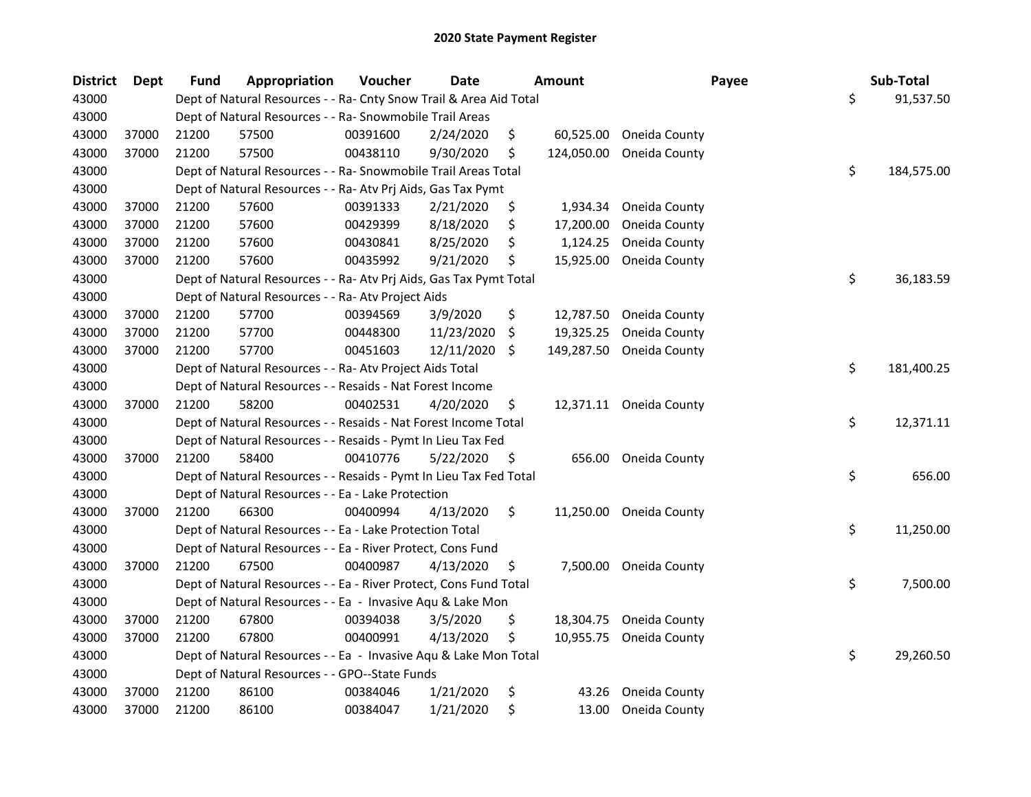# 2020 State Payment Register

| District | Dept | Fund | Appropriation | Voucher | Date | Amount | Payee | Sub-Total |
|---|---|---|---|---|---|---|---|---|
| 43000 | | Dept of Natural Resources - - Ra- Cnty Snow Trail & Area Aid Total | | | | | | $ 91,537.50 |
| 43000 | | Dept of Natural Resources - - Ra- Snowmobile Trail Areas | | | | | | |
| 43000 | 37000 | 21200 | 57500 | 00391600 | 2/24/2020 | $ 60,525.00 | Oneida County | |
| 43000 | 37000 | 21200 | 57500 | 00438110 | 9/30/2020 | $ 124,050.00 | Oneida County | |
| 43000 | | Dept of Natural Resources - - Ra- Snowmobile Trail Areas Total | | | | | | $ 184,575.00 |
| 43000 | | Dept of Natural Resources - - Ra- Atv Prj Aids, Gas Tax Pymt | | | | | | |
| 43000 | 37000 | 21200 | 57600 | 00391333 | 2/21/2020 | $ 1,934.34 | Oneida County | |
| 43000 | 37000 | 21200 | 57600 | 00429399 | 8/18/2020 | $ 17,200.00 | Oneida County | |
| 43000 | 37000 | 21200 | 57600 | 00430841 | 8/25/2020 | $ 1,124.25 | Oneida County | |
| 43000 | 37000 | 21200 | 57600 | 00435992 | 9/21/2020 | $ 15,925.00 | Oneida County | |
| 43000 | | Dept of Natural Resources - - Ra- Atv Prj Aids, Gas Tax Pymt Total | | | | | | $ 36,183.59 |
| 43000 | | Dept of Natural Resources - - Ra- Atv Project Aids | | | | | | |
| 43000 | 37000 | 21200 | 57700 | 00394569 | 3/9/2020 | $ 12,787.50 | Oneida County | |
| 43000 | 37000 | 21200 | 57700 | 00448300 | 11/23/2020 | $ 19,325.25 | Oneida County | |
| 43000 | 37000 | 21200 | 57700 | 00451603 | 12/11/2020 | $ 149,287.50 | Oneida County | |
| 43000 | | Dept of Natural Resources - - Ra- Atv Project Aids Total | | | | | | $ 181,400.25 |
| 43000 | | Dept of Natural Resources - - Resaids - Nat Forest Income | | | | | | |
| 43000 | 37000 | 21200 | 58200 | 00402531 | 4/20/2020 | $ 12,371.11 | Oneida County | |
| 43000 | | Dept of Natural Resources - - Resaids - Nat Forest Income Total | | | | | | $ 12,371.11 |
| 43000 | | Dept of Natural Resources - - Resaids - Pymt In Lieu Tax Fed | | | | | | |
| 43000 | 37000 | 21200 | 58400 | 00410776 | 5/22/2020 | $ 656.00 | Oneida County | |
| 43000 | | Dept of Natural Resources - - Resaids - Pymt In Lieu Tax Fed Total | | | | | | $ 656.00 |
| 43000 | | Dept of Natural Resources - - Ea - Lake Protection | | | | | | |
| 43000 | 37000 | 21200 | 66300 | 00400994 | 4/13/2020 | $ 11,250.00 | Oneida County | |
| 43000 | | Dept of Natural Resources - - Ea - Lake Protection Total | | | | | | $ 11,250.00 |
| 43000 | | Dept of Natural Resources - - Ea - River Protect, Cons Fund | | | | | | |
| 43000 | 37000 | 21200 | 67500 | 00400987 | 4/13/2020 | $ 7,500.00 | Oneida County | |
| 43000 | | Dept of Natural Resources - - Ea - River Protect, Cons Fund Total | | | | | | $ 7,500.00 |
| 43000 | | Dept of Natural Resources - - Ea - Invasive Aqu & Lake Mon | | | | | | |
| 43000 | 37000 | 21200 | 67800 | 00394038 | 3/5/2020 | $ 18,304.75 | Oneida County | |
| 43000 | 37000 | 21200 | 67800 | 00400991 | 4/13/2020 | $ 10,955.75 | Oneida County | |
| 43000 | | Dept of Natural Resources - - Ea - Invasive Aqu & Lake Mon Total | | | | | | $ 29,260.50 |
| 43000 | | Dept of Natural Resources - - GPO--State Funds | | | | | | |
| 43000 | 37000 | 21200 | 86100 | 00384046 | 1/21/2020 | $ 43.26 | Oneida County | |
| 43000 | 37000 | 21200 | 86100 | 00384047 | 1/21/2020 | $ 13.00 | Oneida County | |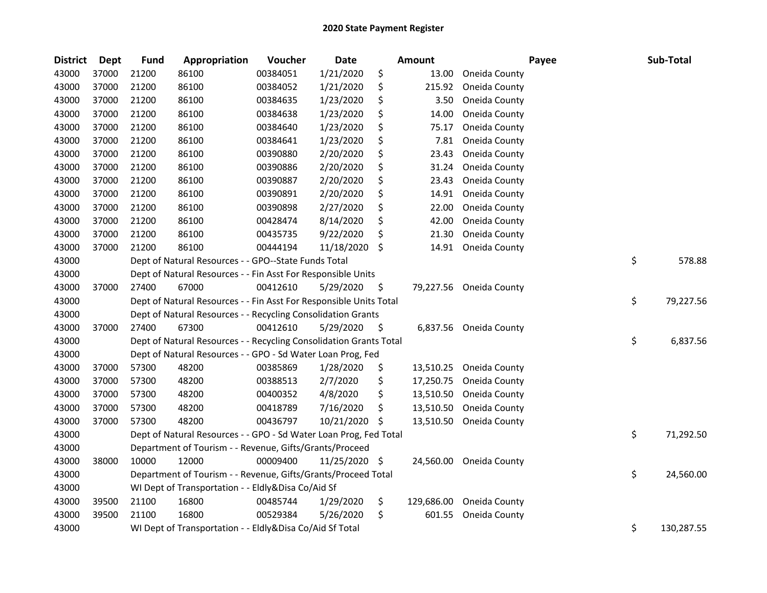# 2020 State Payment Register

| District | Dept | Fund | Appropriation | Voucher | Date | Amount | Payee | Sub-Total |
|---|---|---|---|---|---|---|---|---|
| 43000 | 37000 | 21200 | 86100 | 00384051 | 1/21/2020 | $ 13.00 | Oneida County | |
| 43000 | 37000 | 21200 | 86100 | 00384052 | 1/21/2020 | $ 215.92 | Oneida County | |
| 43000 | 37000 | 21200 | 86100 | 00384635 | 1/23/2020 | $ 3.50 | Oneida County | |
| 43000 | 37000 | 21200 | 86100 | 00384638 | 1/23/2020 | $ 14.00 | Oneida County | |
| 43000 | 37000 | 21200 | 86100 | 00384640 | 1/23/2020 | $ 75.17 | Oneida County | |
| 43000 | 37000 | 21200 | 86100 | 00384641 | 1/23/2020 | $ 7.81 | Oneida County | |
| 43000 | 37000 | 21200 | 86100 | 00390880 | 2/20/2020 | $ 23.43 | Oneida County | |
| 43000 | 37000 | 21200 | 86100 | 00390886 | 2/20/2020 | $ 31.24 | Oneida County | |
| 43000 | 37000 | 21200 | 86100 | 00390887 | 2/20/2020 | $ 23.43 | Oneida County | |
| 43000 | 37000 | 21200 | 86100 | 00390891 | 2/20/2020 | $ 14.91 | Oneida County | |
| 43000 | 37000 | 21200 | 86100 | 00390898 | 2/27/2020 | $ 22.00 | Oneida County | |
| 43000 | 37000 | 21200 | 86100 | 00428474 | 8/14/2020 | $ 42.00 | Oneida County | |
| 43000 | 37000 | 21200 | 86100 | 00435735 | 9/22/2020 | $ 21.30 | Oneida County | |
| 43000 | 37000 | 21200 | 86100 | 00444194 | 11/18/2020 | $ 14.91 | Oneida County | |
| 43000 | | Dept of Natural Resources - - GPO--State Funds Total | | | | | | $ 578.88 |
| 43000 | | Dept of Natural Resources - - Fin Asst For Responsible Units | | | | | | |
| 43000 | 37000 | 27400 | 67000 | 00412610 | 5/29/2020 | $ 79,227.56 | Oneida County | |
| 43000 | | Dept of Natural Resources - - Fin Asst For Responsible Units Total | | | | | | $ 79,227.56 |
| 43000 | | Dept of Natural Resources - - Recycling Consolidation Grants | | | | | | |
| 43000 | 37000 | 27400 | 67300 | 00412610 | 5/29/2020 | $ 6,837.56 | Oneida County | |
| 43000 | | Dept of Natural Resources - - Recycling Consolidation Grants Total | | | | | | $ 6,837.56 |
| 43000 | | Dept of Natural Resources - - GPO - Sd Water Loan Prog, Fed | | | | | | |
| 43000 | 37000 | 57300 | 48200 | 00385869 | 1/28/2020 | $ 13,510.25 | Oneida County | |
| 43000 | 37000 | 57300 | 48200 | 00388513 | 2/7/2020 | $ 17,250.75 | Oneida County | |
| 43000 | 37000 | 57300 | 48200 | 00400352 | 4/8/2020 | $ 13,510.50 | Oneida County | |
| 43000 | 37000 | 57300 | 48200 | 00418789 | 7/16/2020 | $ 13,510.50 | Oneida County | |
| 43000 | 37000 | 57300 | 48200 | 00436797 | 10/21/2020 | $ 13,510.50 | Oneida County | |
| 43000 | | Dept of Natural Resources - - GPO - Sd Water Loan Prog, Fed Total | | | | | | $ 71,292.50 |
| 43000 | | Department of Tourism - - Revenue, Gifts/Grants/Proceed | | | | | | |
| 43000 | 38000 | 10000 | 12000 | 00009400 | 11/25/2020 | $ 24,560.00 | Oneida County | |
| 43000 | | Department of Tourism - - Revenue, Gifts/Grants/Proceed Total | | | | | | $ 24,560.00 |
| 43000 | | WI Dept of Transportation - - Eldly&Disa Co/Aid Sf | | | | | | |
| 43000 | 39500 | 21100 | 16800 | 00485744 | 1/29/2020 | $ 129,686.00 | Oneida County | |
| 43000 | 39500 | 21100 | 16800 | 00529384 | 5/26/2020 | $ 601.55 | Oneida County | |
| 43000 | | WI Dept of Transportation - - Eldly&Disa Co/Aid Sf Total | | | | | | $ 130,287.55 |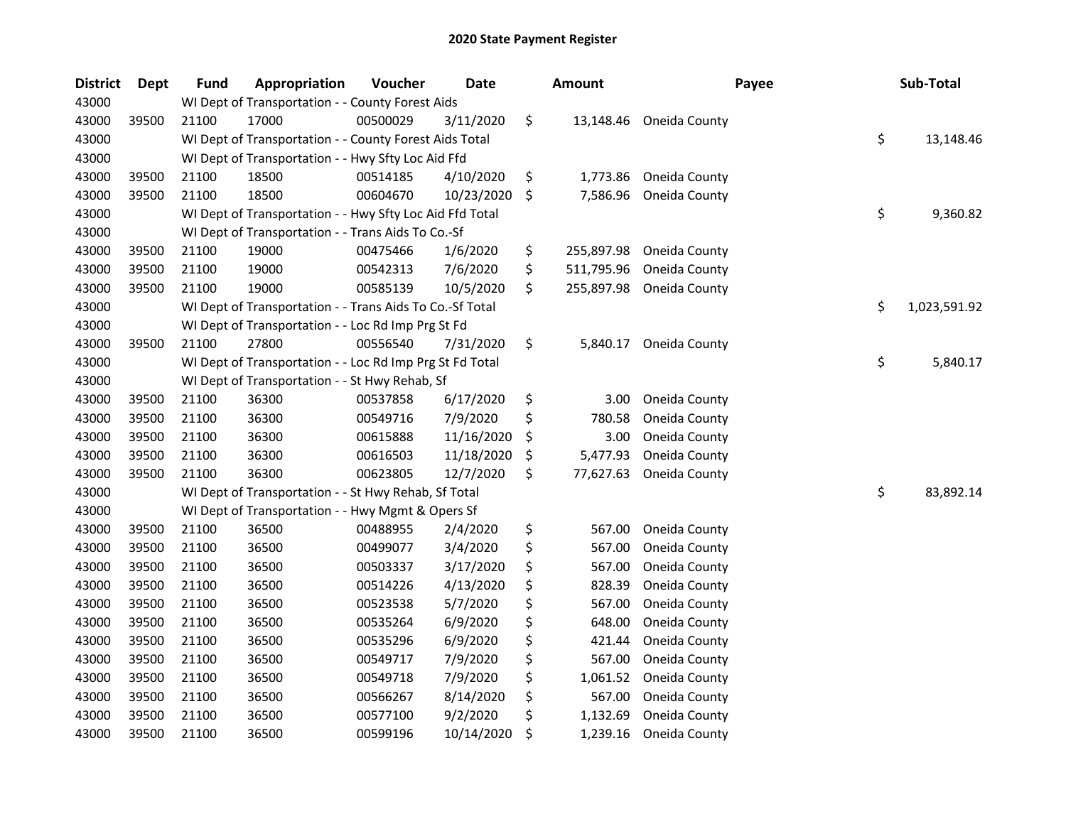# 2020 State Payment Register

| District | Dept | Fund | Appropriation | Voucher | Date | Amount | Payee | Sub-Total |
|---|---|---|---|---|---|---|---|---|
| 43000 | | WI Dept of Transportation - - County Forest Aids | | | | | | |
| 43000 | 39500 | 21100 | 17000 | 00500029 | 3/11/2020 | $ 13,148.46 | Oneida County | |
| 43000 | | WI Dept of Transportation - - County Forest Aids Total | | | | | | $ 13,148.46 |
| 43000 | | WI Dept of Transportation - - Hwy Sfty Loc Aid Ffd | | | | | | |
| 43000 | 39500 | 21100 | 18500 | 00514185 | 4/10/2020 | $ 1,773.86 | Oneida County | |
| 43000 | 39500 | 21100 | 18500 | 00604670 | 10/23/2020 | $ 7,586.96 | Oneida County | |
| 43000 | | WI Dept of Transportation - - Hwy Sfty Loc Aid Ffd Total | | | | | | $ 9,360.82 |
| 43000 | | WI Dept of Transportation - - Trans Aids To Co.-Sf | | | | | | |
| 43000 | 39500 | 21100 | 19000 | 00475466 | 1/6/2020 | $ 255,897.98 | Oneida County | |
| 43000 | 39500 | 21100 | 19000 | 00542313 | 7/6/2020 | $ 511,795.96 | Oneida County | |
| 43000 | 39500 | 21100 | 19000 | 00585139 | 10/5/2020 | $ 255,897.98 | Oneida County | |
| 43000 | | WI Dept of Transportation - - Trans Aids To Co.-Sf Total | | | | | | $ 1,023,591.92 |
| 43000 | | WI Dept of Transportation - - Loc Rd Imp Prg St Fd | | | | | | |
| 43000 | 39500 | 21100 | 27800 | 00556540 | 7/31/2020 | $ 5,840.17 | Oneida County | |
| 43000 | | WI Dept of Transportation - - Loc Rd Imp Prg St Fd Total | | | | | | $ 5,840.17 |
| 43000 | | WI Dept of Transportation - - St Hwy Rehab, Sf | | | | | | |
| 43000 | 39500 | 21100 | 36300 | 00537858 | 6/17/2020 | $ 3.00 | Oneida County | |
| 43000 | 39500 | 21100 | 36300 | 00549716 | 7/9/2020 | $ 780.58 | Oneida County | |
| 43000 | 39500 | 21100 | 36300 | 00615888 | 11/16/2020 | $ 3.00 | Oneida County | |
| 43000 | 39500 | 21100 | 36300 | 00616503 | 11/18/2020 | $ 5,477.93 | Oneida County | |
| 43000 | 39500 | 21100 | 36300 | 00623805 | 12/7/2020 | $ 77,627.63 | Oneida County | |
| 43000 | | WI Dept of Transportation - - St Hwy Rehab, Sf Total | | | | | | $ 83,892.14 |
| 43000 | | WI Dept of Transportation - - Hwy Mgmt & Opers Sf | | | | | | |
| 43000 | 39500 | 21100 | 36500 | 00488955 | 2/4/2020 | $ 567.00 | Oneida County | |
| 43000 | 39500 | 21100 | 36500 | 00499077 | 3/4/2020 | $ 567.00 | Oneida County | |
| 43000 | 39500 | 21100 | 36500 | 00503337 | 3/17/2020 | $ 567.00 | Oneida County | |
| 43000 | 39500 | 21100 | 36500 | 00514226 | 4/13/2020 | $ 828.39 | Oneida County | |
| 43000 | 39500 | 21100 | 36500 | 00523538 | 5/7/2020 | $ 567.00 | Oneida County | |
| 43000 | 39500 | 21100 | 36500 | 00535264 | 6/9/2020 | $ 648.00 | Oneida County | |
| 43000 | 39500 | 21100 | 36500 | 00535296 | 6/9/2020 | $ 421.44 | Oneida County | |
| 43000 | 39500 | 21100 | 36500 | 00549717 | 7/9/2020 | $ 567.00 | Oneida County | |
| 43000 | 39500 | 21100 | 36500 | 00549718 | 7/9/2020 | $ 1,061.52 | Oneida County | |
| 43000 | 39500 | 21100 | 36500 | 00566267 | 8/14/2020 | $ 567.00 | Oneida County | |
| 43000 | 39500 | 21100 | 36500 | 00577100 | 9/2/2020 | $ 1,132.69 | Oneida County | |
| 43000 | 39500 | 21100 | 36500 | 00599196 | 10/14/2020 | $ 1,239.16 | Oneida County | |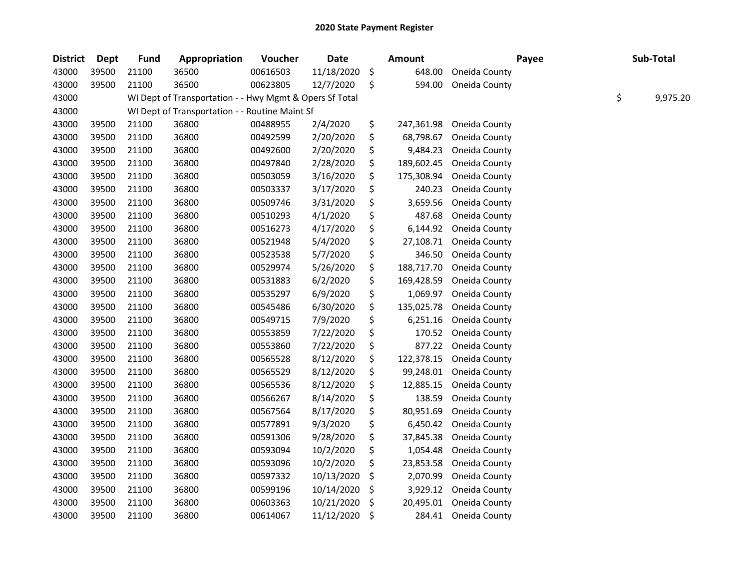# 2020 State Payment Register

| District | Dept | Fund | Appropriation | Voucher | Date | Amount | Payee | Sub-Total |
|---|---|---|---|---|---|---|---|---|
| 43000 | 39500 | 21100 | 36500 | 00616503 | 11/18/2020 | $ 648.00 | Oneida County | |
| 43000 | 39500 | 21100 | 36500 | 00623805 | 12/7/2020 | $ 594.00 | Oneida County | |
| 43000 | | WI Dept of Transportation - - Hwy Mgmt & Opers Sf Total | | | | | | $ 9,975.20 |
| 43000 | | WI Dept of Transportation - - Routine Maint Sf | | | | | | |
| 43000 | 39500 | 21100 | 36800 | 00488955 | 2/4/2020 | $ 247,361.98 | Oneida County | |
| 43000 | 39500 | 21100 | 36800 | 00492599 | 2/20/2020 | $ 68,798.67 | Oneida County | |
| 43000 | 39500 | 21100 | 36800 | 00492600 | 2/20/2020 | $ 9,484.23 | Oneida County | |
| 43000 | 39500 | 21100 | 36800 | 00497840 | 2/28/2020 | $ 189,602.45 | Oneida County | |
| 43000 | 39500 | 21100 | 36800 | 00503059 | 3/16/2020 | $ 175,308.94 | Oneida County | |
| 43000 | 39500 | 21100 | 36800 | 00503337 | 3/17/2020 | $ 240.23 | Oneida County | |
| 43000 | 39500 | 21100 | 36800 | 00509746 | 3/31/2020 | $ 3,659.56 | Oneida County | |
| 43000 | 39500 | 21100 | 36800 | 00510293 | 4/1/2020 | $ 487.68 | Oneida County | |
| 43000 | 39500 | 21100 | 36800 | 00516273 | 4/17/2020 | $ 6,144.92 | Oneida County | |
| 43000 | 39500 | 21100 | 36800 | 00521948 | 5/4/2020 | $ 27,108.71 | Oneida County | |
| 43000 | 39500 | 21100 | 36800 | 00523538 | 5/7/2020 | $ 346.50 | Oneida County | |
| 43000 | 39500 | 21100 | 36800 | 00529974 | 5/26/2020 | $ 188,717.70 | Oneida County | |
| 43000 | 39500 | 21100 | 36800 | 00531883 | 6/2/2020 | $ 169,428.59 | Oneida County | |
| 43000 | 39500 | 21100 | 36800 | 00535297 | 6/9/2020 | $ 1,069.97 | Oneida County | |
| 43000 | 39500 | 21100 | 36800 | 00545486 | 6/30/2020 | $ 135,025.78 | Oneida County | |
| 43000 | 39500 | 21100 | 36800 | 00549715 | 7/9/2020 | $ 6,251.16 | Oneida County | |
| 43000 | 39500 | 21100 | 36800 | 00553859 | 7/22/2020 | $ 170.52 | Oneida County | |
| 43000 | 39500 | 21100 | 36800 | 00553860 | 7/22/2020 | $ 877.22 | Oneida County | |
| 43000 | 39500 | 21100 | 36800 | 00565528 | 8/12/2020 | $ 122,378.15 | Oneida County | |
| 43000 | 39500 | 21100 | 36800 | 00565529 | 8/12/2020 | $ 99,248.01 | Oneida County | |
| 43000 | 39500 | 21100 | 36800 | 00565536 | 8/12/2020 | $ 12,885.15 | Oneida County | |
| 43000 | 39500 | 21100 | 36800 | 00566267 | 8/14/2020 | $ 138.59 | Oneida County | |
| 43000 | 39500 | 21100 | 36800 | 00567564 | 8/17/2020 | $ 80,951.69 | Oneida County | |
| 43000 | 39500 | 21100 | 36800 | 00577891 | 9/3/2020 | $ 6,450.42 | Oneida County | |
| 43000 | 39500 | 21100 | 36800 | 00591306 | 9/28/2020 | $ 37,845.38 | Oneida County | |
| 43000 | 39500 | 21100 | 36800 | 00593094 | 10/2/2020 | $ 1,054.48 | Oneida County | |
| 43000 | 39500 | 21100 | 36800 | 00593096 | 10/2/2020 | $ 23,853.58 | Oneida County | |
| 43000 | 39500 | 21100 | 36800 | 00597332 | 10/13/2020 | $ 2,070.99 | Oneida County | |
| 43000 | 39500 | 21100 | 36800 | 00599196 | 10/14/2020 | $ 3,929.12 | Oneida County | |
| 43000 | 39500 | 21100 | 36800 | 00603363 | 10/21/2020 | $ 20,495.01 | Oneida County | |
| 43000 | 39500 | 21100 | 36800 | 00614067 | 11/12/2020 | $ 284.41 | Oneida County | |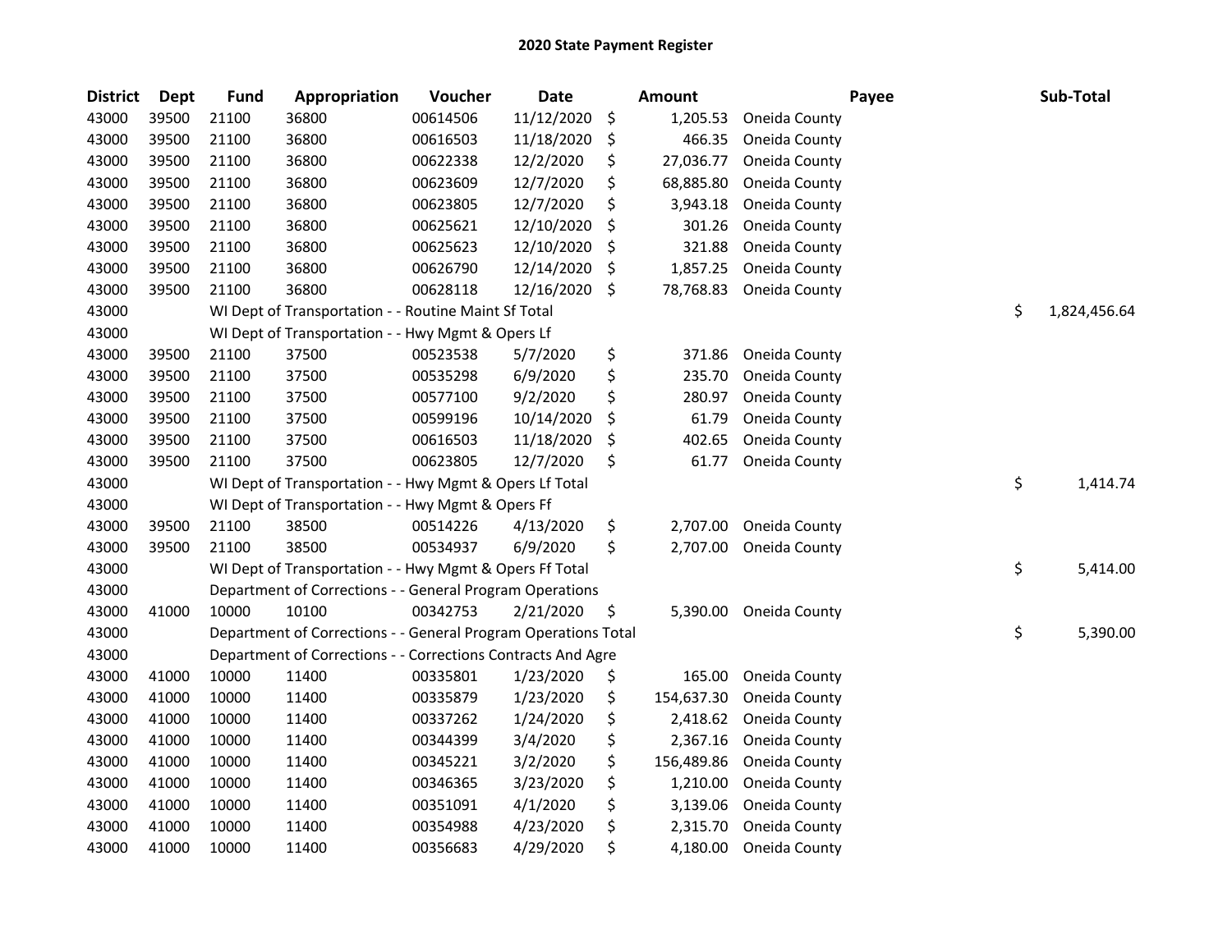# 2020 State Payment Register

| District | Dept | Fund | Appropriation | Voucher | Date | Amount | Payee | Sub-Total |
|---|---|---|---|---|---|---|---|---|
| 43000 | 39500 | 21100 | 36800 | 00614506 | 11/12/2020 | $ 1,205.53 | Oneida County | |
| 43000 | 39500 | 21100 | 36800 | 00616503 | 11/18/2020 | $ 466.35 | Oneida County | |
| 43000 | 39500 | 21100 | 36800 | 00622338 | 12/2/2020 | $ 27,036.77 | Oneida County | |
| 43000 | 39500 | 21100 | 36800 | 00623609 | 12/7/2020 | $ 68,885.80 | Oneida County | |
| 43000 | 39500 | 21100 | 36800 | 00623805 | 12/7/2020 | $ 3,943.18 | Oneida County | |
| 43000 | 39500 | 21100 | 36800 | 00625621 | 12/10/2020 | $ 301.26 | Oneida County | |
| 43000 | 39500 | 21100 | 36800 | 00625623 | 12/10/2020 | $ 321.88 | Oneida County | |
| 43000 | 39500 | 21100 | 36800 | 00626790 | 12/14/2020 | $ 1,857.25 | Oneida County | |
| 43000 | 39500 | 21100 | 36800 | 00628118 | 12/16/2020 | $ 78,768.83 | Oneida County | |
| 43000 | | WI Dept of Transportation - - Routine Maint Sf Total | | | | | | $ 1,824,456.64 |
| 43000 | | WI Dept of Transportation - - Hwy Mgmt & Opers Lf | | | | | | |
| 43000 | 39500 | 21100 | 37500 | 00523538 | 5/7/2020 | $ 371.86 | Oneida County | |
| 43000 | 39500 | 21100 | 37500 | 00535298 | 6/9/2020 | $ 235.70 | Oneida County | |
| 43000 | 39500 | 21100 | 37500 | 00577100 | 9/2/2020 | $ 280.97 | Oneida County | |
| 43000 | 39500 | 21100 | 37500 | 00599196 | 10/14/2020 | $ 61.79 | Oneida County | |
| 43000 | 39500 | 21100 | 37500 | 00616503 | 11/18/2020 | $ 402.65 | Oneida County | |
| 43000 | 39500 | 21100 | 37500 | 00623805 | 12/7/2020 | $ 61.77 | Oneida County | |
| 43000 | | WI Dept of Transportation - - Hwy Mgmt & Opers Lf Total | | | | | | $ 1,414.74 |
| 43000 | | WI Dept of Transportation - - Hwy Mgmt & Opers Ff | | | | | | |
| 43000 | 39500 | 21100 | 38500 | 00514226 | 4/13/2020 | $ 2,707.00 | Oneida County | |
| 43000 | 39500 | 21100 | 38500 | 00534937 | 6/9/2020 | $ 2,707.00 | Oneida County | |
| 43000 | | WI Dept of Transportation - - Hwy Mgmt & Opers Ff Total | | | | | | $ 5,414.00 |
| 43000 | | Department of Corrections - - General Program Operations | | | | | | |
| 43000 | 41000 | 10000 | 10100 | 00342753 | 2/21/2020 | $ 5,390.00 | Oneida County | |
| 43000 | | Department of Corrections - - General Program Operations Total | | | | | | $ 5,390.00 |
| 43000 | | Department of Corrections - - Corrections Contracts And Agre | | | | | | |
| 43000 | 41000 | 10000 | 11400 | 00335801 | 1/23/2020 | $ 165.00 | Oneida County | |
| 43000 | 41000 | 10000 | 11400 | 00335879 | 1/23/2020 | $ 154,637.30 | Oneida County | |
| 43000 | 41000 | 10000 | 11400 | 00337262 | 1/24/2020 | $ 2,418.62 | Oneida County | |
| 43000 | 41000 | 10000 | 11400 | 00344399 | 3/4/2020 | $ 2,367.16 | Oneida County | |
| 43000 | 41000 | 10000 | 11400 | 00345221 | 3/2/2020 | $ 156,489.86 | Oneida County | |
| 43000 | 41000 | 10000 | 11400 | 00346365 | 3/23/2020 | $ 1,210.00 | Oneida County | |
| 43000 | 41000 | 10000 | 11400 | 00351091 | 4/1/2020 | $ 3,139.06 | Oneida County | |
| 43000 | 41000 | 10000 | 11400 | 00354988 | 4/23/2020 | $ 2,315.70 | Oneida County | |
| 43000 | 41000 | 10000 | 11400 | 00356683 | 4/29/2020 | $ 4,180.00 | Oneida County | |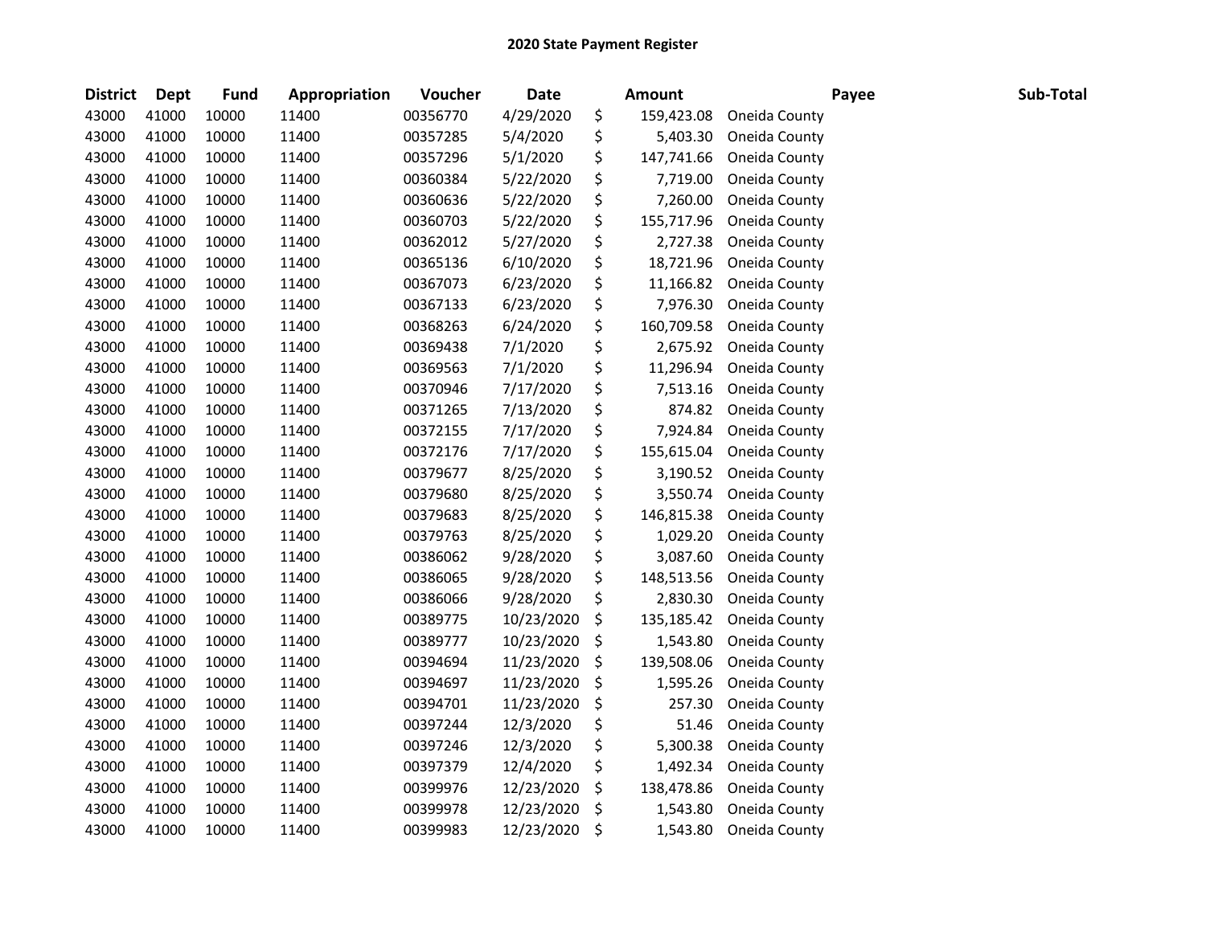## 2020 State Payment Register

| District | Dept | Fund | Appropriation | Voucher | Date | Amount | Payee | Sub-Total |
|---|---|---|---|---|---|---|---|---|
| 43000 | 41000 | 10000 | 11400 | 00356770 | 4/29/2020 | $ 159,423.08 | Oneida County | |
| 43000 | 41000 | 10000 | 11400 | 00357285 | 5/4/2020 | $ 5,403.30 | Oneida County | |
| 43000 | 41000 | 10000 | 11400 | 00357296 | 5/1/2020 | $ 147,741.66 | Oneida County | |
| 43000 | 41000 | 10000 | 11400 | 00360384 | 5/22/2020 | $ 7,719.00 | Oneida County | |
| 43000 | 41000 | 10000 | 11400 | 00360636 | 5/22/2020 | $ 7,260.00 | Oneida County | |
| 43000 | 41000 | 10000 | 11400 | 00360703 | 5/22/2020 | $ 155,717.96 | Oneida County | |
| 43000 | 41000 | 10000 | 11400 | 00362012 | 5/27/2020 | $ 2,727.38 | Oneida County | |
| 43000 | 41000 | 10000 | 11400 | 00365136 | 6/10/2020 | $ 18,721.96 | Oneida County | |
| 43000 | 41000 | 10000 | 11400 | 00367073 | 6/23/2020 | $ 11,166.82 | Oneida County | |
| 43000 | 41000 | 10000 | 11400 | 00367133 | 6/23/2020 | $ 7,976.30 | Oneida County | |
| 43000 | 41000 | 10000 | 11400 | 00368263 | 6/24/2020 | $ 160,709.58 | Oneida County | |
| 43000 | 41000 | 10000 | 11400 | 00369438 | 7/1/2020 | $ 2,675.92 | Oneida County | |
| 43000 | 41000 | 10000 | 11400 | 00369563 | 7/1/2020 | $ 11,296.94 | Oneida County | |
| 43000 | 41000 | 10000 | 11400 | 00370946 | 7/17/2020 | $ 7,513.16 | Oneida County | |
| 43000 | 41000 | 10000 | 11400 | 00371265 | 7/13/2020 | $ 874.82 | Oneida County | |
| 43000 | 41000 | 10000 | 11400 | 00372155 | 7/17/2020 | $ 7,924.84 | Oneida County | |
| 43000 | 41000 | 10000 | 11400 | 00372176 | 7/17/2020 | $ 155,615.04 | Oneida County | |
| 43000 | 41000 | 10000 | 11400 | 00379677 | 8/25/2020 | $ 3,190.52 | Oneida County | |
| 43000 | 41000 | 10000 | 11400 | 00379680 | 8/25/2020 | $ 3,550.74 | Oneida County | |
| 43000 | 41000 | 10000 | 11400 | 00379683 | 8/25/2020 | $ 146,815.38 | Oneida County | |
| 43000 | 41000 | 10000 | 11400 | 00379763 | 8/25/2020 | $ 1,029.20 | Oneida County | |
| 43000 | 41000 | 10000 | 11400 | 00386062 | 9/28/2020 | $ 3,087.60 | Oneida County | |
| 43000 | 41000 | 10000 | 11400 | 00386065 | 9/28/2020 | $ 148,513.56 | Oneida County | |
| 43000 | 41000 | 10000 | 11400 | 00386066 | 9/28/2020 | $ 2,830.30 | Oneida County | |
| 43000 | 41000 | 10000 | 11400 | 00389775 | 10/23/2020 | $ 135,185.42 | Oneida County | |
| 43000 | 41000 | 10000 | 11400 | 00389777 | 10/23/2020 | $ 1,543.80 | Oneida County | |
| 43000 | 41000 | 10000 | 11400 | 00394694 | 11/23/2020 | $ 139,508.06 | Oneida County | |
| 43000 | 41000 | 10000 | 11400 | 00394697 | 11/23/2020 | $ 1,595.26 | Oneida County | |
| 43000 | 41000 | 10000 | 11400 | 00394701 | 11/23/2020 | $ 257.30 | Oneida County | |
| 43000 | 41000 | 10000 | 11400 | 00397244 | 12/3/2020 | $ 51.46 | Oneida County | |
| 43000 | 41000 | 10000 | 11400 | 00397246 | 12/3/2020 | $ 5,300.38 | Oneida County | |
| 43000 | 41000 | 10000 | 11400 | 00397379 | 12/4/2020 | $ 1,492.34 | Oneida County | |
| 43000 | 41000 | 10000 | 11400 | 00399976 | 12/23/2020 | $ 138,478.86 | Oneida County | |
| 43000 | 41000 | 10000 | 11400 | 00399978 | 12/23/2020 | $ 1,543.80 | Oneida County | |
| 43000 | 41000 | 10000 | 11400 | 00399983 | 12/23/2020 | $ 1,543.80 | Oneida County | |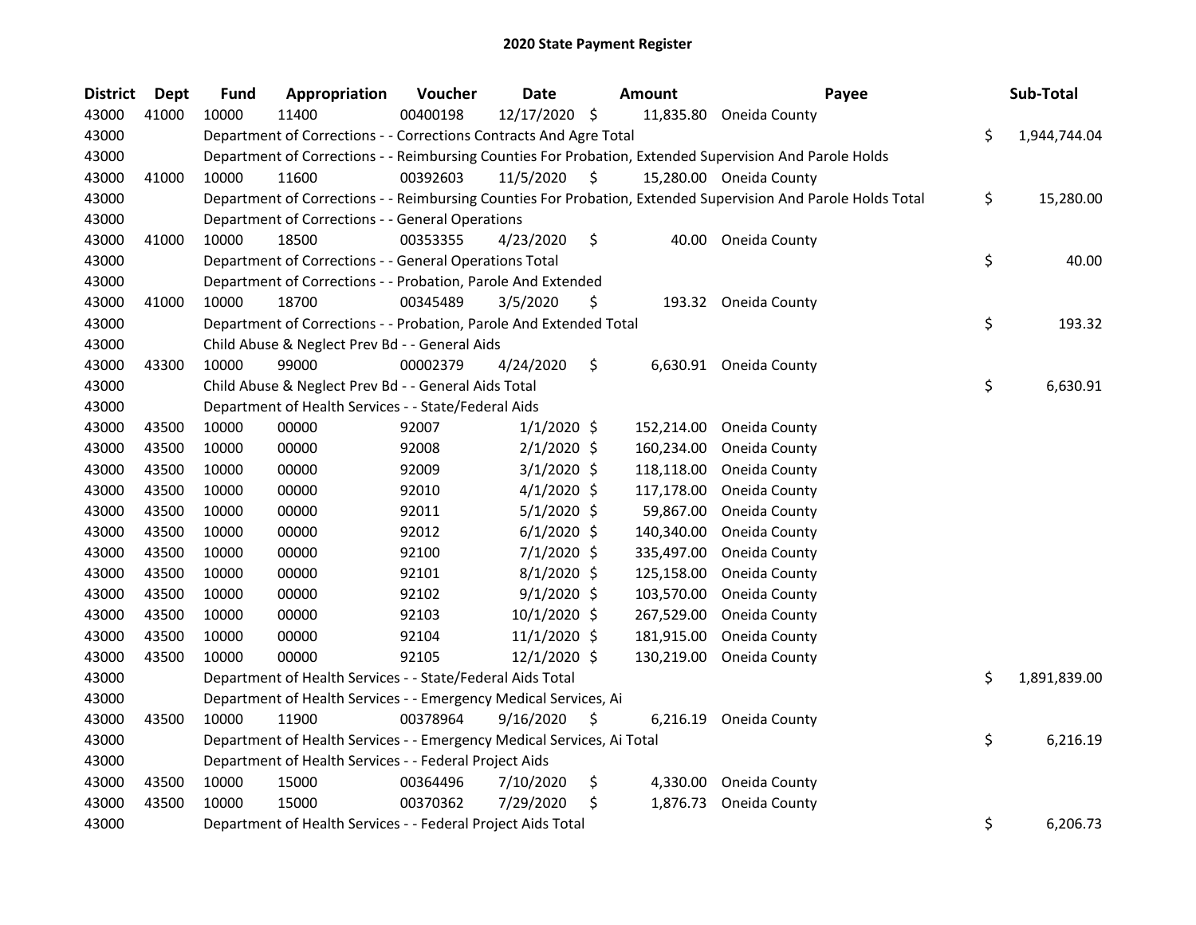## 2020 State Payment Register

| District | Dept | Fund | Appropriation | Voucher | Date | Amount | Payee | Sub-Total |
|---|---|---|---|---|---|---|---|---|
| 43000 | 41000 | 10000 | 11400 | 00400198 | 12/17/2020 | $ 11,835.80 | Oneida County | |
| 43000 | | Department of Corrections - - Corrections Contracts And Agre Total | | | | | | $ 1,944,744.04 |
| 43000 | | Department of Corrections - - Reimbursing Counties For Probation, Extended Supervision And Parole Holds | | | | | | |
| 43000 | 41000 | 10000 | 11600 | 00392603 | 11/5/2020 | $ 15,280.00 | Oneida County | |
| 43000 | | Department of Corrections - - Reimbursing Counties For Probation, Extended Supervision And Parole Holds Total | | | | | | $ 15,280.00 |
| 43000 | | Department of Corrections - - General Operations | | | | | | |
| 43000 | 41000 | 10000 | 18500 | 00353355 | 4/23/2020 | $ 40.00 | Oneida County | |
| 43000 | | Department of Corrections - - General Operations Total | | | | | | $ 40.00 |
| 43000 | | Department of Corrections - - Probation, Parole And Extended | | | | | | |
| 43000 | 41000 | 10000 | 18700 | 00345489 | 3/5/2020 | $ 193.32 | Oneida County | |
| 43000 | | Department of Corrections - - Probation, Parole And Extended Total | | | | | | $ 193.32 |
| 43000 | | Child Abuse & Neglect Prev Bd - - General Aids | | | | | | |
| 43000 | 43300 | 10000 | 99000 | 00002379 | 4/24/2020 | $ 6,630.91 | Oneida County | |
| 43000 | | Child Abuse & Neglect Prev Bd - - General Aids Total | | | | | | $ 6,630.91 |
| 43000 | | Department of Health Services - - State/Federal Aids | | | | | | |
| 43000 | 43500 | 10000 | 00000 | 92007 | 1/1/2020 | $ 152,214.00 | Oneida County | |
| 43000 | 43500 | 10000 | 00000 | 92008 | 2/1/2020 | $ 160,234.00 | Oneida County | |
| 43000 | 43500 | 10000 | 00000 | 92009 | 3/1/2020 | $ 118,118.00 | Oneida County | |
| 43000 | 43500 | 10000 | 00000 | 92010 | 4/1/2020 | $ 117,178.00 | Oneida County | |
| 43000 | 43500 | 10000 | 00000 | 92011 | 5/1/2020 | $ 59,867.00 | Oneida County | |
| 43000 | 43500 | 10000 | 00000 | 92012 | 6/1/2020 | $ 140,340.00 | Oneida County | |
| 43000 | 43500 | 10000 | 00000 | 92100 | 7/1/2020 | $ 335,497.00 | Oneida County | |
| 43000 | 43500 | 10000 | 00000 | 92101 | 8/1/2020 | $ 125,158.00 | Oneida County | |
| 43000 | 43500 | 10000 | 00000 | 92102 | 9/1/2020 | $ 103,570.00 | Oneida County | |
| 43000 | 43500 | 10000 | 00000 | 92103 | 10/1/2020 | $ 267,529.00 | Oneida County | |
| 43000 | 43500 | 10000 | 00000 | 92104 | 11/1/2020 | $ 181,915.00 | Oneida County | |
| 43000 | 43500 | 10000 | 00000 | 92105 | 12/1/2020 | $ 130,219.00 | Oneida County | |
| 43000 | | Department of Health Services - - State/Federal Aids Total | | | | | | $ 1,891,839.00 |
| 43000 | | Department of Health Services - - Emergency Medical Services, Ai | | | | | | |
| 43000 | 43500 | 10000 | 11900 | 00378964 | 9/16/2020 | $ 6,216.19 | Oneida County | |
| 43000 | | Department of Health Services - - Emergency Medical Services, Ai Total | | | | | | $ 6,216.19 |
| 43000 | | Department of Health Services - - Federal Project Aids | | | | | | |
| 43000 | 43500 | 10000 | 15000 | 00364496 | 7/10/2020 | $ 4,330.00 | Oneida County | |
| 43000 | 43500 | 10000 | 15000 | 00370362 | 7/29/2020 | $ 1,876.73 | Oneida County | |
| 43000 | | Department of Health Services - - Federal Project Aids Total | | | | | | $ 6,206.73 |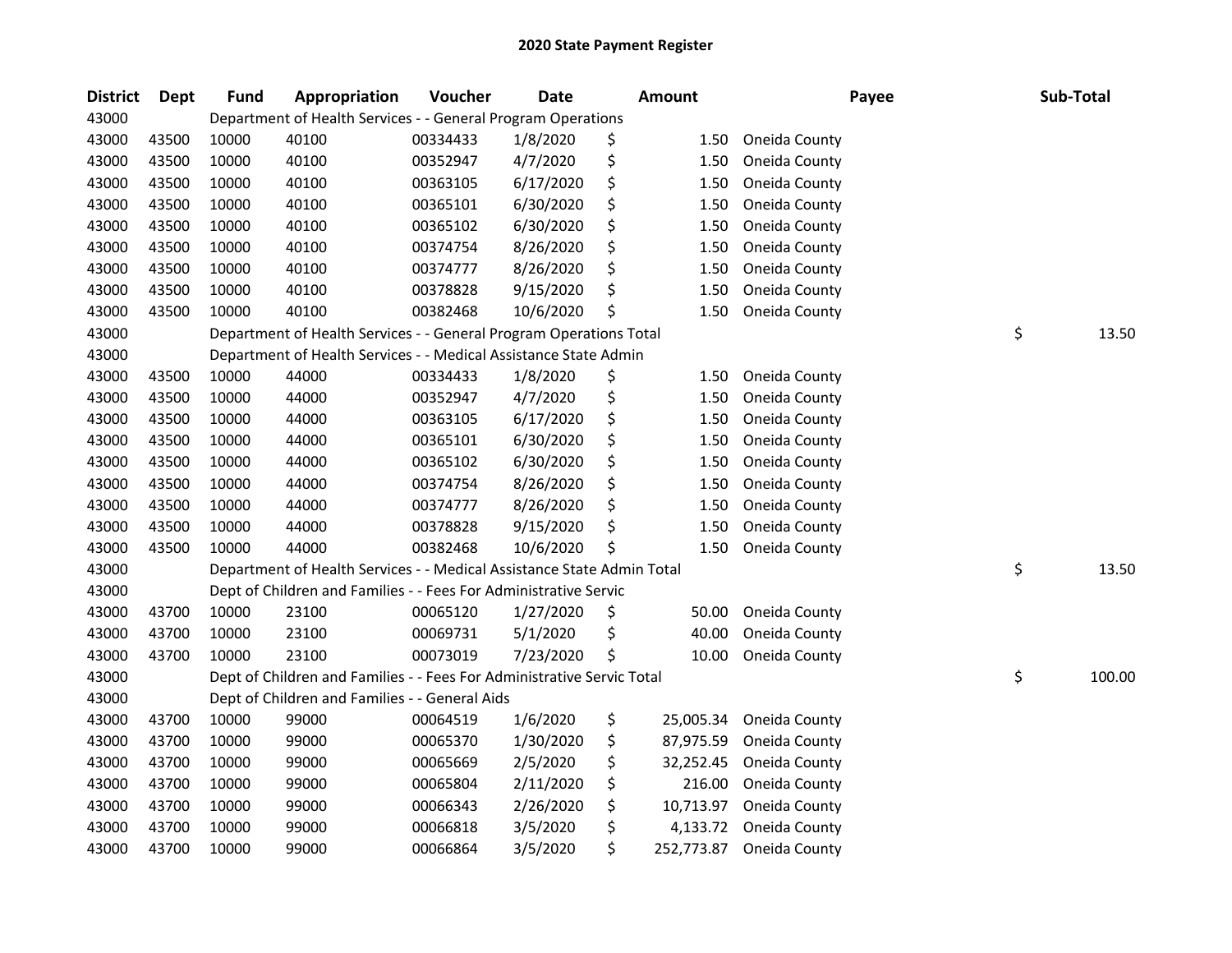# 2020 State Payment Register

| District | Dept | Fund | Appropriation | Voucher | Date | Amount | Payee | Sub-Total |
|---|---|---|---|---|---|---|---|---|
| 43000 | | Department of Health Services - - General Program Operations | | | | | | |
| 43000 | 43500 | 10000 | 40100 | 00334433 | 1/8/2020 | $ 1.50 | Oneida County | |
| 43000 | 43500 | 10000 | 40100 | 00352947 | 4/7/2020 | $ 1.50 | Oneida County | |
| 43000 | 43500 | 10000 | 40100 | 00363105 | 6/17/2020 | $ 1.50 | Oneida County | |
| 43000 | 43500 | 10000 | 40100 | 00365101 | 6/30/2020 | $ 1.50 | Oneida County | |
| 43000 | 43500 | 10000 | 40100 | 00365102 | 6/30/2020 | $ 1.50 | Oneida County | |
| 43000 | 43500 | 10000 | 40100 | 00374754 | 8/26/2020 | $ 1.50 | Oneida County | |
| 43000 | 43500 | 10000 | 40100 | 00374777 | 8/26/2020 | $ 1.50 | Oneida County | |
| 43000 | 43500 | 10000 | 40100 | 00378828 | 9/15/2020 | $ 1.50 | Oneida County | |
| 43000 | 43500 | 10000 | 40100 | 00382468 | 10/6/2020 | $ 1.50 | Oneida County | |
| 43000 | | Department of Health Services - - General Program Operations Total | | | | | | $ 13.50 |
| 43000 | | Department of Health Services - - Medical Assistance State Admin | | | | | | |
| 43000 | 43500 | 10000 | 44000 | 00334433 | 1/8/2020 | $ 1.50 | Oneida County | |
| 43000 | 43500 | 10000 | 44000 | 00352947 | 4/7/2020 | $ 1.50 | Oneida County | |
| 43000 | 43500 | 10000 | 44000 | 00363105 | 6/17/2020 | $ 1.50 | Oneida County | |
| 43000 | 43500 | 10000 | 44000 | 00365101 | 6/30/2020 | $ 1.50 | Oneida County | |
| 43000 | 43500 | 10000 | 44000 | 00365102 | 6/30/2020 | $ 1.50 | Oneida County | |
| 43000 | 43500 | 10000 | 44000 | 00374754 | 8/26/2020 | $ 1.50 | Oneida County | |
| 43000 | 43500 | 10000 | 44000 | 00374777 | 8/26/2020 | $ 1.50 | Oneida County | |
| 43000 | 43500 | 10000 | 44000 | 00378828 | 9/15/2020 | $ 1.50 | Oneida County | |
| 43000 | 43500 | 10000 | 44000 | 00382468 | 10/6/2020 | $ 1.50 | Oneida County | |
| 43000 | | Department of Health Services - - Medical Assistance State Admin Total | | | | | | $ 13.50 |
| 43000 | | Dept of Children and Families - - Fees For Administrative Servic | | | | | | |
| 43000 | 43700 | 10000 | 23100 | 00065120 | 1/27/2020 | $ 50.00 | Oneida County | |
| 43000 | 43700 | 10000 | 23100 | 00069731 | 5/1/2020 | $ 40.00 | Oneida County | |
| 43000 | 43700 | 10000 | 23100 | 00073019 | 7/23/2020 | $ 10.00 | Oneida County | |
| 43000 | | Dept of Children and Families - - Fees For Administrative Servic Total | | | | | | $ 100.00 |
| 43000 | | Dept of Children and Families - - General Aids | | | | | | |
| 43000 | 43700 | 10000 | 99000 | 00064519 | 1/6/2020 | $ 25,005.34 | Oneida County | |
| 43000 | 43700 | 10000 | 99000 | 00065370 | 1/30/2020 | $ 87,975.59 | Oneida County | |
| 43000 | 43700 | 10000 | 99000 | 00065669 | 2/5/2020 | $ 32,252.45 | Oneida County | |
| 43000 | 43700 | 10000 | 99000 | 00065804 | 2/11/2020 | $ 216.00 | Oneida County | |
| 43000 | 43700 | 10000 | 99000 | 00066343 | 2/26/2020 | $ 10,713.97 | Oneida County | |
| 43000 | 43700 | 10000 | 99000 | 00066818 | 3/5/2020 | $ 4,133.72 | Oneida County | |
| 43000 | 43700 | 10000 | 99000 | 00066864 | 3/5/2020 | $ 252,773.87 | Oneida County | |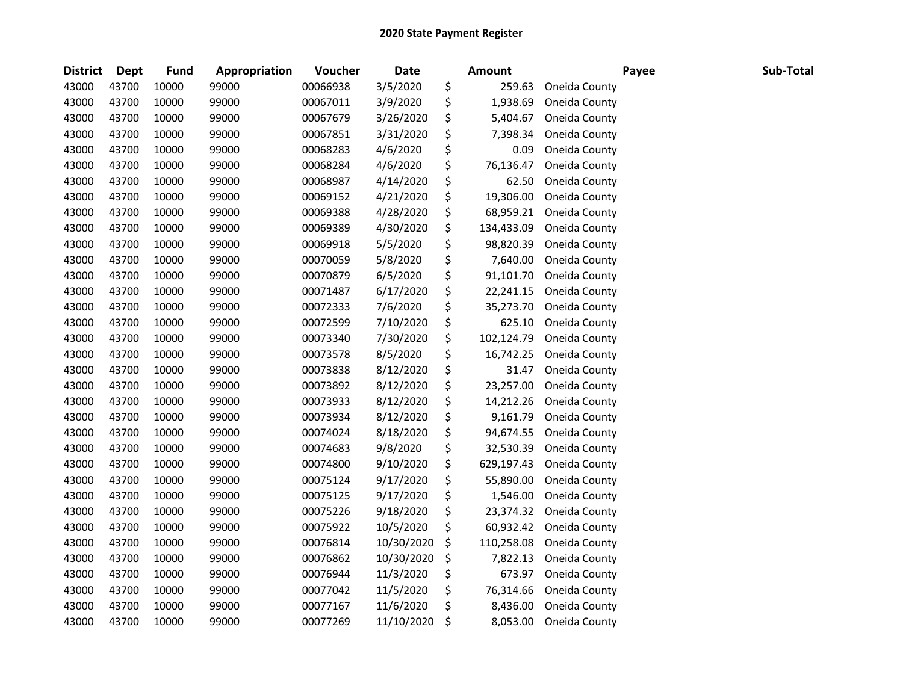## 2020 State Payment Register

| District | Dept | Fund | Appropriation | Voucher | Date | Amount | Payee | Sub-Total |
|---|---|---|---|---|---|---|---|---|
| 43000 | 43700 | 10000 | 99000 | 00066938 | 3/5/2020 | $ 259.63 | Oneida County | |
| 43000 | 43700 | 10000 | 99000 | 00067011 | 3/9/2020 | $ 1,938.69 | Oneida County | |
| 43000 | 43700 | 10000 | 99000 | 00067679 | 3/26/2020 | $ 5,404.67 | Oneida County | |
| 43000 | 43700 | 10000 | 99000 | 00067851 | 3/31/2020 | $ 7,398.34 | Oneida County | |
| 43000 | 43700 | 10000 | 99000 | 00068283 | 4/6/2020 | $ 0.09 | Oneida County | |
| 43000 | 43700 | 10000 | 99000 | 00068284 | 4/6/2020 | $ 76,136.47 | Oneida County | |
| 43000 | 43700 | 10000 | 99000 | 00068987 | 4/14/2020 | $ 62.50 | Oneida County | |
| 43000 | 43700 | 10000 | 99000 | 00069152 | 4/21/2020 | $ 19,306.00 | Oneida County | |
| 43000 | 43700 | 10000 | 99000 | 00069388 | 4/28/2020 | $ 68,959.21 | Oneida County | |
| 43000 | 43700 | 10000 | 99000 | 00069389 | 4/30/2020 | $ 134,433.09 | Oneida County | |
| 43000 | 43700 | 10000 | 99000 | 00069918 | 5/5/2020 | $ 98,820.39 | Oneida County | |
| 43000 | 43700 | 10000 | 99000 | 00070059 | 5/8/2020 | $ 7,640.00 | Oneida County | |
| 43000 | 43700 | 10000 | 99000 | 00070879 | 6/5/2020 | $ 91,101.70 | Oneida County | |
| 43000 | 43700 | 10000 | 99000 | 00071487 | 6/17/2020 | $ 22,241.15 | Oneida County | |
| 43000 | 43700 | 10000 | 99000 | 00072333 | 7/6/2020 | $ 35,273.70 | Oneida County | |
| 43000 | 43700 | 10000 | 99000 | 00072599 | 7/10/2020 | $ 625.10 | Oneida County | |
| 43000 | 43700 | 10000 | 99000 | 00073340 | 7/30/2020 | $ 102,124.79 | Oneida County | |
| 43000 | 43700 | 10000 | 99000 | 00073578 | 8/5/2020 | $ 16,742.25 | Oneida County | |
| 43000 | 43700 | 10000 | 99000 | 00073838 | 8/12/2020 | $ 31.47 | Oneida County | |
| 43000 | 43700 | 10000 | 99000 | 00073892 | 8/12/2020 | $ 23,257.00 | Oneida County | |
| 43000 | 43700 | 10000 | 99000 | 00073933 | 8/12/2020 | $ 14,212.26 | Oneida County | |
| 43000 | 43700 | 10000 | 99000 | 00073934 | 8/12/2020 | $ 9,161.79 | Oneida County | |
| 43000 | 43700 | 10000 | 99000 | 00074024 | 8/18/2020 | $ 94,674.55 | Oneida County | |
| 43000 | 43700 | 10000 | 99000 | 00074683 | 9/8/2020 | $ 32,530.39 | Oneida County | |
| 43000 | 43700 | 10000 | 99000 | 00074800 | 9/10/2020 | $ 629,197.43 | Oneida County | |
| 43000 | 43700 | 10000 | 99000 | 00075124 | 9/17/2020 | $ 55,890.00 | Oneida County | |
| 43000 | 43700 | 10000 | 99000 | 00075125 | 9/17/2020 | $ 1,546.00 | Oneida County | |
| 43000 | 43700 | 10000 | 99000 | 00075226 | 9/18/2020 | $ 23,374.32 | Oneida County | |
| 43000 | 43700 | 10000 | 99000 | 00075922 | 10/5/2020 | $ 60,932.42 | Oneida County | |
| 43000 | 43700 | 10000 | 99000 | 00076814 | 10/30/2020 | $ 110,258.08 | Oneida County | |
| 43000 | 43700 | 10000 | 99000 | 00076862 | 10/30/2020 | $ 7,822.13 | Oneida County | |
| 43000 | 43700 | 10000 | 99000 | 00076944 | 11/3/2020 | $ 673.97 | Oneida County | |
| 43000 | 43700 | 10000 | 99000 | 00077042 | 11/5/2020 | $ 76,314.66 | Oneida County | |
| 43000 | 43700 | 10000 | 99000 | 00077167 | 11/6/2020 | $ 8,436.00 | Oneida County | |
| 43000 | 43700 | 10000 | 99000 | 00077269 | 11/10/2020 | $ 8,053.00 | Oneida County | |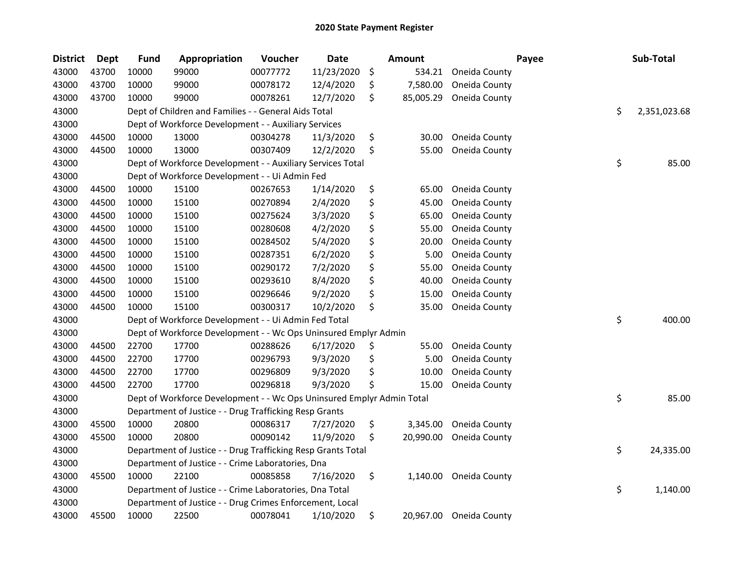# 2020 State Payment Register

| District | Dept | Fund | Appropriation | Voucher | Date | Amount | Payee | Sub-Total |
|---|---|---|---|---|---|---|---|---|
| 43000 | 43700 | 10000 | 99000 | 00077772 | 11/23/2020 | $ 534.21 | Oneida County | |
| 43000 | 43700 | 10000 | 99000 | 00078172 | 12/4/2020 | $ 7,580.00 | Oneida County | |
| 43000 | 43700 | 10000 | 99000 | 00078261 | 12/7/2020 | $ 85,005.29 | Oneida County | |
| 43000 | | Dept of Children and Families - - General Aids Total | | | | | | $ 2,351,023.68 |
| 43000 | | Dept of Workforce Development - - Auxiliary Services | | | | | | |
| 43000 | 44500 | 10000 | 13000 | 00304278 | 11/3/2020 | $ 30.00 | Oneida County | |
| 43000 | 44500 | 10000 | 13000 | 00307409 | 12/2/2020 | $ 55.00 | Oneida County | |
| 43000 | | Dept of Workforce Development - - Auxiliary Services Total | | | | | | $ 85.00 |
| 43000 | | Dept of Workforce Development - - Ui Admin Fed | | | | | | |
| 43000 | 44500 | 10000 | 15100 | 00267653 | 1/14/2020 | $ 65.00 | Oneida County | |
| 43000 | 44500 | 10000 | 15100 | 00270894 | 2/4/2020 | $ 45.00 | Oneida County | |
| 43000 | 44500 | 10000 | 15100 | 00275624 | 3/3/2020 | $ 65.00 | Oneida County | |
| 43000 | 44500 | 10000 | 15100 | 00280608 | 4/2/2020 | $ 55.00 | Oneida County | |
| 43000 | 44500 | 10000 | 15100 | 00284502 | 5/4/2020 | $ 20.00 | Oneida County | |
| 43000 | 44500 | 10000 | 15100 | 00287351 | 6/2/2020 | $ 5.00 | Oneida County | |
| 43000 | 44500 | 10000 | 15100 | 00290172 | 7/2/2020 | $ 55.00 | Oneida County | |
| 43000 | 44500 | 10000 | 15100 | 00293610 | 8/4/2020 | $ 40.00 | Oneida County | |
| 43000 | 44500 | 10000 | 15100 | 00296646 | 9/2/2020 | $ 15.00 | Oneida County | |
| 43000 | 44500 | 10000 | 15100 | 00300317 | 10/2/2020 | $ 35.00 | Oneida County | |
| 43000 | | Dept of Workforce Development - - Ui Admin Fed Total | | | | | | $ 400.00 |
| 43000 | | Dept of Workforce Development - - Wc Ops Uninsured Emplyr Admin | | | | | | |
| 43000 | 44500 | 22700 | 17700 | 00288626 | 6/17/2020 | $ 55.00 | Oneida County | |
| 43000 | 44500 | 22700 | 17700 | 00296793 | 9/3/2020 | $ 5.00 | Oneida County | |
| 43000 | 44500 | 22700 | 17700 | 00296809 | 9/3/2020 | $ 10.00 | Oneida County | |
| 43000 | 44500 | 22700 | 17700 | 00296818 | 9/3/2020 | $ 15.00 | Oneida County | |
| 43000 | | Dept of Workforce Development - - Wc Ops Uninsured Emplyr Admin Total | | | | | | $ 85.00 |
| 43000 | | Department of Justice - - Drug Trafficking Resp Grants | | | | | | |
| 43000 | 45500 | 10000 | 20800 | 00086317 | 7/27/2020 | $ 3,345.00 | Oneida County | |
| 43000 | 45500 | 10000 | 20800 | 00090142 | 11/9/2020 | $ 20,990.00 | Oneida County | |
| 43000 | | Department of Justice - - Drug Trafficking Resp Grants Total | | | | | | $ 24,335.00 |
| 43000 | | Department of Justice - - Crime Laboratories, Dna | | | | | | |
| 43000 | 45500 | 10000 | 22100 | 00085858 | 7/16/2020 | $ 1,140.00 | Oneida County | |
| 43000 | | Department of Justice - - Crime Laboratories, Dna Total | | | | | | $ 1,140.00 |
| 43000 | | Department of Justice - - Drug Crimes Enforcement, Local | | | | | | |
| 43000 | 45500 | 10000 | 22500 | 00078041 | 1/10/2020 | $ 20,967.00 | Oneida County | |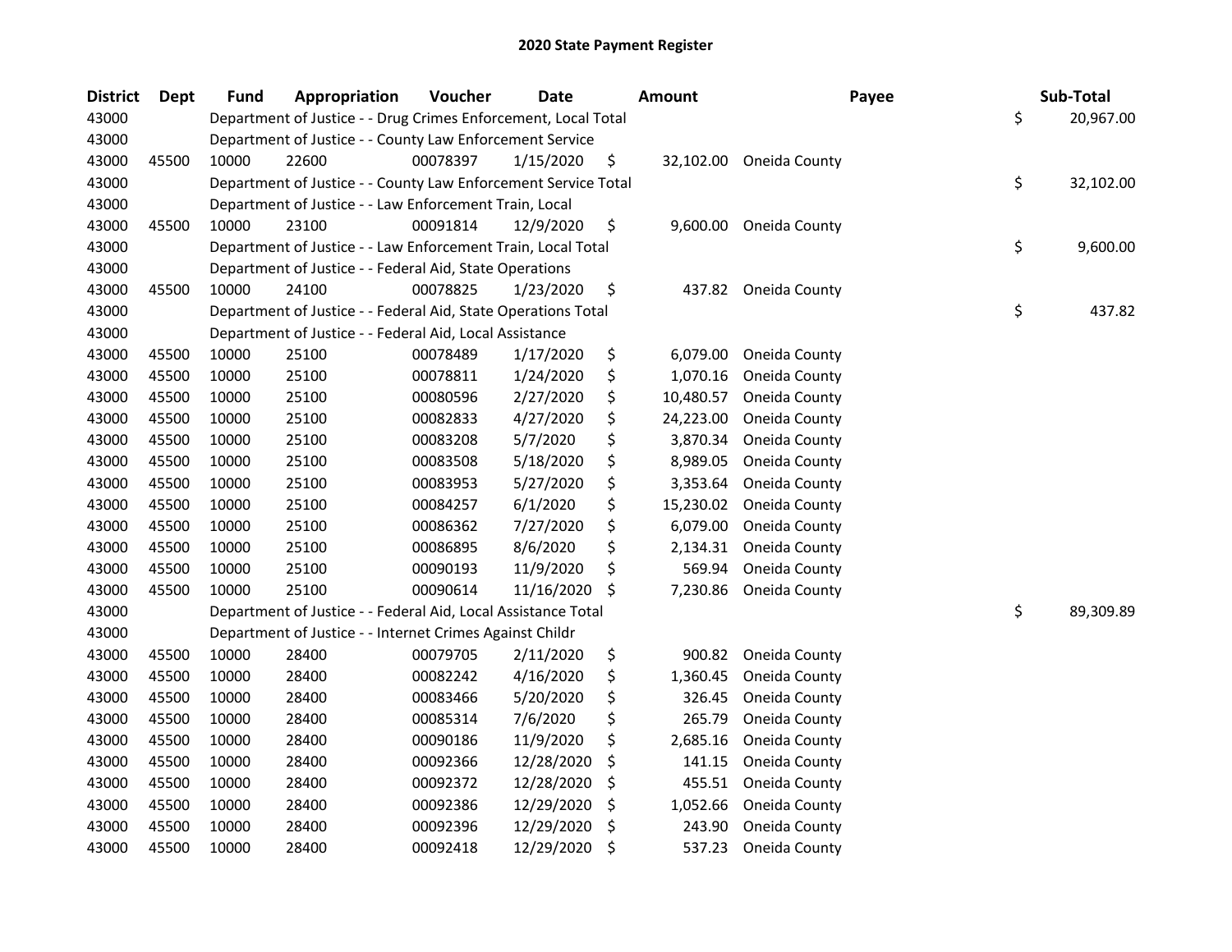# 2020 State Payment Register

| District | Dept | Fund | Appropriation | Voucher | Date | Amount | Payee | Sub-Total |
|---|---|---|---|---|---|---|---|---|
| 43000 | | Department of Justice - - Drug Crimes Enforcement, Local Total | | | | | | $ 20,967.00 |
| 43000 | | Department of Justice - - County Law Enforcement Service | | | | | | |
| 43000 | 45500 | 10000 | 22600 | 00078397 | 1/15/2020 | $ 32,102.00 | Oneida County | |
| 43000 | | Department of Justice - - County Law Enforcement Service Total | | | | | | $ 32,102.00 |
| 43000 | | Department of Justice - - Law Enforcement Train, Local | | | | | | |
| 43000 | 45500 | 10000 | 23100 | 00091814 | 12/9/2020 | $ 9,600.00 | Oneida County | |
| 43000 | | Department of Justice - - Law Enforcement Train, Local Total | | | | | | $ 9,600.00 |
| 43000 | | Department of Justice - - Federal Aid, State Operations | | | | | | |
| 43000 | 45500 | 10000 | 24100 | 00078825 | 1/23/2020 | $ 437.82 | Oneida County | |
| 43000 | | Department of Justice - - Federal Aid, State Operations Total | | | | | | $ 437.82 |
| 43000 | | Department of Justice - - Federal Aid, Local Assistance | | | | | | |
| 43000 | 45500 | 10000 | 25100 | 00078489 | 1/17/2020 | $ 6,079.00 | Oneida County | |
| 43000 | 45500 | 10000 | 25100 | 00078811 | 1/24/2020 | $ 1,070.16 | Oneida County | |
| 43000 | 45500 | 10000 | 25100 | 00080596 | 2/27/2020 | $ 10,480.57 | Oneida County | |
| 43000 | 45500 | 10000 | 25100 | 00082833 | 4/27/2020 | $ 24,223.00 | Oneida County | |
| 43000 | 45500 | 10000 | 25100 | 00083208 | 5/7/2020 | $ 3,870.34 | Oneida County | |
| 43000 | 45500 | 10000 | 25100 | 00083508 | 5/18/2020 | $ 8,989.05 | Oneida County | |
| 43000 | 45500 | 10000 | 25100 | 00083953 | 5/27/2020 | $ 3,353.64 | Oneida County | |
| 43000 | 45500 | 10000 | 25100 | 00084257 | 6/1/2020 | $ 15,230.02 | Oneida County | |
| 43000 | 45500 | 10000 | 25100 | 00086362 | 7/27/2020 | $ 6,079.00 | Oneida County | |
| 43000 | 45500 | 10000 | 25100 | 00086895 | 8/6/2020 | $ 2,134.31 | Oneida County | |
| 43000 | 45500 | 10000 | 25100 | 00090193 | 11/9/2020 | $ 569.94 | Oneida County | |
| 43000 | 45500 | 10000 | 25100 | 00090614 | 11/16/2020 | $ 7,230.86 | Oneida County | |
| 43000 | | Department of Justice - - Federal Aid, Local Assistance Total | | | | | | $ 89,309.89 |
| 43000 | | Department of Justice - - Internet Crimes Against Childr | | | | | | |
| 43000 | 45500 | 10000 | 28400 | 00079705 | 2/11/2020 | $ 900.82 | Oneida County | |
| 43000 | 45500 | 10000 | 28400 | 00082242 | 4/16/2020 | $ 1,360.45 | Oneida County | |
| 43000 | 45500 | 10000 | 28400 | 00083466 | 5/20/2020 | $ 326.45 | Oneida County | |
| 43000 | 45500 | 10000 | 28400 | 00085314 | 7/6/2020 | $ 265.79 | Oneida County | |
| 43000 | 45500 | 10000 | 28400 | 00090186 | 11/9/2020 | $ 2,685.16 | Oneida County | |
| 43000 | 45500 | 10000 | 28400 | 00092366 | 12/28/2020 | $ 141.15 | Oneida County | |
| 43000 | 45500 | 10000 | 28400 | 00092372 | 12/28/2020 | $ 455.51 | Oneida County | |
| 43000 | 45500 | 10000 | 28400 | 00092386 | 12/29/2020 | $ 1,052.66 | Oneida County | |
| 43000 | 45500 | 10000 | 28400 | 00092396 | 12/29/2020 | $ 243.90 | Oneida County | |
| 43000 | 45500 | 10000 | 28400 | 00092418 | 12/29/2020 | $ 537.23 | Oneida County | |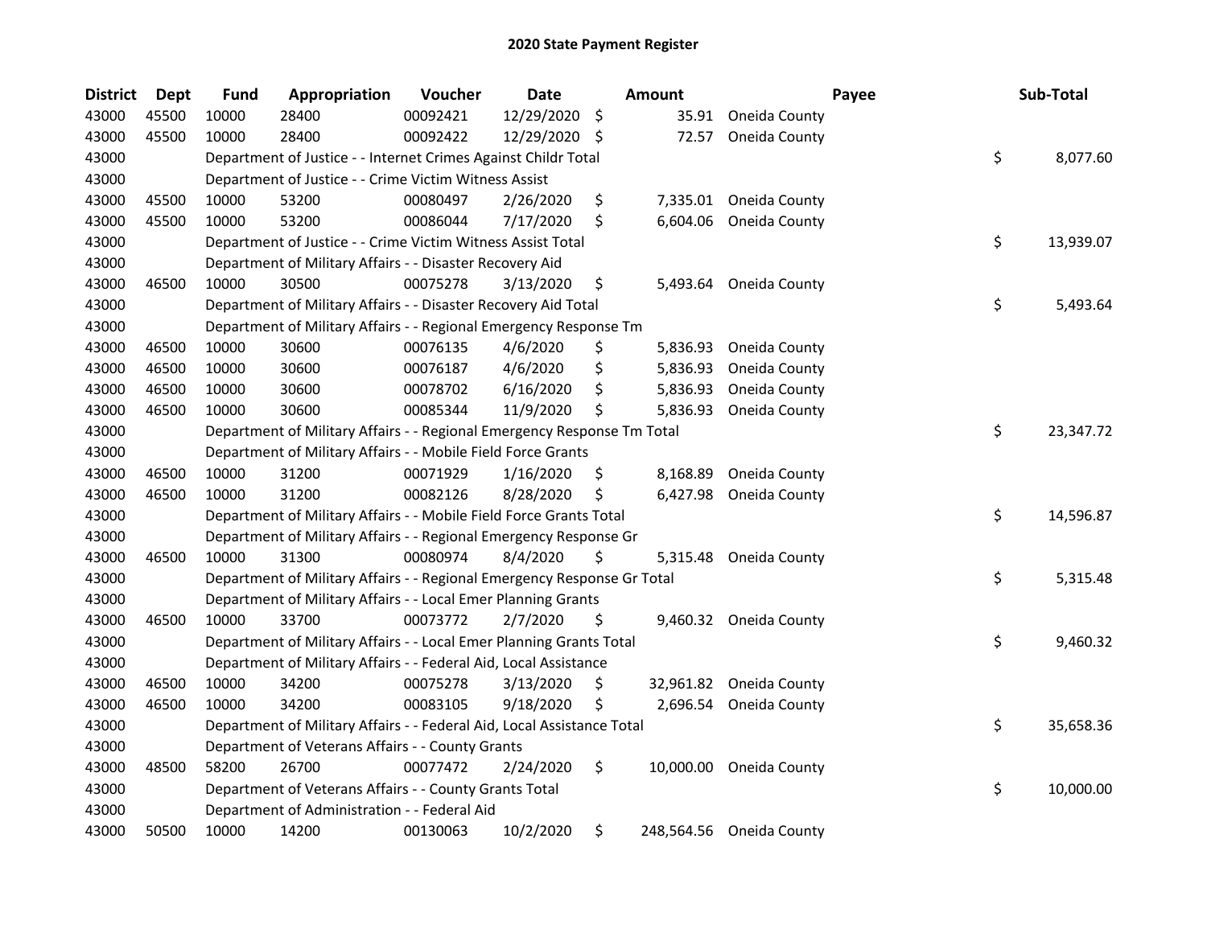# 2020 State Payment Register

| District | Dept | Fund | Appropriation | Voucher | Date | Amount | Payee | Sub-Total |
|---|---|---|---|---|---|---|---|---|
| 43000 | 45500 | 10000 | 28400 | 00092421 | 12/29/2020 | $ 35.91 | Oneida County | |
| 43000 | 45500 | 10000 | 28400 | 00092422 | 12/29/2020 | $ 72.57 | Oneida County | |
| 43000 | | | Department of Justice - - Internet Crimes Against Childr Total | | | | | $ 8,077.60 |
| 43000 | | | Department of Justice - - Crime Victim Witness Assist | | | | | |
| 43000 | 45500 | 10000 | 53200 | 00080497 | 2/26/2020 | $ 7,335.01 | Oneida County | |
| 43000 | 45500 | 10000 | 53200 | 00086044 | 7/17/2020 | $ 6,604.06 | Oneida County | |
| 43000 | | | Department of Justice - - Crime Victim Witness Assist Total | | | | | $ 13,939.07 |
| 43000 | | | Department of Military Affairs - - Disaster Recovery Aid | | | | | |
| 43000 | 46500 | 10000 | 30500 | 00075278 | 3/13/2020 | $ 5,493.64 | Oneida County | |
| 43000 | | | Department of Military Affairs - - Disaster Recovery Aid Total | | | | | $ 5,493.64 |
| 43000 | | | Department of Military Affairs - - Regional Emergency Response Tm | | | | | |
| 43000 | 46500 | 10000 | 30600 | 00076135 | 4/6/2020 | $ 5,836.93 | Oneida County | |
| 43000 | 46500 | 10000 | 30600 | 00076187 | 4/6/2020 | $ 5,836.93 | Oneida County | |
| 43000 | 46500 | 10000 | 30600 | 00078702 | 6/16/2020 | $ 5,836.93 | Oneida County | |
| 43000 | 46500 | 10000 | 30600 | 00085344 | 11/9/2020 | $ 5,836.93 | Oneida County | |
| 43000 | | | Department of Military Affairs - - Regional Emergency Response Tm Total | | | | | $ 23,347.72 |
| 43000 | | | Department of Military Affairs - - Mobile Field Force Grants | | | | | |
| 43000 | 46500 | 10000 | 31200 | 00071929 | 1/16/2020 | $ 8,168.89 | Oneida County | |
| 43000 | 46500 | 10000 | 31200 | 00082126 | 8/28/2020 | $ 6,427.98 | Oneida County | |
| 43000 | | | Department of Military Affairs - - Mobile Field Force Grants Total | | | | | $ 14,596.87 |
| 43000 | | | Department of Military Affairs - - Regional Emergency Response Gr | | | | | |
| 43000 | 46500 | 10000 | 31300 | 00080974 | 8/4/2020 | $ 5,315.48 | Oneida County | |
| 43000 | | | Department of Military Affairs - - Regional Emergency Response Gr Total | | | | | $ 5,315.48 |
| 43000 | | | Department of Military Affairs - - Local Emer Planning Grants | | | | | |
| 43000 | 46500 | 10000 | 33700 | 00073772 | 2/7/2020 | $ 9,460.32 | Oneida County | |
| 43000 | | | Department of Military Affairs - - Local Emer Planning Grants Total | | | | | $ 9,460.32 |
| 43000 | | | Department of Military Affairs - - Federal Aid, Local Assistance | | | | | |
| 43000 | 46500 | 10000 | 34200 | 00075278 | 3/13/2020 | $ 32,961.82 | Oneida County | |
| 43000 | 46500 | 10000 | 34200 | 00083105 | 9/18/2020 | $ 2,696.54 | Oneida County | |
| 43000 | | | Department of Military Affairs - - Federal Aid, Local Assistance Total | | | | | $ 35,658.36 |
| 43000 | | | Department of Veterans Affairs - - County Grants | | | | | |
| 43000 | 48500 | 58200 | 26700 | 00077472 | 2/24/2020 | $ 10,000.00 | Oneida County | |
| 43000 | | | Department of Veterans Affairs - - County Grants Total | | | | | $ 10,000.00 |
| 43000 | | | Department of Administration - - Federal Aid | | | | | |
| 43000 | 50500 | 10000 | 14200 | 00130063 | 10/2/2020 | $ 248,564.56 | Oneida County | |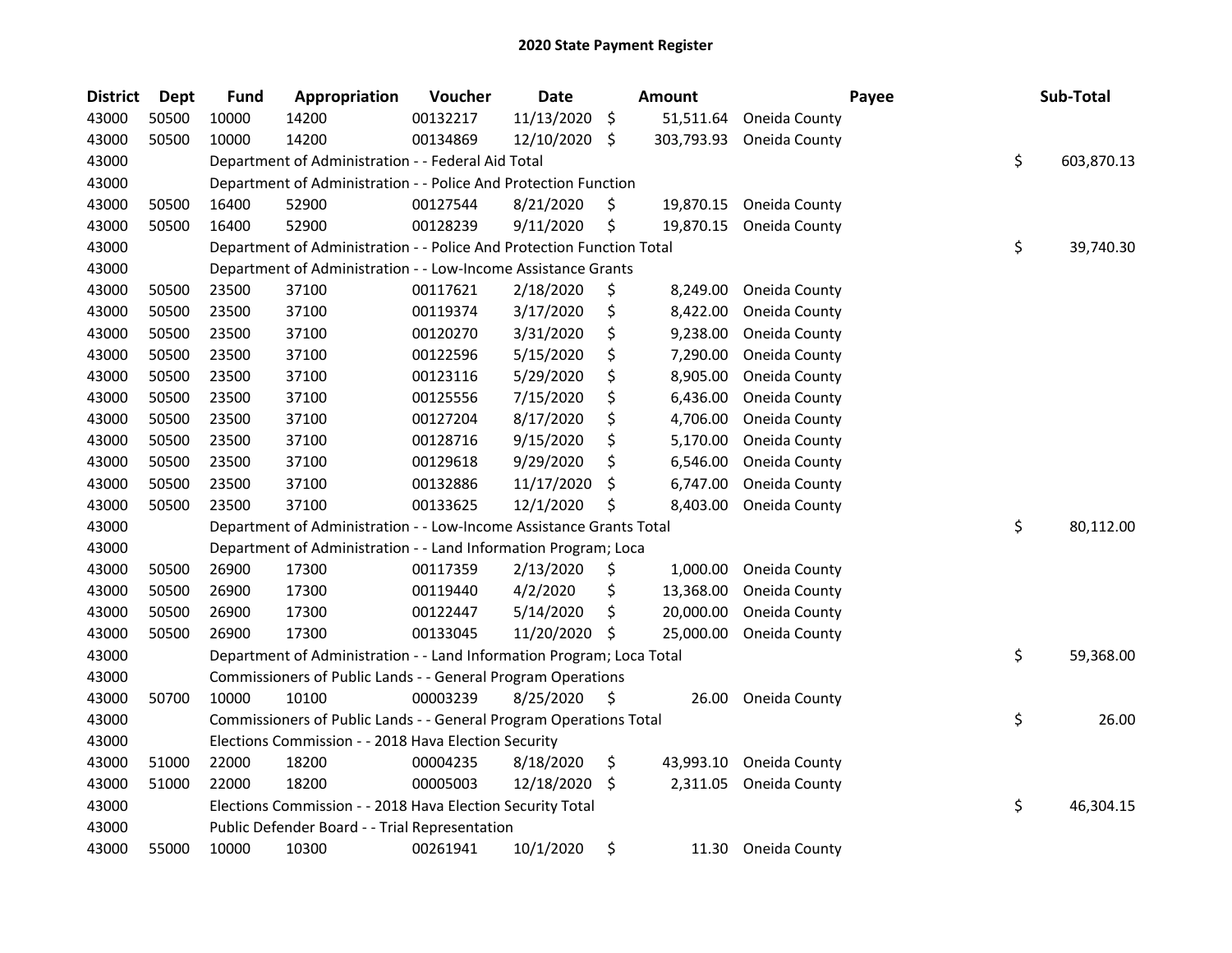# 2020 State Payment Register

| District | Dept | Fund | Appropriation | Voucher | Date | Amount | Payee | Sub-Total |
|---|---|---|---|---|---|---|---|---|
| 43000 | 50500 | 10000 | 14200 | 00132217 | 11/13/2020 | $ 51,511.64 | Oneida County | |
| 43000 | 50500 | 10000 | 14200 | 00134869 | 12/10/2020 | $ 303,793.93 | Oneida County | |
| 43000 | | Department of Administration - - Federal Aid Total | | | | | | $ 603,870.13 |
| 43000 | | Department of Administration - - Police And Protection Function | | | | | | |
| 43000 | 50500 | 16400 | 52900 | 00127544 | 8/21/2020 | $ 19,870.15 | Oneida County | |
| 43000 | 50500 | 16400 | 52900 | 00128239 | 9/11/2020 | $ 19,870.15 | Oneida County | |
| 43000 | | Department of Administration - - Police And Protection Function Total | | | | | | $ 39,740.30 |
| 43000 | | Department of Administration - - Low-Income Assistance Grants | | | | | | |
| 43000 | 50500 | 23500 | 37100 | 00117621 | 2/18/2020 | $ 8,249.00 | Oneida County | |
| 43000 | 50500 | 23500 | 37100 | 00119374 | 3/17/2020 | $ 8,422.00 | Oneida County | |
| 43000 | 50500 | 23500 | 37100 | 00120270 | 3/31/2020 | $ 9,238.00 | Oneida County | |
| 43000 | 50500 | 23500 | 37100 | 00122596 | 5/15/2020 | $ 7,290.00 | Oneida County | |
| 43000 | 50500 | 23500 | 37100 | 00123116 | 5/29/2020 | $ 8,905.00 | Oneida County | |
| 43000 | 50500 | 23500 | 37100 | 00125556 | 7/15/2020 | $ 6,436.00 | Oneida County | |
| 43000 | 50500 | 23500 | 37100 | 00127204 | 8/17/2020 | $ 4,706.00 | Oneida County | |
| 43000 | 50500 | 23500 | 37100 | 00128716 | 9/15/2020 | $ 5,170.00 | Oneida County | |
| 43000 | 50500 | 23500 | 37100 | 00129618 | 9/29/2020 | $ 6,546.00 | Oneida County | |
| 43000 | 50500 | 23500 | 37100 | 00132886 | 11/17/2020 | $ 6,747.00 | Oneida County | |
| 43000 | 50500 | 23500 | 37100 | 00133625 | 12/1/2020 | $ 8,403.00 | Oneida County | |
| 43000 | | Department of Administration - - Low-Income Assistance Grants Total | | | | | | $ 80,112.00 |
| 43000 | | Department of Administration - - Land Information Program; Loca | | | | | | |
| 43000 | 50500 | 26900 | 17300 | 00117359 | 2/13/2020 | $ 1,000.00 | Oneida County | |
| 43000 | 50500 | 26900 | 17300 | 00119440 | 4/2/2020 | $ 13,368.00 | Oneida County | |
| 43000 | 50500 | 26900 | 17300 | 00122447 | 5/14/2020 | $ 20,000.00 | Oneida County | |
| 43000 | 50500 | 26900 | 17300 | 00133045 | 11/20/2020 | $ 25,000.00 | Oneida County | |
| 43000 | | Department of Administration - - Land Information Program; Loca Total | | | | | | $ 59,368.00 |
| 43000 | | Commissioners of Public Lands - - General Program Operations | | | | | | |
| 43000 | 50700 | 10000 | 10100 | 00003239 | 8/25/2020 | $ 26.00 | Oneida County | |
| 43000 | | Commissioners of Public Lands - - General Program Operations Total | | | | | | $ 26.00 |
| 43000 | | Elections Commission - - 2018 Hava Election Security | | | | | | |
| 43000 | 51000 | 22000 | 18200 | 00004235 | 8/18/2020 | $ 43,993.10 | Oneida County | |
| 43000 | 51000 | 22000 | 18200 | 00005003 | 12/18/2020 | $ 2,311.05 | Oneida County | |
| 43000 | | Elections Commission - - 2018 Hava Election Security Total | | | | | | $ 46,304.15 |
| 43000 | | Public Defender Board - - Trial Representation | | | | | | |
| 43000 | 55000 | 10000 | 10300 | 00261941 | 10/1/2020 | $ 11.30 | Oneida County | |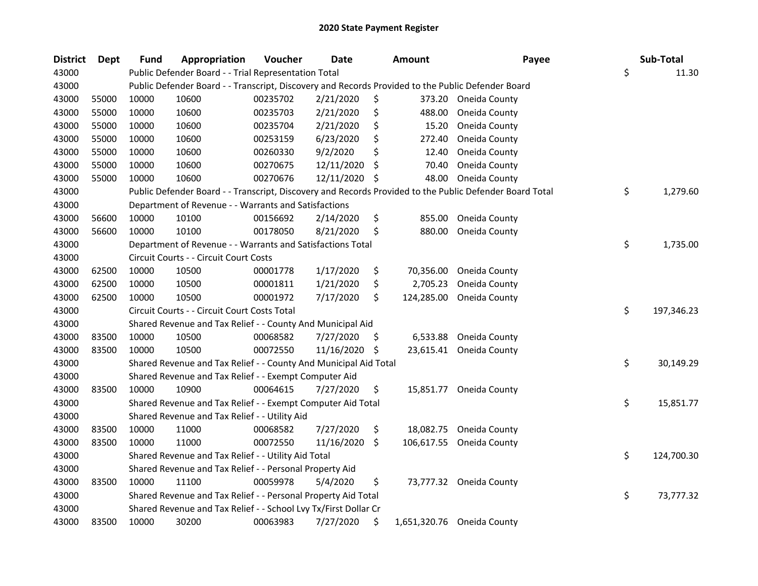# 2020 State Payment Register

| District | Dept | Fund | Appropriation | Voucher | Date | Amount | Payee | Sub-Total |
|---|---|---|---|---|---|---|---|---|
| 43000 | | Public Defender Board - - Trial Representation Total | | | | | | $ 11.30 |
| 43000 | | Public Defender Board - - Transcript, Discovery and Records Provided to the Public Defender Board | | | | | | |
| 43000 | 55000 | 10000 | 10600 | 00235702 | 2/21/2020 | $ 373.20 | Oneida County | |
| 43000 | 55000 | 10000 | 10600 | 00235703 | 2/21/2020 | $ 488.00 | Oneida County | |
| 43000 | 55000 | 10000 | 10600 | 00235704 | 2/21/2020 | $ 15.20 | Oneida County | |
| 43000 | 55000 | 10000 | 10600 | 00253159 | 6/23/2020 | $ 272.40 | Oneida County | |
| 43000 | 55000 | 10000 | 10600 | 00260330 | 9/2/2020 | $ 12.40 | Oneida County | |
| 43000 | 55000 | 10000 | 10600 | 00270675 | 12/11/2020 | $ 70.40 | Oneida County | |
| 43000 | 55000 | 10000 | 10600 | 00270676 | 12/11/2020 | $ 48.00 | Oneida County | |
| 43000 | | Public Defender Board - - Transcript, Discovery and Records Provided to the Public Defender Board Total | | | | | | $ 1,279.60 |
| 43000 | | Department of Revenue - - Warrants and Satisfactions | | | | | | |
| 43000 | 56600 | 10000 | 10100 | 00156692 | 2/14/2020 | $ 855.00 | Oneida County | |
| 43000 | 56600 | 10000 | 10100 | 00178050 | 8/21/2020 | $ 880.00 | Oneida County | |
| 43000 | | Department of Revenue - - Warrants and Satisfactions Total | | | | | | $ 1,735.00 |
| 43000 | | Circuit Courts - - Circuit Court Costs | | | | | | |
| 43000 | 62500 | 10000 | 10500 | 00001778 | 1/17/2020 | $ 70,356.00 | Oneida County | |
| 43000 | 62500 | 10000 | 10500 | 00001811 | 1/21/2020 | $ 2,705.23 | Oneida County | |
| 43000 | 62500 | 10000 | 10500 | 00001972 | 7/17/2020 | $ 124,285.00 | Oneida County | |
| 43000 | | Circuit Courts - - Circuit Court Costs Total | | | | | | $ 197,346.23 |
| 43000 | | Shared Revenue and Tax Relief - - County And Municipal Aid | | | | | | |
| 43000 | 83500 | 10000 | 10500 | 00068582 | 7/27/2020 | $ 6,533.88 | Oneida County | |
| 43000 | 83500 | 10000 | 10500 | 00072550 | 11/16/2020 | $ 23,615.41 | Oneida County | |
| 43000 | | Shared Revenue and Tax Relief - - County And Municipal Aid Total | | | | | | $ 30,149.29 |
| 43000 | | Shared Revenue and Tax Relief - - Exempt Computer Aid | | | | | | |
| 43000 | 83500 | 10000 | 10900 | 00064615 | 7/27/2020 | $ 15,851.77 | Oneida County | |
| 43000 | | Shared Revenue and Tax Relief - - Exempt Computer Aid Total | | | | | | $ 15,851.77 |
| 43000 | | Shared Revenue and Tax Relief - - Utility Aid | | | | | | |
| 43000 | 83500 | 10000 | 11000 | 00068582 | 7/27/2020 | $ 18,082.75 | Oneida County | |
| 43000 | 83500 | 10000 | 11000 | 00072550 | 11/16/2020 | $ 106,617.55 | Oneida County | |
| 43000 | | Shared Revenue and Tax Relief - - Utility Aid Total | | | | | | $ 124,700.30 |
| 43000 | | Shared Revenue and Tax Relief - - Personal Property Aid | | | | | | |
| 43000 | 83500 | 10000 | 11100 | 00059978 | 5/4/2020 | $ 73,777.32 | Oneida County | |
| 43000 | | Shared Revenue and Tax Relief - - Personal Property Aid Total | | | | | | $ 73,777.32 |
| 43000 | | Shared Revenue and Tax Relief - - School Lvy Tx/First Dollar Cr | | | | | | |
| 43000 | 83500 | 10000 | 30200 | 00063983 | 7/27/2020 | $ 1,651,320.76 | Oneida County | |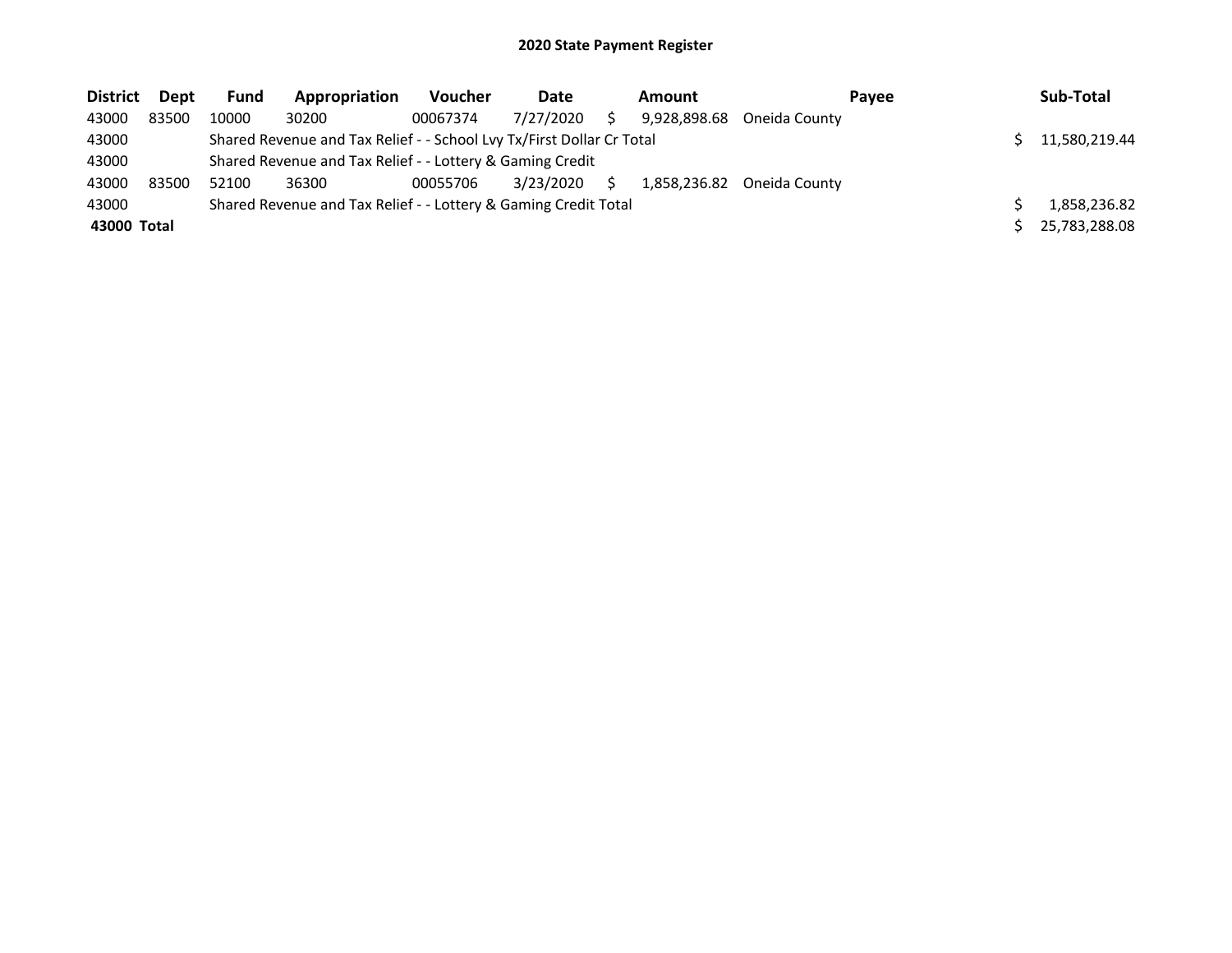# 2020 State Payment Register

| District | Dept | Fund | Appropriation | Voucher | Date | Amount | Payee | Sub-Total |
|---|---|---|---|---|---|---|---|---|
| 43000 | 83500 | 10000 | 30200 | 00067374 | 7/27/2020 | $ 9,928,898.68 | Oneida County | |
| 43000 | | Shared Revenue and Tax Relief - - School Lvy Tx/First Dollar Cr Total | | | | | | $ 11,580,219.44 |
| 43000 | | Shared Revenue and Tax Relief - - Lottery & Gaming Credit | | | | | | |
| 43000 | 83500 | 52100 | 36300 | 00055706 | 3/23/2020 | $ 1,858,236.82 | Oneida County | |
| 43000 | | Shared Revenue and Tax Relief - - Lottery & Gaming Credit Total | | | | | | $ 1,858,236.82 |
| **43000 Total** | | | | | | | | $ 25,783,288.08 |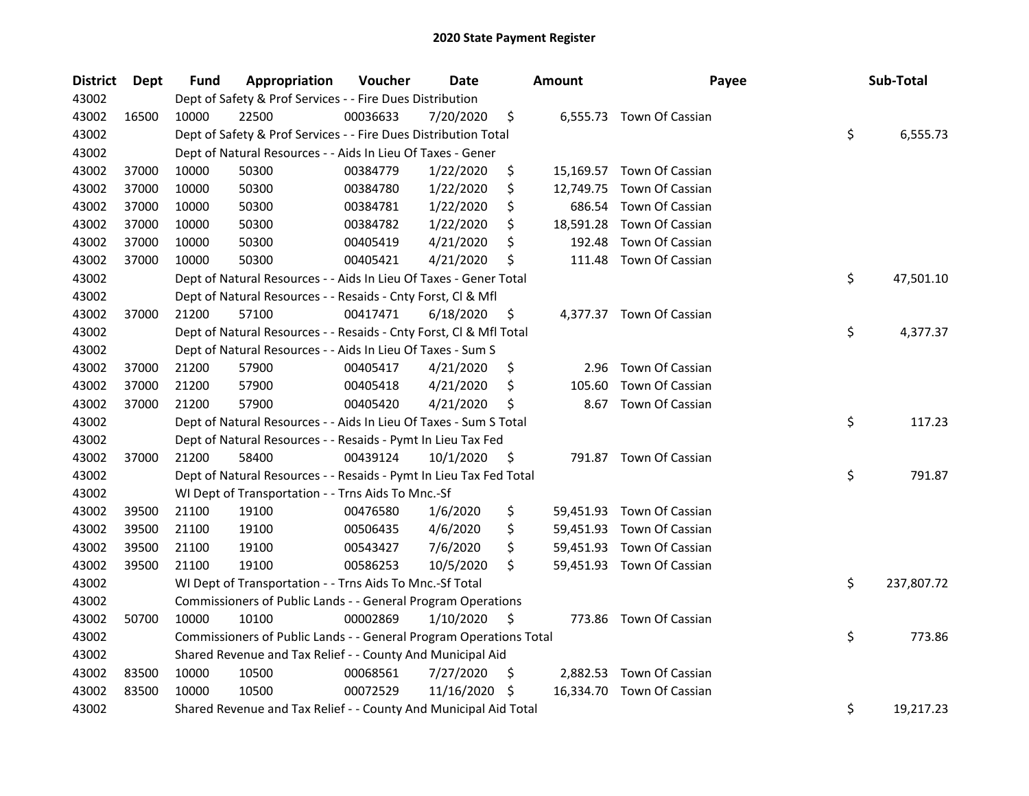# 2020 State Payment Register

| District | Dept | Fund | Appropriation | Voucher | Date | Amount | Payee | Sub-Total |
|---|---|---|---|---|---|---|---|---|
| 43002 | | Dept of Safety & Prof Services - - Fire Dues Distribution | | | | | | |
| 43002 | 16500 | 10000 | 22500 | 00036633 | 7/20/2020 | $ 6,555.73 | Town Of Cassian | |
| 43002 | | Dept of Safety & Prof Services - - Fire Dues Distribution Total | | | | | | $ 6,555.73 |
| 43002 | | Dept of Natural Resources - - Aids In Lieu Of Taxes - Gener | | | | | | |
| 43002 | 37000 | 10000 | 50300 | 00384779 | 1/22/2020 | $ 15,169.57 | Town Of Cassian | |
| 43002 | 37000 | 10000 | 50300 | 00384780 | 1/22/2020 | $ 12,749.75 | Town Of Cassian | |
| 43002 | 37000 | 10000 | 50300 | 00384781 | 1/22/2020 | $ 686.54 | Town Of Cassian | |
| 43002 | 37000 | 10000 | 50300 | 00384782 | 1/22/2020 | $ 18,591.28 | Town Of Cassian | |
| 43002 | 37000 | 10000 | 50300 | 00405419 | 4/21/2020 | $ 192.48 | Town Of Cassian | |
| 43002 | 37000 | 10000 | 50300 | 00405421 | 4/21/2020 | $ 111.48 | Town Of Cassian | |
| 43002 | | Dept of Natural Resources - - Aids In Lieu Of Taxes - Gener Total | | | | | | $ 47,501.10 |
| 43002 | | Dept of Natural Resources - - Resaids - Cnty Forst, Cl & Mfl | | | | | | |
| 43002 | 37000 | 21200 | 57100 | 00417471 | 6/18/2020 | $ 4,377.37 | Town Of Cassian | |
| 43002 | | Dept of Natural Resources - - Resaids - Cnty Forst, Cl & Mfl Total | | | | | | $ 4,377.37 |
| 43002 | | Dept of Natural Resources - - Aids In Lieu Of Taxes - Sum S | | | | | | |
| 43002 | 37000 | 21200 | 57900 | 00405417 | 4/21/2020 | $ 2.96 | Town Of Cassian | |
| 43002 | 37000 | 21200 | 57900 | 00405418 | 4/21/2020 | $ 105.60 | Town Of Cassian | |
| 43002 | 37000 | 21200 | 57900 | 00405420 | 4/21/2020 | $ 8.67 | Town Of Cassian | |
| 43002 | | Dept of Natural Resources - - Aids In Lieu Of Taxes - Sum S Total | | | | | | $ 117.23 |
| 43002 | | Dept of Natural Resources - - Resaids - Pymt In Lieu Tax Fed | | | | | | |
| 43002 | 37000 | 21200 | 58400 | 00439124 | 10/1/2020 | $ 791.87 | Town Of Cassian | |
| 43002 | | Dept of Natural Resources - - Resaids - Pymt In Lieu Tax Fed Total | | | | | | $ 791.87 |
| 43002 | | WI Dept of Transportation - - Trns Aids To Mnc.-Sf | | | | | | |
| 43002 | 39500 | 21100 | 19100 | 00476580 | 1/6/2020 | $ 59,451.93 | Town Of Cassian | |
| 43002 | 39500 | 21100 | 19100 | 00506435 | 4/6/2020 | $ 59,451.93 | Town Of Cassian | |
| 43002 | 39500 | 21100 | 19100 | 00543427 | 7/6/2020 | $ 59,451.93 | Town Of Cassian | |
| 43002 | 39500 | 21100 | 19100 | 00586253 | 10/5/2020 | $ 59,451.93 | Town Of Cassian | |
| 43002 | | WI Dept of Transportation - - Trns Aids To Mnc.-Sf Total | | | | | | $ 237,807.72 |
| 43002 | | Commissioners of Public Lands - - General Program Operations | | | | | | |
| 43002 | 50700 | 10000 | 10100 | 00002869 | 1/10/2020 | $ 773.86 | Town Of Cassian | |
| 43002 | | Commissioners of Public Lands - - General Program Operations Total | | | | | | $ 773.86 |
| 43002 | | Shared Revenue and Tax Relief - - County And Municipal Aid | | | | | | |
| 43002 | 83500 | 10000 | 10500 | 00068561 | 7/27/2020 | $ 2,882.53 | Town Of Cassian | |
| 43002 | 83500 | 10000 | 10500 | 00072529 | 11/16/2020 | $ 16,334.70 | Town Of Cassian | |
| 43002 | | Shared Revenue and Tax Relief - - County And Municipal Aid Total | | | | | | $ 19,217.23 |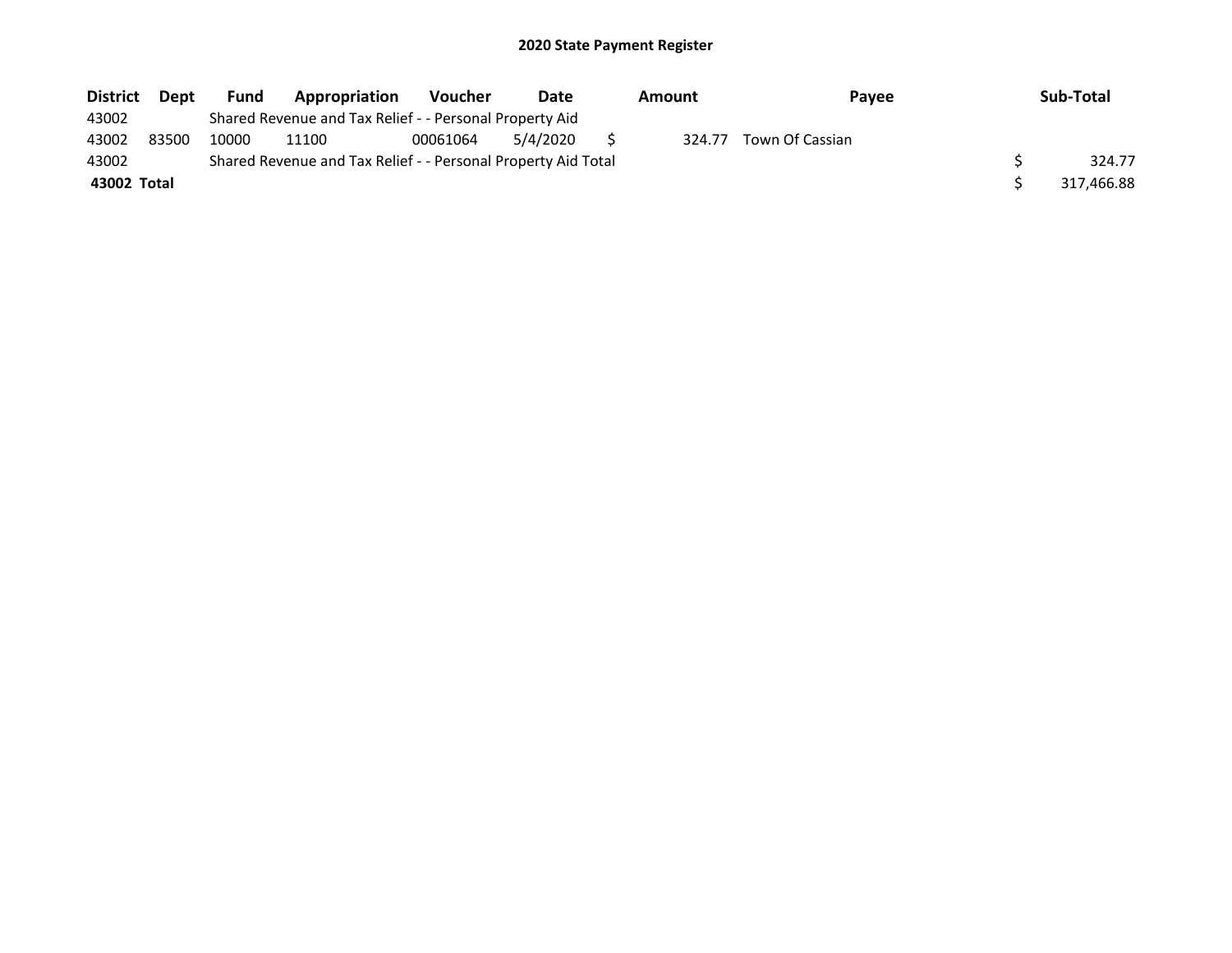## 2020 State Payment Register

| District | Dept | Fund | Appropriation | Voucher | Date | Amount | Payee | Sub-Total |
|---|---|---|---|---|---|---|---|---|
| 43002 | | Shared Revenue and Tax Relief - - Personal Property Aid | | | | | | |
| 43002 | 83500 | 10000 | 11100 | 00061064 | 5/4/2020 | $ 324.77 | Town Of Cassian | |
| 43002 | | Shared Revenue and Tax Relief - - Personal Property Aid Total | | | | | | $ 324.77 |
| **43002 Total** | | | | | | | | $ 317,466.88 |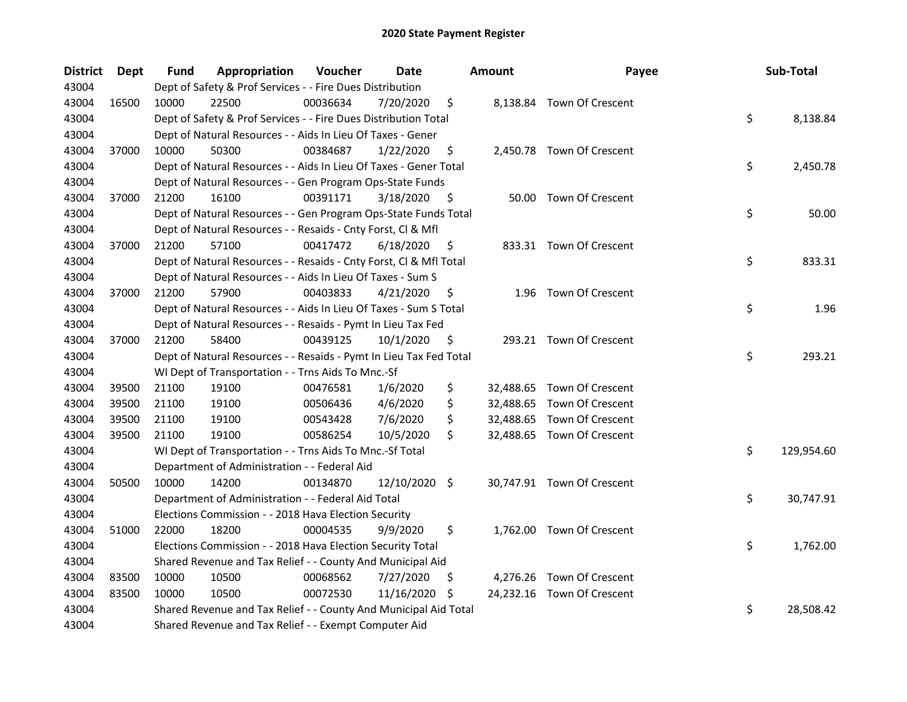# 2020 State Payment Register

| District | Dept | Fund | Appropriation | Voucher | Date | Amount | Payee | Sub-Total |
|---|---|---|---|---|---|---|---|---|
| 43004 | | Dept of Safety & Prof Services - - Fire Dues Distribution | | | | | | |
| 43004 | 16500 | 10000 | 22500 | 00036634 | 7/20/2020 | $ 8,138.84 | Town Of Crescent | |
| 43004 | | Dept of Safety & Prof Services - - Fire Dues Distribution Total | | | | | | $ 8,138.84 |
| 43004 | | Dept of Natural Resources - - Aids In Lieu Of Taxes - Gener | | | | | | |
| 43004 | 37000 | 10000 | 50300 | 00384687 | 1/22/2020 | $ 2,450.78 | Town Of Crescent | |
| 43004 | | Dept of Natural Resources - - Aids In Lieu Of Taxes - Gener Total | | | | | | $ 2,450.78 |
| 43004 | | Dept of Natural Resources - - Gen Program Ops-State Funds | | | | | | |
| 43004 | 37000 | 21200 | 16100 | 00391171 | 3/18/2020 | $ 50.00 | Town Of Crescent | |
| 43004 | | Dept of Natural Resources - - Gen Program Ops-State Funds Total | | | | | | $ 50.00 |
| 43004 | | Dept of Natural Resources - - Resaids - Cnty Forst, Cl & Mfl | | | | | | |
| 43004 | 37000 | 21200 | 57100 | 00417472 | 6/18/2020 | $ 833.31 | Town Of Crescent | |
| 43004 | | Dept of Natural Resources - - Resaids - Cnty Forst, Cl & Mfl Total | | | | | | $ 833.31 |
| 43004 | | Dept of Natural Resources - - Aids In Lieu Of Taxes - Sum S | | | | | | |
| 43004 | 37000 | 21200 | 57900 | 00403833 | 4/21/2020 | $ 1.96 | Town Of Crescent | |
| 43004 | | Dept of Natural Resources - - Aids In Lieu Of Taxes - Sum S Total | | | | | | $ 1.96 |
| 43004 | | Dept of Natural Resources - - Resaids - Pymt In Lieu Tax Fed | | | | | | |
| 43004 | 37000 | 21200 | 58400 | 00439125 | 10/1/2020 | $ 293.21 | Town Of Crescent | |
| 43004 | | Dept of Natural Resources - - Resaids - Pymt In Lieu Tax Fed Total | | | | | | $ 293.21 |
| 43004 | | WI Dept of Transportation - - Trns Aids To Mnc.-Sf | | | | | | |
| 43004 | 39500 | 21100 | 19100 | 00476581 | 1/6/2020 | $ 32,488.65 | Town Of Crescent | |
| 43004 | 39500 | 21100 | 19100 | 00506436 | 4/6/2020 | $ 32,488.65 | Town Of Crescent | |
| 43004 | 39500 | 21100 | 19100 | 00543428 | 7/6/2020 | $ 32,488.65 | Town Of Crescent | |
| 43004 | 39500 | 21100 | 19100 | 00586254 | 10/5/2020 | $ 32,488.65 | Town Of Crescent | |
| 43004 | | WI Dept of Transportation - - Trns Aids To Mnc.-Sf Total | | | | | | $ 129,954.60 |
| 43004 | | Department of Administration - - Federal Aid | | | | | | |
| 43004 | 50500 | 10000 | 14200 | 00134870 | 12/10/2020 | $ 30,747.91 | Town Of Crescent | |
| 43004 | | Department of Administration - - Federal Aid Total | | | | | | $ 30,747.91 |
| 43004 | | Elections Commission - - 2018 Hava Election Security | | | | | | |
| 43004 | 51000 | 22000 | 18200 | 00004535 | 9/9/2020 | $ 1,762.00 | Town Of Crescent | |
| 43004 | | Elections Commission - - 2018 Hava Election Security Total | | | | | | $ 1,762.00 |
| 43004 | | Shared Revenue and Tax Relief - - County And Municipal Aid | | | | | | |
| 43004 | 83500 | 10000 | 10500 | 00068562 | 7/27/2020 | $ 4,276.26 | Town Of Crescent | |
| 43004 | 83500 | 10000 | 10500 | 00072530 | 11/16/2020 | $ 24,232.16 | Town Of Crescent | |
| 43004 | | Shared Revenue and Tax Relief - - County And Municipal Aid Total | | | | | | $ 28,508.42 |
| 43004 | | Shared Revenue and Tax Relief - - Exempt Computer Aid | | | | | | |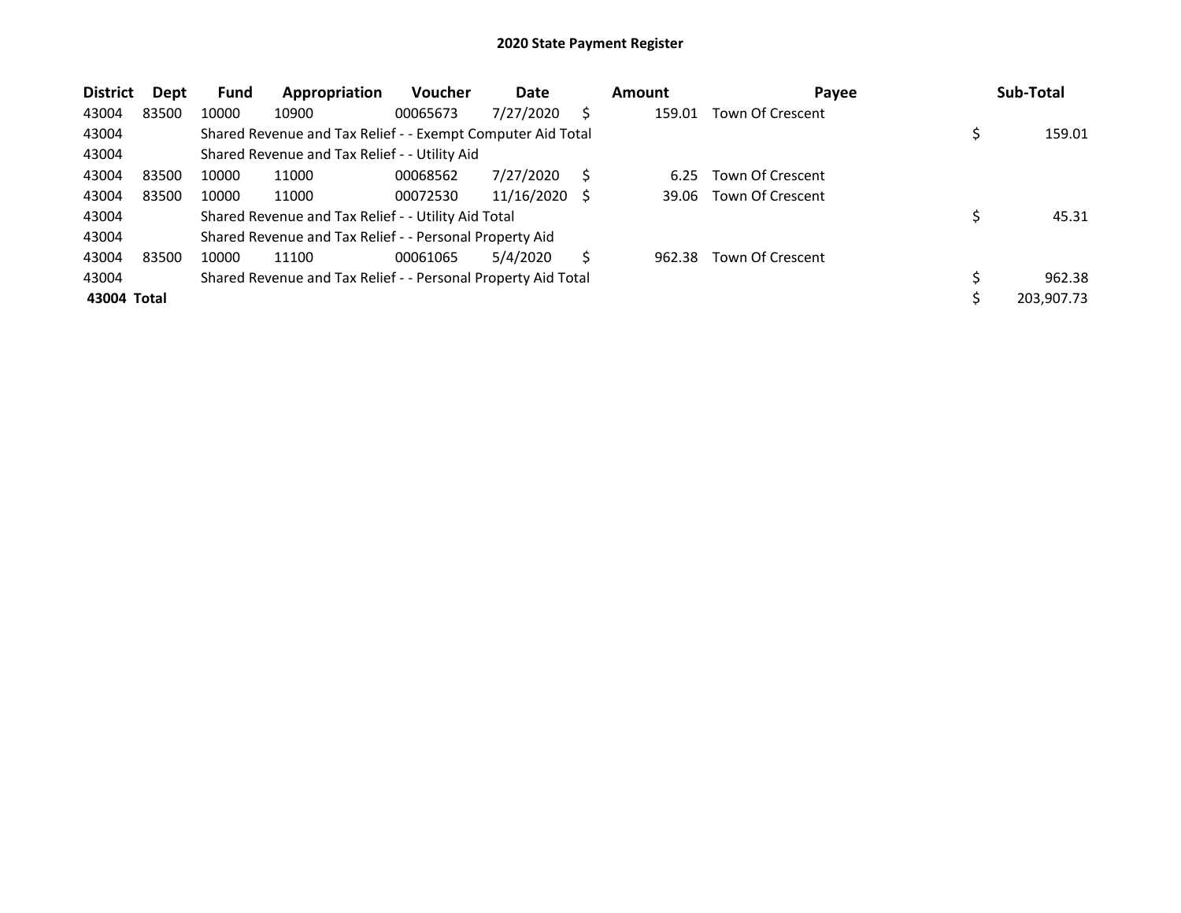# 2020 State Payment Register

| District | Dept | Fund | Appropriation | Voucher | Date | Amount | Payee | Sub-Total |
|---|---|---|---|---|---|---|---|---|
| 43004 | 83500 | 10000 | 10900 | 00065673 | 7/27/2020 | $ 159.01 | Town Of Crescent | |
| 43004 | | Shared Revenue and Tax Relief - - Exempt Computer Aid Total | | | | | | $ 159.01 |
| 43004 | | Shared Revenue and Tax Relief - - Utility Aid | | | | | | |
| 43004 | 83500 | 10000 | 11000 | 00068562 | 7/27/2020 | $ 6.25 | Town Of Crescent | |
| 43004 | 83500 | 10000 | 11000 | 00072530 | 11/16/2020 | $ 39.06 | Town Of Crescent | |
| 43004 | | Shared Revenue and Tax Relief - - Utility Aid Total | | | | | | $ 45.31 |
| 43004 | | Shared Revenue and Tax Relief - - Personal Property Aid | | | | | | |
| 43004 | 83500 | 10000 | 11100 | 00061065 | 5/4/2020 | $ 962.38 | Town Of Crescent | |
| 43004 | | Shared Revenue and Tax Relief - - Personal Property Aid Total | | | | | | $ 962.38 |
| **43004 Total** | | | | | | | | $ 203,907.73 |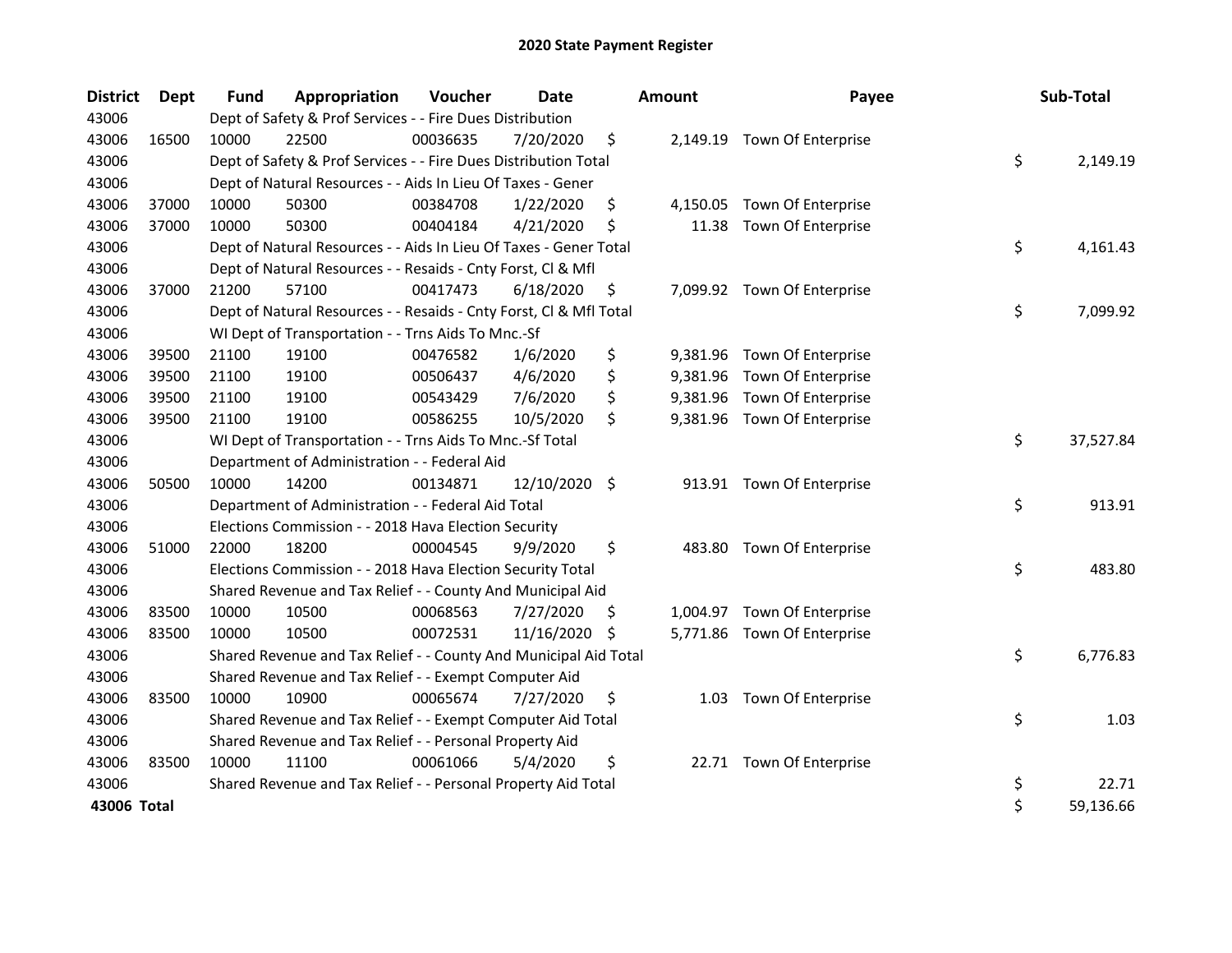# 2020 State Payment Register

| District | Dept | Fund | Appropriation | Voucher | Date | Amount | Payee | Sub-Total |
|---|---|---|---|---|---|---|---|---|
| 43006 | | Dept of Safety & Prof Services - - Fire Dues Distribution | | | | | | |
| 43006 | 16500 | 10000 | 22500 | 00036635 | 7/20/2020 | $ 2,149.19 | Town Of Enterprise | |
| 43006 | | Dept of Safety & Prof Services - - Fire Dues Distribution Total | | | | | | $ 2,149.19 |
| 43006 | | Dept of Natural Resources - - Aids In Lieu Of Taxes - Gener | | | | | | |
| 43006 | 37000 | 10000 | 50300 | 00384708 | 1/22/2020 | $ 4,150.05 | Town Of Enterprise | |
| 43006 | 37000 | 10000 | 50300 | 00404184 | 4/21/2020 | $ 11.38 | Town Of Enterprise | |
| 43006 | | Dept of Natural Resources - - Aids In Lieu Of Taxes - Gener Total | | | | | | $ 4,161.43 |
| 43006 | | Dept of Natural Resources - - Resaids - Cnty Forst, Cl & Mfl | | | | | | |
| 43006 | 37000 | 21200 | 57100 | 00417473 | 6/18/2020 | $ 7,099.92 | Town Of Enterprise | |
| 43006 | | Dept of Natural Resources - - Resaids - Cnty Forst, Cl & Mfl Total | | | | | | $ 7,099.92 |
| 43006 | | WI Dept of Transportation - - Trns Aids To Mnc.-Sf | | | | | | |
| 43006 | 39500 | 21100 | 19100 | 00476582 | 1/6/2020 | $ 9,381.96 | Town Of Enterprise | |
| 43006 | 39500 | 21100 | 19100 | 00506437 | 4/6/2020 | $ 9,381.96 | Town Of Enterprise | |
| 43006 | 39500 | 21100 | 19100 | 00543429 | 7/6/2020 | $ 9,381.96 | Town Of Enterprise | |
| 43006 | 39500 | 21100 | 19100 | 00586255 | 10/5/2020 | $ 9,381.96 | Town Of Enterprise | |
| 43006 | | WI Dept of Transportation - - Trns Aids To Mnc.-Sf Total | | | | | | $ 37,527.84 |
| 43006 | | Department of Administration - - Federal Aid | | | | | | |
| 43006 | 50500 | 10000 | 14200 | 00134871 | 12/10/2020 | $ 913.91 | Town Of Enterprise | |
| 43006 | | Department of Administration - - Federal Aid Total | | | | | | $ 913.91 |
| 43006 | | Elections Commission - - 2018 Hava Election Security | | | | | | |
| 43006 | 51000 | 22000 | 18200 | 00004545 | 9/9/2020 | $ 483.80 | Town Of Enterprise | |
| 43006 | | Elections Commission - - 2018 Hava Election Security Total | | | | | | $ 483.80 |
| 43006 | | Shared Revenue and Tax Relief - - County And Municipal Aid | | | | | | |
| 43006 | 83500 | 10000 | 10500 | 00068563 | 7/27/2020 | $ 1,004.97 | Town Of Enterprise | |
| 43006 | 83500 | 10000 | 10500 | 00072531 | 11/16/2020 | $ 5,771.86 | Town Of Enterprise | |
| 43006 | | Shared Revenue and Tax Relief - - County And Municipal Aid Total | | | | | | $ 6,776.83 |
| 43006 | | Shared Revenue and Tax Relief - - Exempt Computer Aid | | | | | | |
| 43006 | 83500 | 10000 | 10900 | 00065674 | 7/27/2020 | $ 1.03 | Town Of Enterprise | |
| 43006 | | Shared Revenue and Tax Relief - - Exempt Computer Aid Total | | | | | | $ 1.03 |
| 43006 | | Shared Revenue and Tax Relief - - Personal Property Aid | | | | | | |
| 43006 | 83500 | 10000 | 11100 | 00061066 | 5/4/2020 | $ 22.71 | Town Of Enterprise | |
| 43006 | | Shared Revenue and Tax Relief - - Personal Property Aid Total | | | | | | $ 22.71 |
| **43006 Total** | | | | | | | | $ 59,136.66 |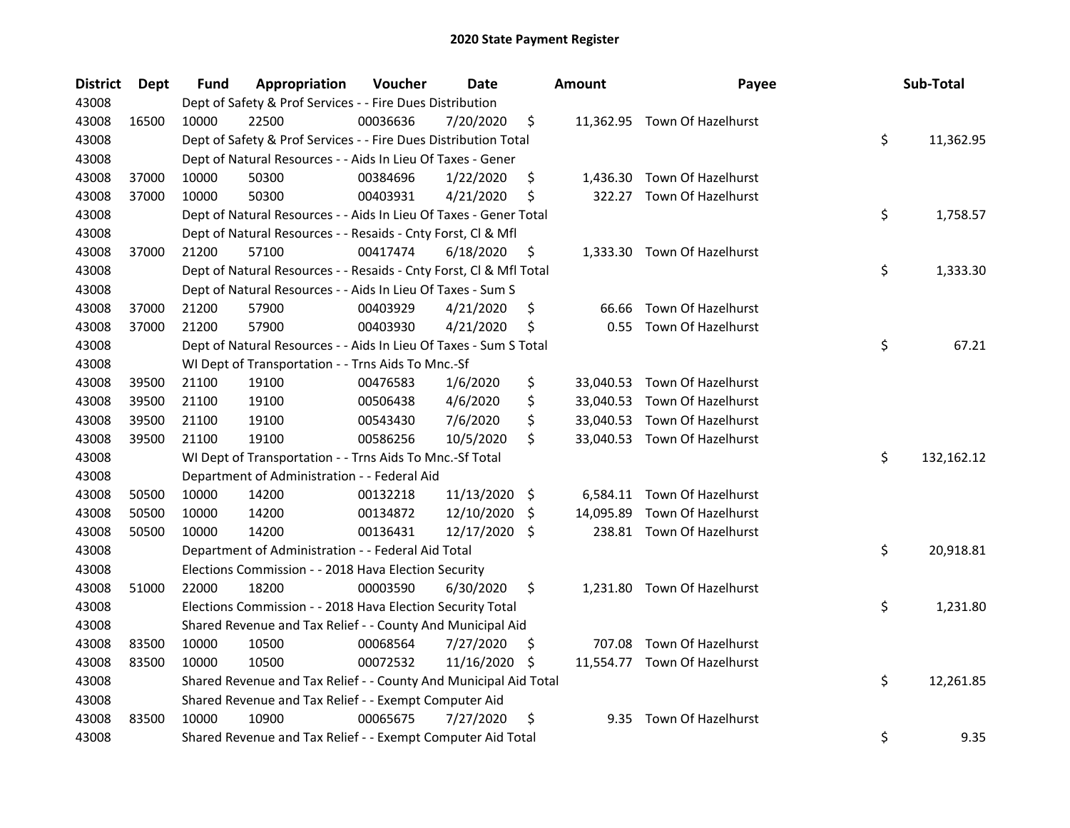# 2020 State Payment Register

| District | Dept | Fund | Appropriation | Voucher | Date | Amount | Payee | Sub-Total |
|---|---|---|---|---|---|---|---|---|
| 43008 | | Dept of Safety & Prof Services - - Fire Dues Distribution | | | | | | |
| 43008 | 16500 | 10000 | 22500 | 00036636 | 7/20/2020 | $ 11,362.95 | Town Of Hazelhurst | |
| 43008 | | Dept of Safety & Prof Services - - Fire Dues Distribution Total | | | | | | $ 11,362.95 |
| 43008 | | Dept of Natural Resources - - Aids In Lieu Of Taxes - Gener | | | | | | |
| 43008 | 37000 | 10000 | 50300 | 00384696 | 1/22/2020 | $ 1,436.30 | Town Of Hazelhurst | |
| 43008 | 37000 | 10000 | 50300 | 00403931 | 4/21/2020 | $ 322.27 | Town Of Hazelhurst | |
| 43008 | | Dept of Natural Resources - - Aids In Lieu Of Taxes - Gener Total | | | | | | $ 1,758.57 |
| 43008 | | Dept of Natural Resources - - Resaids - Cnty Forst, Cl & Mfl | | | | | | |
| 43008 | 37000 | 21200 | 57100 | 00417474 | 6/18/2020 | $ 1,333.30 | Town Of Hazelhurst | |
| 43008 | | Dept of Natural Resources - - Resaids - Cnty Forst, Cl & Mfl Total | | | | | | $ 1,333.30 |
| 43008 | | Dept of Natural Resources - - Aids In Lieu Of Taxes - Sum S | | | | | | |
| 43008 | 37000 | 21200 | 57900 | 00403929 | 4/21/2020 | $ 66.66 | Town Of Hazelhurst | |
| 43008 | 37000 | 21200 | 57900 | 00403930 | 4/21/2020 | $ 0.55 | Town Of Hazelhurst | |
| 43008 | | Dept of Natural Resources - - Aids In Lieu Of Taxes - Sum S Total | | | | | | $ 67.21 |
| 43008 | | WI Dept of Transportation - - Trns Aids To Mnc.-Sf | | | | | | |
| 43008 | 39500 | 21100 | 19100 | 00476583 | 1/6/2020 | $ 33,040.53 | Town Of Hazelhurst | |
| 43008 | 39500 | 21100 | 19100 | 00506438 | 4/6/2020 | $ 33,040.53 | Town Of Hazelhurst | |
| 43008 | 39500 | 21100 | 19100 | 00543430 | 7/6/2020 | $ 33,040.53 | Town Of Hazelhurst | |
| 43008 | 39500 | 21100 | 19100 | 00586256 | 10/5/2020 | $ 33,040.53 | Town Of Hazelhurst | |
| 43008 | | WI Dept of Transportation - - Trns Aids To Mnc.-Sf Total | | | | | | $ 132,162.12 |
| 43008 | | Department of Administration - - Federal Aid | | | | | | |
| 43008 | 50500 | 10000 | 14200 | 00132218 | 11/13/2020 | $ 6,584.11 | Town Of Hazelhurst | |
| 43008 | 50500 | 10000 | 14200 | 00134872 | 12/10/2020 | $ 14,095.89 | Town Of Hazelhurst | |
| 43008 | 50500 | 10000 | 14200 | 00136431 | 12/17/2020 | $ 238.81 | Town Of Hazelhurst | |
| 43008 | | Department of Administration - - Federal Aid Total | | | | | | $ 20,918.81 |
| 43008 | | Elections Commission - - 2018 Hava Election Security | | | | | | |
| 43008 | 51000 | 22000 | 18200 | 00003590 | 6/30/2020 | $ 1,231.80 | Town Of Hazelhurst | |
| 43008 | | Elections Commission - - 2018 Hava Election Security Total | | | | | | $ 1,231.80 |
| 43008 | | Shared Revenue and Tax Relief - - County And Municipal Aid | | | | | | |
| 43008 | 83500 | 10000 | 10500 | 00068564 | 7/27/2020 | $ 707.08 | Town Of Hazelhurst | |
| 43008 | 83500 | 10000 | 10500 | 00072532 | 11/16/2020 | $ 11,554.77 | Town Of Hazelhurst | |
| 43008 | | Shared Revenue and Tax Relief - - County And Municipal Aid Total | | | | | | $ 12,261.85 |
| 43008 | | Shared Revenue and Tax Relief - - Exempt Computer Aid | | | | | | |
| 43008 | 83500 | 10000 | 10900 | 00065675 | 7/27/2020 | $ 9.35 | Town Of Hazelhurst | |
| 43008 | | Shared Revenue and Tax Relief - - Exempt Computer Aid Total | | | | | | $ 9.35 |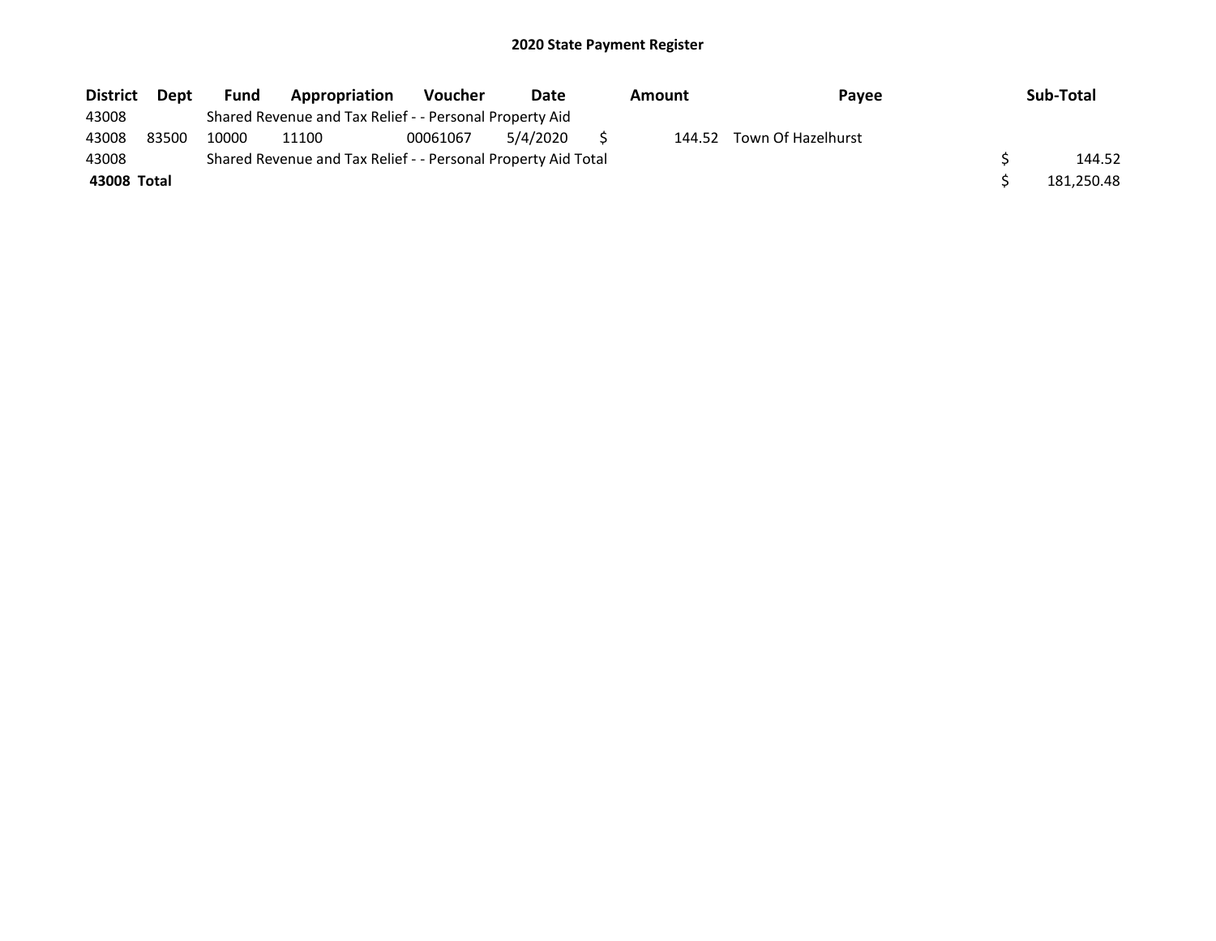## 2020 State Payment Register

| District | Dept | Fund | Appropriation | Voucher | Date | Amount | Payee | Sub-Total |
|---|---|---|---|---|---|---|---|---|
| 43008 | | Shared Revenue and Tax Relief - - Personal Property Aid | | | | | | |
| 43008 | 83500 | 10000 | 11100 | 00061067 | 5/4/2020 | $ 144.52 | Town Of Hazelhurst | |
| 43008 | | Shared Revenue and Tax Relief - - Personal Property Aid Total | | | | | | $ 144.52 |
| **43008 Total** | | | | | | | | $ 181,250.48 |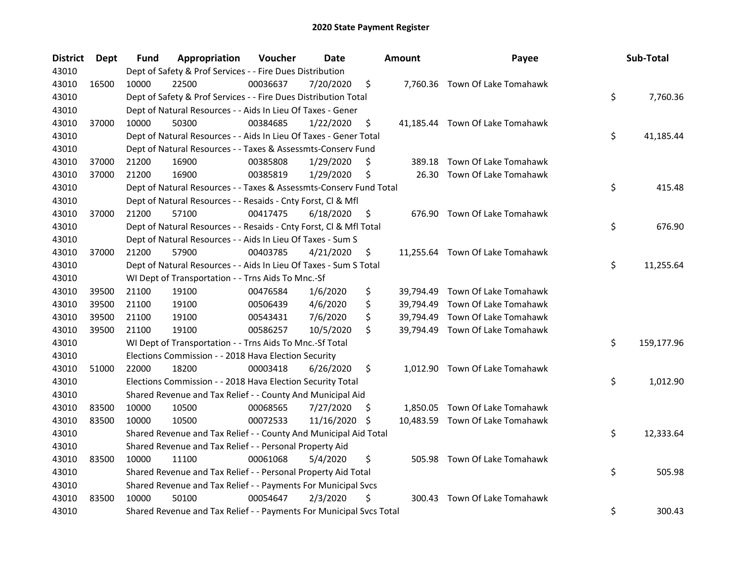# 2020 State Payment Register

| District | Dept | Fund | Appropriation | Voucher | Date | Amount | Payee | Sub-Total |
|---|---|---|---|---|---|---|---|---|
| 43010 | | Dept of Safety & Prof Services - - Fire Dues Distribution | | | | | | |
| 43010 | 16500 | 10000 | 22500 | 00036637 | 7/20/2020 | $ 7,760.36 | Town Of Lake Tomahawk | |
| 43010 | | Dept of Safety & Prof Services - - Fire Dues Distribution Total | | | | | | $ 7,760.36 |
| 43010 | | Dept of Natural Resources - - Aids In Lieu Of Taxes - Gener | | | | | | |
| 43010 | 37000 | 10000 | 50300 | 00384685 | 1/22/2020 | $ 41,185.44 | Town Of Lake Tomahawk | |
| 43010 | | Dept of Natural Resources - - Aids In Lieu Of Taxes - Gener Total | | | | | | $ 41,185.44 |
| 43010 | | Dept of Natural Resources - - Taxes & Assessmts-Conserv Fund | | | | | | |
| 43010 | 37000 | 21200 | 16900 | 00385808 | 1/29/2020 | $ 389.18 | Town Of Lake Tomahawk | |
| 43010 | 37000 | 21200 | 16900 | 00385819 | 1/29/2020 | $ 26.30 | Town Of Lake Tomahawk | |
| 43010 | | Dept of Natural Resources - - Taxes & Assessmts-Conserv Fund Total | | | | | | $ 415.48 |
| 43010 | | Dept of Natural Resources - - Resaids - Cnty Forst, Cl & Mfl | | | | | | |
| 43010 | 37000 | 21200 | 57100 | 00417475 | 6/18/2020 | $ 676.90 | Town Of Lake Tomahawk | |
| 43010 | | Dept of Natural Resources - - Resaids - Cnty Forst, Cl & Mfl Total | | | | | | $ 676.90 |
| 43010 | | Dept of Natural Resources - - Aids In Lieu Of Taxes - Sum S | | | | | | |
| 43010 | 37000 | 21200 | 57900 | 00403785 | 4/21/2020 | $ 11,255.64 | Town Of Lake Tomahawk | |
| 43010 | | Dept of Natural Resources - - Aids In Lieu Of Taxes - Sum S Total | | | | | | $ 11,255.64 |
| 43010 | | WI Dept of Transportation - - Trns Aids To Mnc.-Sf | | | | | | |
| 43010 | 39500 | 21100 | 19100 | 00476584 | 1/6/2020 | $ 39,794.49 | Town Of Lake Tomahawk | |
| 43010 | 39500 | 21100 | 19100 | 00506439 | 4/6/2020 | $ 39,794.49 | Town Of Lake Tomahawk | |
| 43010 | 39500 | 21100 | 19100 | 00543431 | 7/6/2020 | $ 39,794.49 | Town Of Lake Tomahawk | |
| 43010 | 39500 | 21100 | 19100 | 00586257 | 10/5/2020 | $ 39,794.49 | Town Of Lake Tomahawk | |
| 43010 | | WI Dept of Transportation - - Trns Aids To Mnc.-Sf Total | | | | | | $ 159,177.96 |
| 43010 | | Elections Commission - - 2018 Hava Election Security | | | | | | |
| 43010 | 51000 | 22000 | 18200 | 00003418 | 6/26/2020 | $ 1,012.90 | Town Of Lake Tomahawk | |
| 43010 | | Elections Commission - - 2018 Hava Election Security Total | | | | | | $ 1,012.90 |
| 43010 | | Shared Revenue and Tax Relief - - County And Municipal Aid | | | | | | |
| 43010 | 83500 | 10000 | 10500 | 00068565 | 7/27/2020 | $ 1,850.05 | Town Of Lake Tomahawk | |
| 43010 | 83500 | 10000 | 10500 | 00072533 | 11/16/2020 | $ 10,483.59 | Town Of Lake Tomahawk | |
| 43010 | | Shared Revenue and Tax Relief - - County And Municipal Aid Total | | | | | | $ 12,333.64 |
| 43010 | | Shared Revenue and Tax Relief - - Personal Property Aid | | | | | | |
| 43010 | 83500 | 10000 | 11100 | 00061068 | 5/4/2020 | $ 505.98 | Town Of Lake Tomahawk | |
| 43010 | | Shared Revenue and Tax Relief - - Personal Property Aid Total | | | | | | $ 505.98 |
| 43010 | | Shared Revenue and Tax Relief - - Payments For Municipal Svcs | | | | | | |
| 43010 | 83500 | 10000 | 50100 | 00054647 | 2/3/2020 | $ 300.43 | Town Of Lake Tomahawk | |
| 43010 | | Shared Revenue and Tax Relief - - Payments For Municipal Svcs Total | | | | | | $ 300.43 |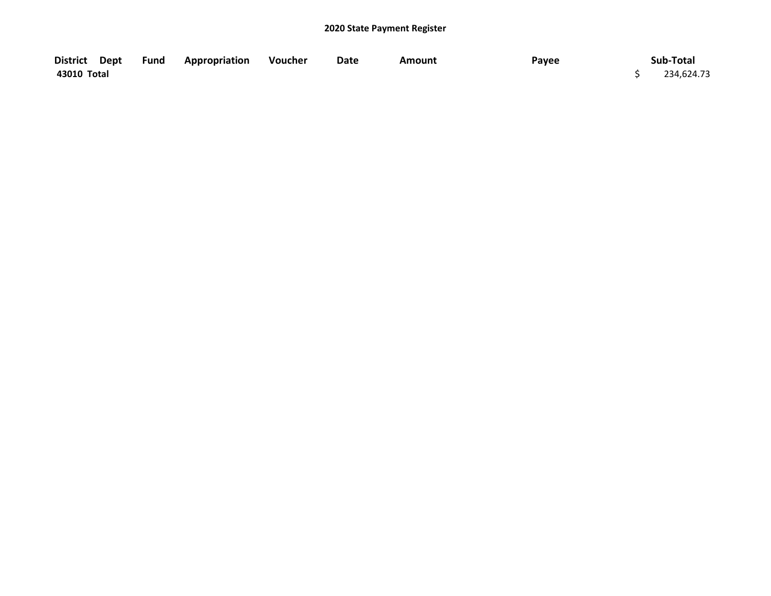**2020 State Payment Register**

| District | Dept | Fund | Appropriation | Voucher | Date | Amount | Payee | Sub-Total |
|---|---|---|---|---|---|---|---|---|
| **43010 Total** | | | | | | | | $ 234,624.73 |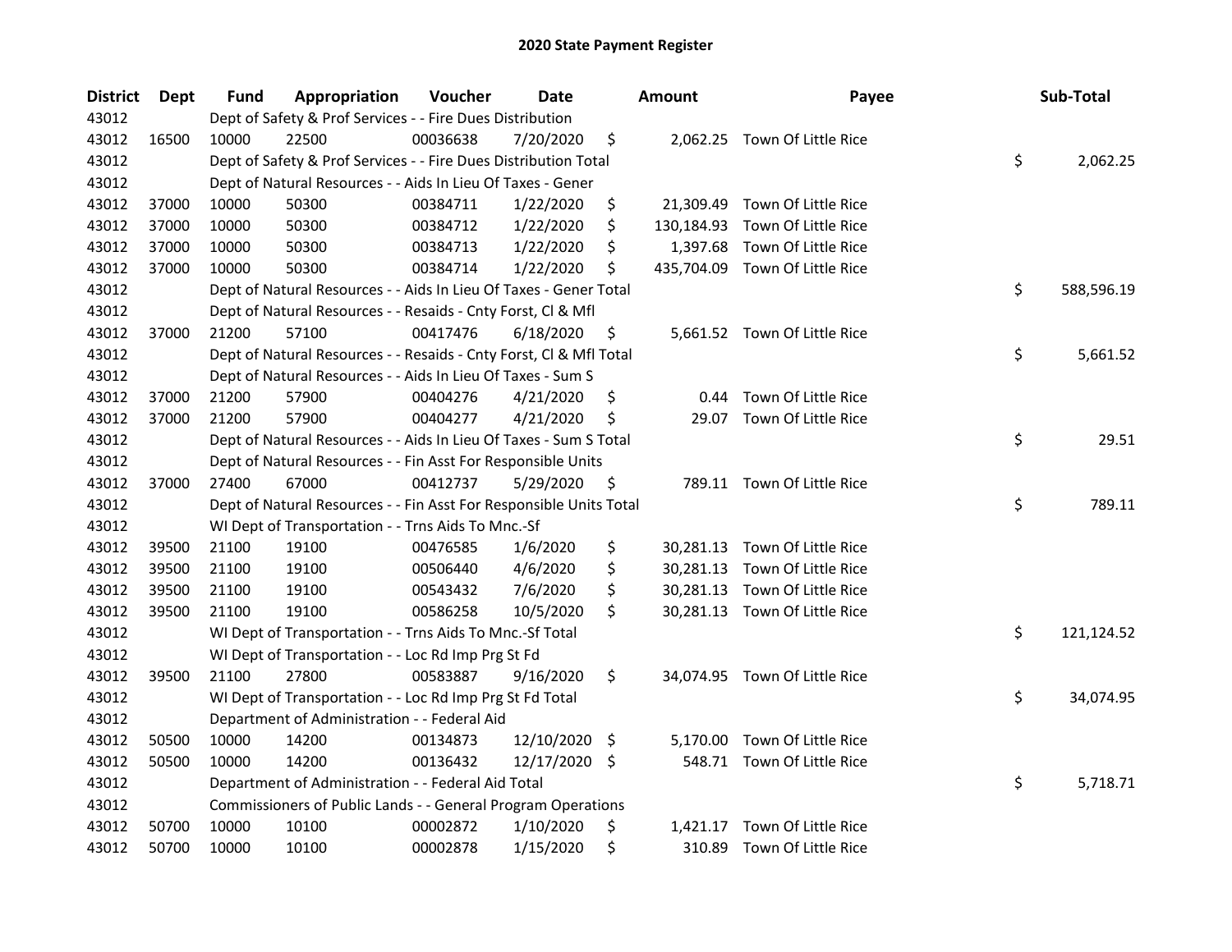# 2020 State Payment Register

| District | Dept | Fund | Appropriation | Voucher | Date | Amount | Payee | Sub-Total |
|---|---|---|---|---|---|---|---|---|
| 43012 | | Dept of Safety & Prof Services - - Fire Dues Distribution | | | | | | |
| 43012 | 16500 | 10000 | 22500 | 00036638 | 7/20/2020 | $ 2,062.25 | Town Of Little Rice | |
| 43012 | | Dept of Safety & Prof Services - - Fire Dues Distribution Total | | | | | | $ 2,062.25 |
| 43012 | | Dept of Natural Resources - - Aids In Lieu Of Taxes - Gener | | | | | | |
| 43012 | 37000 | 10000 | 50300 | 00384711 | 1/22/2020 | $ 21,309.49 | Town Of Little Rice | |
| 43012 | 37000 | 10000 | 50300 | 00384712 | 1/22/2020 | $ 130,184.93 | Town Of Little Rice | |
| 43012 | 37000 | 10000 | 50300 | 00384713 | 1/22/2020 | $ 1,397.68 | Town Of Little Rice | |
| 43012 | 37000 | 10000 | 50300 | 00384714 | 1/22/2020 | $ 435,704.09 | Town Of Little Rice | |
| 43012 | | Dept of Natural Resources - - Aids In Lieu Of Taxes - Gener Total | | | | | | $ 588,596.19 |
| 43012 | | Dept of Natural Resources - - Resaids - Cnty Forst, Cl & Mfl | | | | | | |
| 43012 | 37000 | 21200 | 57100 | 00417476 | 6/18/2020 | $ 5,661.52 | Town Of Little Rice | |
| 43012 | | Dept of Natural Resources - - Resaids - Cnty Forst, Cl & Mfl Total | | | | | | $ 5,661.52 |
| 43012 | | Dept of Natural Resources - - Aids In Lieu Of Taxes - Sum S | | | | | | |
| 43012 | 37000 | 21200 | 57900 | 00404276 | 4/21/2020 | $ 0.44 | Town Of Little Rice | |
| 43012 | 37000 | 21200 | 57900 | 00404277 | 4/21/2020 | $ 29.07 | Town Of Little Rice | |
| 43012 | | Dept of Natural Resources - - Aids In Lieu Of Taxes - Sum S Total | | | | | | $ 29.51 |
| 43012 | | Dept of Natural Resources - - Fin Asst For Responsible Units | | | | | | |
| 43012 | 37000 | 27400 | 67000 | 00412737 | 5/29/2020 | $ 789.11 | Town Of Little Rice | |
| 43012 | | Dept of Natural Resources - - Fin Asst For Responsible Units Total | | | | | | $ 789.11 |
| 43012 | | WI Dept of Transportation - - Trns Aids To Mnc.-Sf | | | | | | |
| 43012 | 39500 | 21100 | 19100 | 00476585 | 1/6/2020 | $ 30,281.13 | Town Of Little Rice | |
| 43012 | 39500 | 21100 | 19100 | 00506440 | 4/6/2020 | $ 30,281.13 | Town Of Little Rice | |
| 43012 | 39500 | 21100 | 19100 | 00543432 | 7/6/2020 | $ 30,281.13 | Town Of Little Rice | |
| 43012 | 39500 | 21100 | 19100 | 00586258 | 10/5/2020 | $ 30,281.13 | Town Of Little Rice | |
| 43012 | | WI Dept of Transportation - - Trns Aids To Mnc.-Sf Total | | | | | | $ 121,124.52 |
| 43012 | | WI Dept of Transportation - - Loc Rd Imp Prg St Fd | | | | | | |
| 43012 | 39500 | 21100 | 27800 | 00583887 | 9/16/2020 | $ 34,074.95 | Town Of Little Rice | |
| 43012 | | WI Dept of Transportation - - Loc Rd Imp Prg St Fd Total | | | | | | $ 34,074.95 |
| 43012 | | Department of Administration - - Federal Aid | | | | | | |
| 43012 | 50500 | 10000 | 14200 | 00134873 | 12/10/2020 | $ 5,170.00 | Town Of Little Rice | |
| 43012 | 50500 | 10000 | 14200 | 00136432 | 12/17/2020 | $ 548.71 | Town Of Little Rice | |
| 43012 | | Department of Administration - - Federal Aid Total | | | | | | $ 5,718.71 |
| 43012 | | Commissioners of Public Lands - - General Program Operations | | | | | | |
| 43012 | 50700 | 10000 | 10100 | 00002872 | 1/10/2020 | $ 1,421.17 | Town Of Little Rice | |
| 43012 | 50700 | 10000 | 10100 | 00002878 | 1/15/2020 | $ 310.89 | Town Of Little Rice | |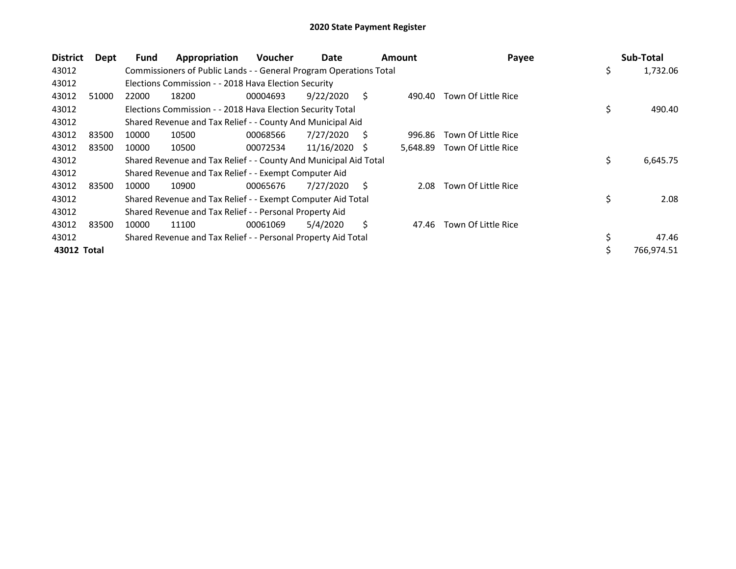# 2020 State Payment Register

| District | Dept | Fund | Appropriation | Voucher | Date | Amount | Payee | Sub-Total |
|---|---|---|---|---|---|---|---|---|
| 43012 | | Commissioners of Public Lands - - General Program Operations Total | | | | | | $ 1,732.06 |
| 43012 | | Elections Commission - - 2018 Hava Election Security | | | | | | |
| 43012 | 51000 | 22000 | 18200 | 00004693 | 9/22/2020 | $ 490.40 | Town Of Little Rice | |
| 43012 | | Elections Commission - - 2018 Hava Election Security Total | | | | | | $ 490.40 |
| 43012 | | Shared Revenue and Tax Relief - - County And Municipal Aid | | | | | | |
| 43012 | 83500 | 10000 | 10500 | 00068566 | 7/27/2020 | $ 996.86 | Town Of Little Rice | |
| 43012 | 83500 | 10000 | 10500 | 00072534 | 11/16/2020 | $ 5,648.89 | Town Of Little Rice | |
| 43012 | | Shared Revenue and Tax Relief - - County And Municipal Aid Total | | | | | | $ 6,645.75 |
| 43012 | | Shared Revenue and Tax Relief - - Exempt Computer Aid | | | | | | |
| 43012 | 83500 | 10000 | 10900 | 00065676 | 7/27/2020 | $ 2.08 | Town Of Little Rice | |
| 43012 | | Shared Revenue and Tax Relief - - Exempt Computer Aid Total | | | | | | $ 2.08 |
| 43012 | | Shared Revenue and Tax Relief - - Personal Property Aid | | | | | | |
| 43012 | 83500 | 10000 | 11100 | 00061069 | 5/4/2020 | $ 47.46 | Town Of Little Rice | |
| 43012 | | Shared Revenue and Tax Relief - - Personal Property Aid Total | | | | | | $ 47.46 |
| **43012 Total** | | | | | | | | $ 766,974.51 |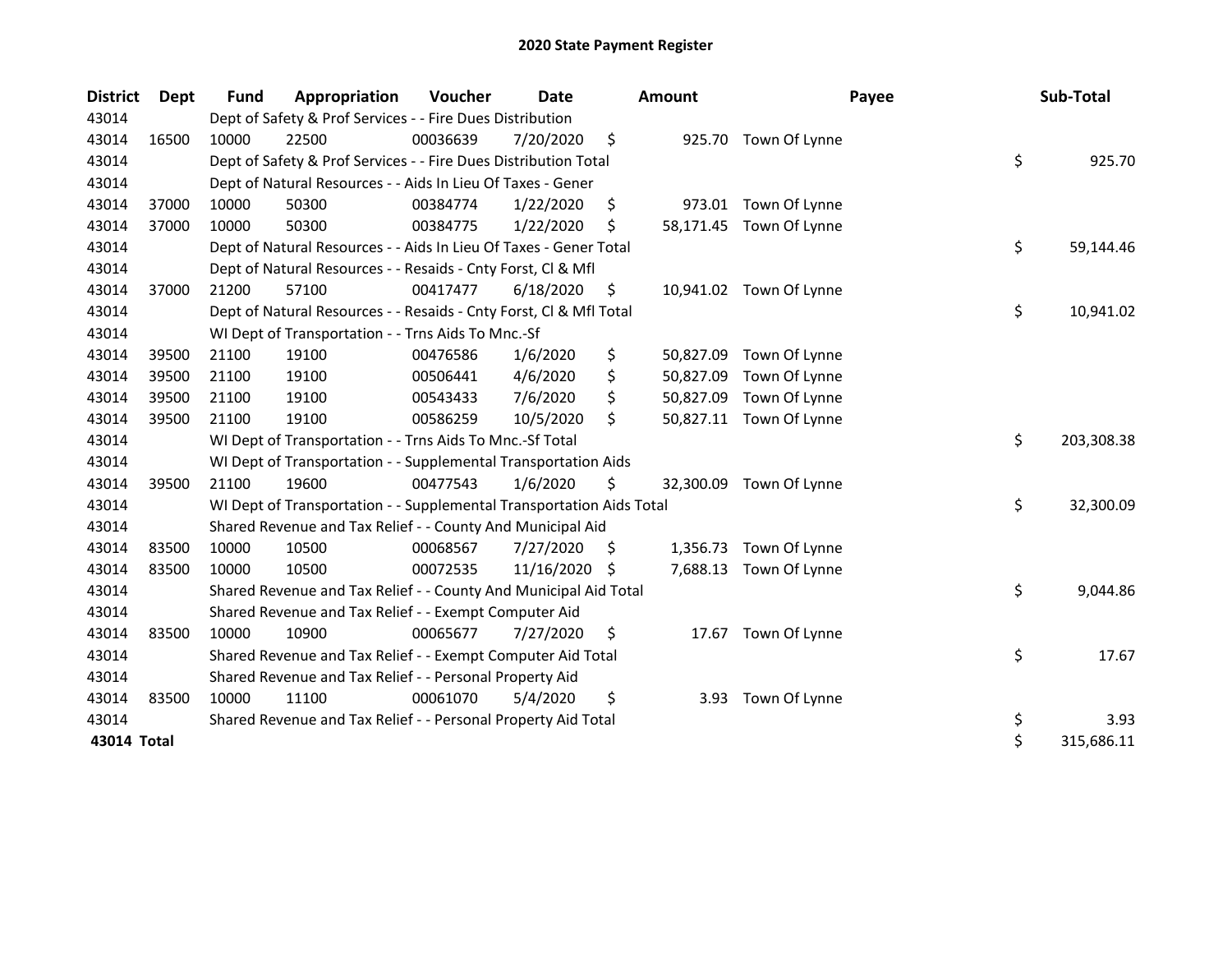# 2020 State Payment Register

| District | Dept | Fund | Appropriation | Voucher | Date | Amount | Payee | Sub-Total |
|---|---|---|---|---|---|---|---|---|
| 43014 | | Dept of Safety & Prof Services - - Fire Dues Distribution | | | | | | |
| 43014 | 16500 | 10000 | 22500 | 00036639 | 7/20/2020 | $ 925.70 | Town Of Lynne | |
| 43014 | | Dept of Safety & Prof Services - - Fire Dues Distribution Total | | | | | | $ 925.70 |
| 43014 | | Dept of Natural Resources - - Aids In Lieu Of Taxes - Gener | | | | | | |
| 43014 | 37000 | 10000 | 50300 | 00384774 | 1/22/2020 | $ 973.01 | Town Of Lynne | |
| 43014 | 37000 | 10000 | 50300 | 00384775 | 1/22/2020 | $ 58,171.45 | Town Of Lynne | |
| 43014 | | Dept of Natural Resources - - Aids In Lieu Of Taxes - Gener Total | | | | | | $ 59,144.46 |
| 43014 | | Dept of Natural Resources - - Resaids - Cnty Forst, Cl & Mfl | | | | | | |
| 43014 | 37000 | 21200 | 57100 | 00417477 | 6/18/2020 | $ 10,941.02 | Town Of Lynne | |
| 43014 | | Dept of Natural Resources - - Resaids - Cnty Forst, Cl & Mfl Total | | | | | | $ 10,941.02 |
| 43014 | | WI Dept of Transportation - - Trns Aids To Mnc.-Sf | | | | | | |
| 43014 | 39500 | 21100 | 19100 | 00476586 | 1/6/2020 | $ 50,827.09 | Town Of Lynne | |
| 43014 | 39500 | 21100 | 19100 | 00506441 | 4/6/2020 | $ 50,827.09 | Town Of Lynne | |
| 43014 | 39500 | 21100 | 19100 | 00543433 | 7/6/2020 | $ 50,827.09 | Town Of Lynne | |
| 43014 | 39500 | 21100 | 19100 | 00586259 | 10/5/2020 | $ 50,827.11 | Town Of Lynne | |
| 43014 | | WI Dept of Transportation - - Trns Aids To Mnc.-Sf Total | | | | | | $ 203,308.38 |
| 43014 | | WI Dept of Transportation - - Supplemental Transportation Aids | | | | | | |
| 43014 | 39500 | 21100 | 19600 | 00477543 | 1/6/2020 | $ 32,300.09 | Town Of Lynne | |
| 43014 | | WI Dept of Transportation - - Supplemental Transportation Aids Total | | | | | | $ 32,300.09 |
| 43014 | | Shared Revenue and Tax Relief - - County And Municipal Aid | | | | | | |
| 43014 | 83500 | 10000 | 10500 | 00068567 | 7/27/2020 | $ 1,356.73 | Town Of Lynne | |
| 43014 | 83500 | 10000 | 10500 | 00072535 | 11/16/2020 | $ 7,688.13 | Town Of Lynne | |
| 43014 | | Shared Revenue and Tax Relief - - County And Municipal Aid Total | | | | | | $ 9,044.86 |
| 43014 | | Shared Revenue and Tax Relief - - Exempt Computer Aid | | | | | | |
| 43014 | 83500 | 10000 | 10900 | 00065677 | 7/27/2020 | $ 17.67 | Town Of Lynne | |
| 43014 | | Shared Revenue and Tax Relief - - Exempt Computer Aid Total | | | | | | $ 17.67 |
| 43014 | | Shared Revenue and Tax Relief - - Personal Property Aid | | | | | | |
| 43014 | 83500 | 10000 | 11100 | 00061070 | 5/4/2020 | $ 3.93 | Town Of Lynne | |
| 43014 | | Shared Revenue and Tax Relief - - Personal Property Aid Total | | | | | | $ 3.93 |
| **43014 Total** | | | | | | | | $ 315,686.11 |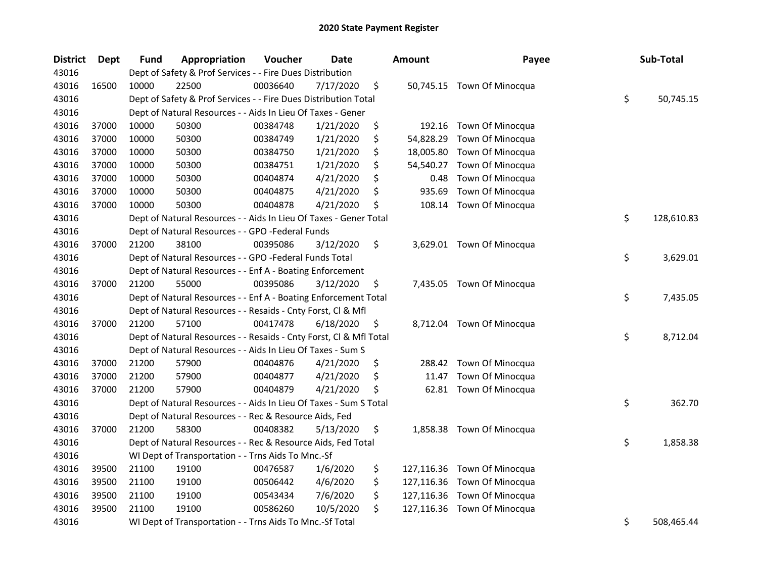# 2020 State Payment Register

| District | Dept | Fund | Appropriation | Voucher | Date | Amount | Payee | Sub-Total |
|---|---|---|---|---|---|---|---|---|
| 43016 | | Dept of Safety & Prof Services - - Fire Dues Distribution | | | | | | |
| 43016 | 16500 | 10000 | 22500 | 00036640 | 7/17/2020 | $ 50,745.15 | Town Of Minocqua | |
| 43016 | | Dept of Safety & Prof Services - - Fire Dues Distribution Total | | | | | | $ 50,745.15 |
| 43016 | | Dept of Natural Resources - - Aids In Lieu Of Taxes - Gener | | | | | | |
| 43016 | 37000 | 10000 | 50300 | 00384748 | 1/21/2020 | $ 192.16 | Town Of Minocqua | |
| 43016 | 37000 | 10000 | 50300 | 00384749 | 1/21/2020 | $ 54,828.29 | Town Of Minocqua | |
| 43016 | 37000 | 10000 | 50300 | 00384750 | 1/21/2020 | $ 18,005.80 | Town Of Minocqua | |
| 43016 | 37000 | 10000 | 50300 | 00384751 | 1/21/2020 | $ 54,540.27 | Town Of Minocqua | |
| 43016 | 37000 | 10000 | 50300 | 00404874 | 4/21/2020 | $ 0.48 | Town Of Minocqua | |
| 43016 | 37000 | 10000 | 50300 | 00404875 | 4/21/2020 | $ 935.69 | Town Of Minocqua | |
| 43016 | 37000 | 10000 | 50300 | 00404878 | 4/21/2020 | $ 108.14 | Town Of Minocqua | |
| 43016 | | Dept of Natural Resources - - Aids In Lieu Of Taxes - Gener Total | | | | | | $ 128,610.83 |
| 43016 | | Dept of Natural Resources - - GPO -Federal Funds | | | | | | |
| 43016 | 37000 | 21200 | 38100 | 00395086 | 3/12/2020 | $ 3,629.01 | Town Of Minocqua | |
| 43016 | | Dept of Natural Resources - - GPO -Federal Funds Total | | | | | | $ 3,629.01 |
| 43016 | | Dept of Natural Resources - - Enf A - Boating Enforcement | | | | | | |
| 43016 | 37000 | 21200 | 55000 | 00395086 | 3/12/2020 | $ 7,435.05 | Town Of Minocqua | |
| 43016 | | Dept of Natural Resources - - Enf A - Boating Enforcement Total | | | | | | $ 7,435.05 |
| 43016 | | Dept of Natural Resources - - Resaids - Cnty Forst, Cl & Mfl | | | | | | |
| 43016 | 37000 | 21200 | 57100 | 00417478 | 6/18/2020 | $ 8,712.04 | Town Of Minocqua | |
| 43016 | | Dept of Natural Resources - - Resaids - Cnty Forst, Cl & Mfl Total | | | | | | $ 8,712.04 |
| 43016 | | Dept of Natural Resources - - Aids In Lieu Of Taxes - Sum S | | | | | | |
| 43016 | 37000 | 21200 | 57900 | 00404876 | 4/21/2020 | $ 288.42 | Town Of Minocqua | |
| 43016 | 37000 | 21200 | 57900 | 00404877 | 4/21/2020 | $ 11.47 | Town Of Minocqua | |
| 43016 | 37000 | 21200 | 57900 | 00404879 | 4/21/2020 | $ 62.81 | Town Of Minocqua | |
| 43016 | | Dept of Natural Resources - - Aids In Lieu Of Taxes - Sum S Total | | | | | | $ 362.70 |
| 43016 | | Dept of Natural Resources - - Rec & Resource Aids, Fed | | | | | | |
| 43016 | 37000 | 21200 | 58300 | 00408382 | 5/13/2020 | $ 1,858.38 | Town Of Minocqua | |
| 43016 | | Dept of Natural Resources - - Rec & Resource Aids, Fed Total | | | | | | $ 1,858.38 |
| 43016 | | WI Dept of Transportation - - Trns Aids To Mnc.-Sf | | | | | | |
| 43016 | 39500 | 21100 | 19100 | 00476587 | 1/6/2020 | $ 127,116.36 | Town Of Minocqua | |
| 43016 | 39500 | 21100 | 19100 | 00506442 | 4/6/2020 | $ 127,116.36 | Town Of Minocqua | |
| 43016 | 39500 | 21100 | 19100 | 00543434 | 7/6/2020 | $ 127,116.36 | Town Of Minocqua | |
| 43016 | 39500 | 21100 | 19100 | 00586260 | 10/5/2020 | $ 127,116.36 | Town Of Minocqua | |
| 43016 | | WI Dept of Transportation - - Trns Aids To Mnc.-Sf Total | | | | | | $ 508,465.44 |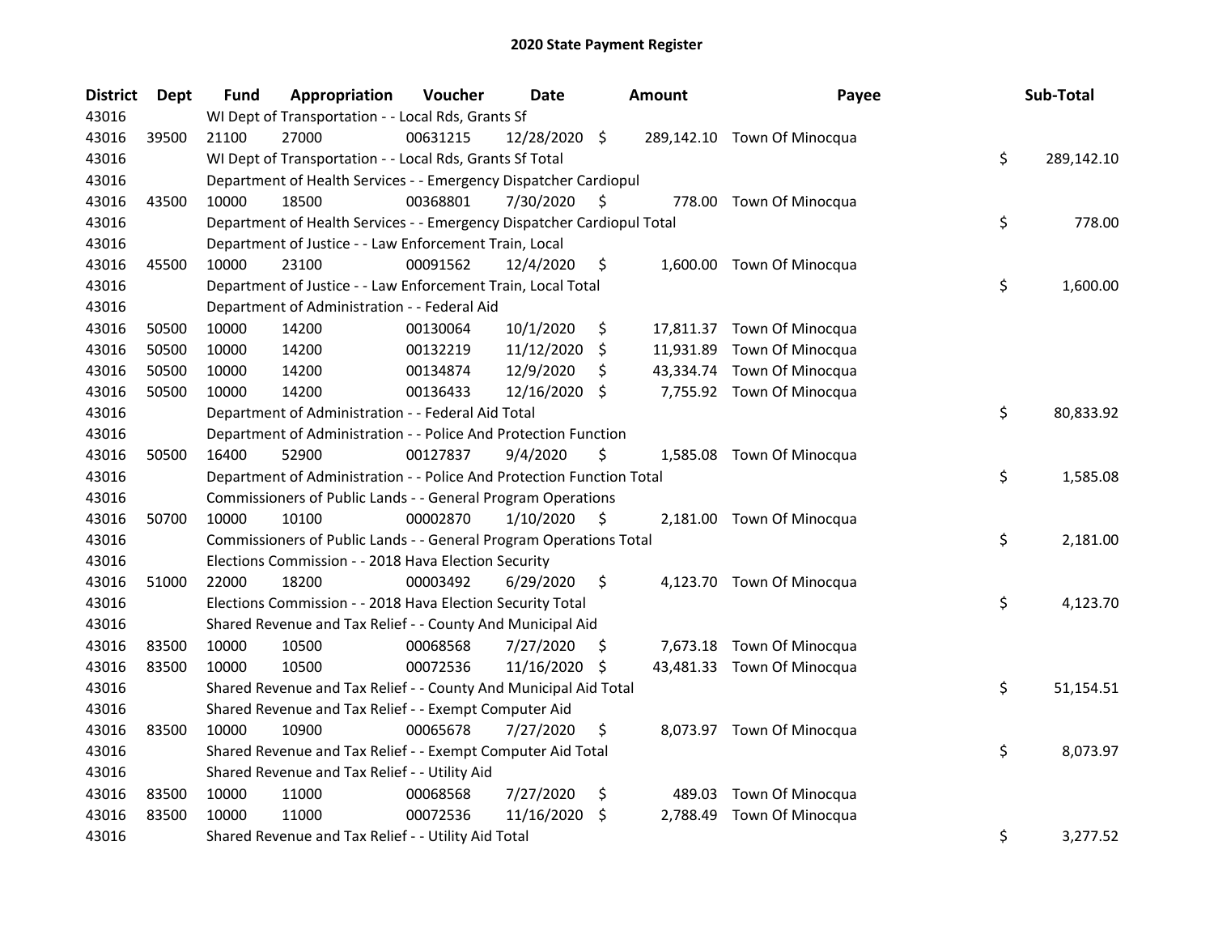# 2020 State Payment Register

| District | Dept | Fund | Appropriation | Voucher | Date | Amount | Payee | Sub-Total |
|---|---|---|---|---|---|---|---|---|
| 43016 | | WI Dept of Transportation - - Local Rds, Grants Sf | | | | | | |
| 43016 | 39500 | 21100 | 27000 | 00631215 | 12/28/2020 | $ 289,142.10 | Town Of Minocqua | |
| 43016 | | WI Dept of Transportation - - Local Rds, Grants Sf Total | | | | | | $ 289,142.10 |
| 43016 | | Department of Health Services - - Emergency Dispatcher Cardiopul | | | | | | |
| 43016 | 43500 | 10000 | 18500 | 00368801 | 7/30/2020 | $ 778.00 | Town Of Minocqua | |
| 43016 | | Department of Health Services - - Emergency Dispatcher Cardiopul Total | | | | | | $ 778.00 |
| 43016 | | Department of Justice - - Law Enforcement Train, Local | | | | | | |
| 43016 | 45500 | 10000 | 23100 | 00091562 | 12/4/2020 | $ 1,600.00 | Town Of Minocqua | |
| 43016 | | Department of Justice - - Law Enforcement Train, Local Total | | | | | | $ 1,600.00 |
| 43016 | | Department of Administration - - Federal Aid | | | | | | |
| 43016 | 50500 | 10000 | 14200 | 00130064 | 10/1/2020 | $ 17,811.37 | Town Of Minocqua | |
| 43016 | 50500 | 10000 | 14200 | 00132219 | 11/12/2020 | $ 11,931.89 | Town Of Minocqua | |
| 43016 | 50500 | 10000 | 14200 | 00134874 | 12/9/2020 | $ 43,334.74 | Town Of Minocqua | |
| 43016 | 50500 | 10000 | 14200 | 00136433 | 12/16/2020 | $ 7,755.92 | Town Of Minocqua | |
| 43016 | | Department of Administration - - Federal Aid Total | | | | | | $ 80,833.92 |
| 43016 | | Department of Administration - - Police And Protection Function | | | | | | |
| 43016 | 50500 | 16400 | 52900 | 00127837 | 9/4/2020 | $ 1,585.08 | Town Of Minocqua | |
| 43016 | | Department of Administration - - Police And Protection Function Total | | | | | | $ 1,585.08 |
| 43016 | | Commissioners of Public Lands - - General Program Operations | | | | | | |
| 43016 | 50700 | 10000 | 10100 | 00002870 | 1/10/2020 | $ 2,181.00 | Town Of Minocqua | |
| 43016 | | Commissioners of Public Lands - - General Program Operations Total | | | | | | $ 2,181.00 |
| 43016 | | Elections Commission - - 2018 Hava Election Security | | | | | | |
| 43016 | 51000 | 22000 | 18200 | 00003492 | 6/29/2020 | $ 4,123.70 | Town Of Minocqua | |
| 43016 | | Elections Commission - - 2018 Hava Election Security Total | | | | | | $ 4,123.70 |
| 43016 | | Shared Revenue and Tax Relief - - County And Municipal Aid | | | | | | |
| 43016 | 83500 | 10000 | 10500 | 00068568 | 7/27/2020 | $ 7,673.18 | Town Of Minocqua | |
| 43016 | 83500 | 10000 | 10500 | 00072536 | 11/16/2020 | $ 43,481.33 | Town Of Minocqua | |
| 43016 | | Shared Revenue and Tax Relief - - County And Municipal Aid Total | | | | | | $ 51,154.51 |
| 43016 | | Shared Revenue and Tax Relief - - Exempt Computer Aid | | | | | | |
| 43016 | 83500 | 10000 | 10900 | 00065678 | 7/27/2020 | $ 8,073.97 | Town Of Minocqua | |
| 43016 | | Shared Revenue and Tax Relief - - Exempt Computer Aid Total | | | | | | $ 8,073.97 |
| 43016 | | Shared Revenue and Tax Relief - - Utility Aid | | | | | | |
| 43016 | 83500 | 10000 | 11000 | 00068568 | 7/27/2020 | $ 489.03 | Town Of Minocqua | |
| 43016 | 83500 | 10000 | 11000 | 00072536 | 11/16/2020 | $ 2,788.49 | Town Of Minocqua | |
| 43016 | | Shared Revenue and Tax Relief - - Utility Aid Total | | | | | | $ 3,277.52 |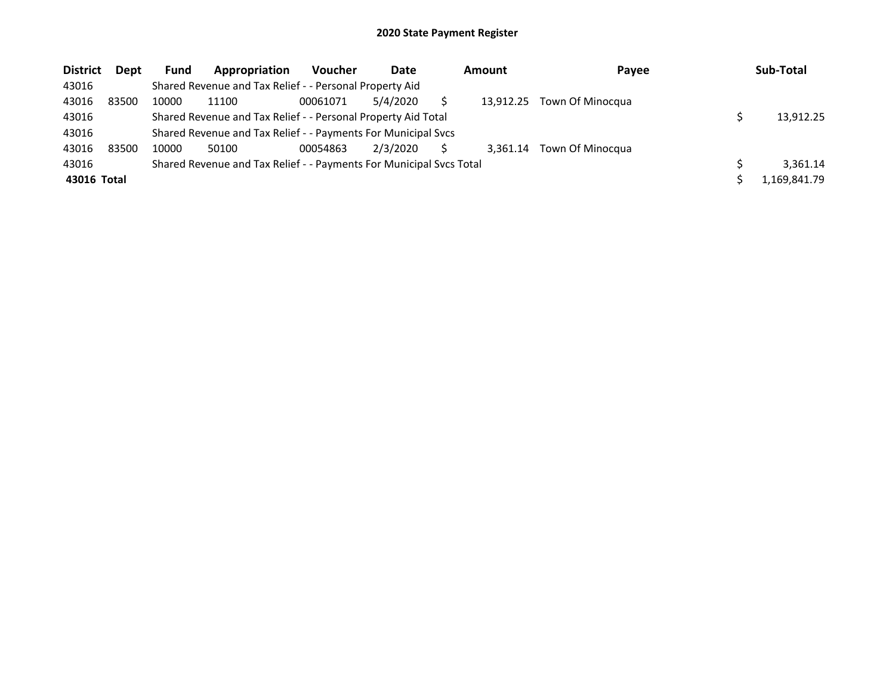# 2020 State Payment Register

| District | Dept | Fund | Appropriation | Voucher | Date | Amount | Payee | Sub-Total |
|---|---|---|---|---|---|---|---|---|
| 43016 | | Shared Revenue and Tax Relief - - Personal Property Aid | | | | | | |
| 43016 | 83500 | 10000 | 11100 | 00061071 | 5/4/2020 | $ 13,912.25 | Town Of Minocqua | |
| 43016 | | Shared Revenue and Tax Relief - - Personal Property Aid Total | | | | | | $ 13,912.25 |
| 43016 | | Shared Revenue and Tax Relief - - Payments For Municipal Svcs | | | | | | |
| 43016 | 83500 | 10000 | 50100 | 00054863 | 2/3/2020 | $ 3,361.14 | Town Of Minocqua | |
| 43016 | | Shared Revenue and Tax Relief - - Payments For Municipal Svcs Total | | | | | | $ 3,361.14 |
| **43016 Total** | | | | | | | | $ 1,169,841.79 |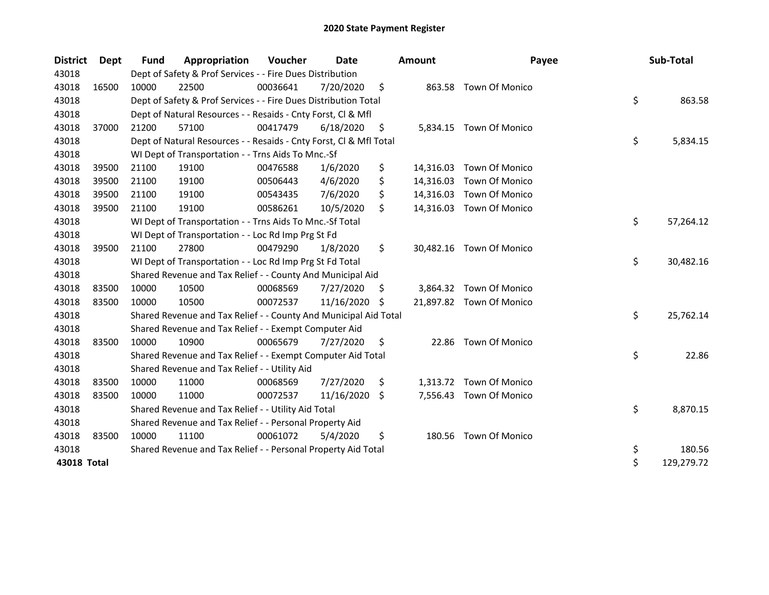# 2020 State Payment Register

| District | Dept | Fund | Appropriation | Voucher | Date | Amount | Payee | Sub-Total |
|---|---|---|---|---|---|---|---|---|
| 43018 | | Dept of Safety & Prof Services - - Fire Dues Distribution | | | | | | |
| 43018 | 16500 | 10000 | 22500 | 00036641 | 7/20/2020 | $ 863.58 | Town Of Monico | |
| 43018 | | Dept of Safety & Prof Services - - Fire Dues Distribution Total | | | | | | $ 863.58 |
| 43018 | | Dept of Natural Resources - - Resaids - Cnty Forst, Cl & Mfl | | | | | | |
| 43018 | 37000 | 21200 | 57100 | 00417479 | 6/18/2020 | $ 5,834.15 | Town Of Monico | |
| 43018 | | Dept of Natural Resources - - Resaids - Cnty Forst, Cl & Mfl Total | | | | | | $ 5,834.15 |
| 43018 | | WI Dept of Transportation - - Trns Aids To Mnc.-Sf | | | | | | |
| 43018 | 39500 | 21100 | 19100 | 00476588 | 1/6/2020 | $ 14,316.03 | Town Of Monico | |
| 43018 | 39500 | 21100 | 19100 | 00506443 | 4/6/2020 | $ 14,316.03 | Town Of Monico | |
| 43018 | 39500 | 21100 | 19100 | 00543435 | 7/6/2020 | $ 14,316.03 | Town Of Monico | |
| 43018 | 39500 | 21100 | 19100 | 00586261 | 10/5/2020 | $ 14,316.03 | Town Of Monico | |
| 43018 | | WI Dept of Transportation - - Trns Aids To Mnc.-Sf Total | | | | | | $ 57,264.12 |
| 43018 | | WI Dept of Transportation - - Loc Rd Imp Prg St Fd | | | | | | |
| 43018 | 39500 | 21100 | 27800 | 00479290 | 1/8/2020 | $ 30,482.16 | Town Of Monico | |
| 43018 | | WI Dept of Transportation - - Loc Rd Imp Prg St Fd Total | | | | | | $ 30,482.16 |
| 43018 | | Shared Revenue and Tax Relief - - County And Municipal Aid | | | | | | |
| 43018 | 83500 | 10000 | 10500 | 00068569 | 7/27/2020 | $ 3,864.32 | Town Of Monico | |
| 43018 | 83500 | 10000 | 10500 | 00072537 | 11/16/2020 | $ 21,897.82 | Town Of Monico | |
| 43018 | | Shared Revenue and Tax Relief - - County And Municipal Aid Total | | | | | | $ 25,762.14 |
| 43018 | | Shared Revenue and Tax Relief - - Exempt Computer Aid | | | | | | |
| 43018 | 83500 | 10000 | 10900 | 00065679 | 7/27/2020 | $ 22.86 | Town Of Monico | |
| 43018 | | Shared Revenue and Tax Relief - - Exempt Computer Aid Total | | | | | | $ 22.86 |
| 43018 | | Shared Revenue and Tax Relief - - Utility Aid | | | | | | |
| 43018 | 83500 | 10000 | 11000 | 00068569 | 7/27/2020 | $ 1,313.72 | Town Of Monico | |
| 43018 | 83500 | 10000 | 11000 | 00072537 | 11/16/2020 | $ 7,556.43 | Town Of Monico | |
| 43018 | | Shared Revenue and Tax Relief - - Utility Aid Total | | | | | | $ 8,870.15 |
| 43018 | | Shared Revenue and Tax Relief - - Personal Property Aid | | | | | | |
| 43018 | 83500 | 10000 | 11100 | 00061072 | 5/4/2020 | $ 180.56 | Town Of Monico | |
| 43018 | | Shared Revenue and Tax Relief - - Personal Property Aid Total | | | | | | $ 180.56 |
| **43018 Total** | | | | | | | | $ 129,279.72 |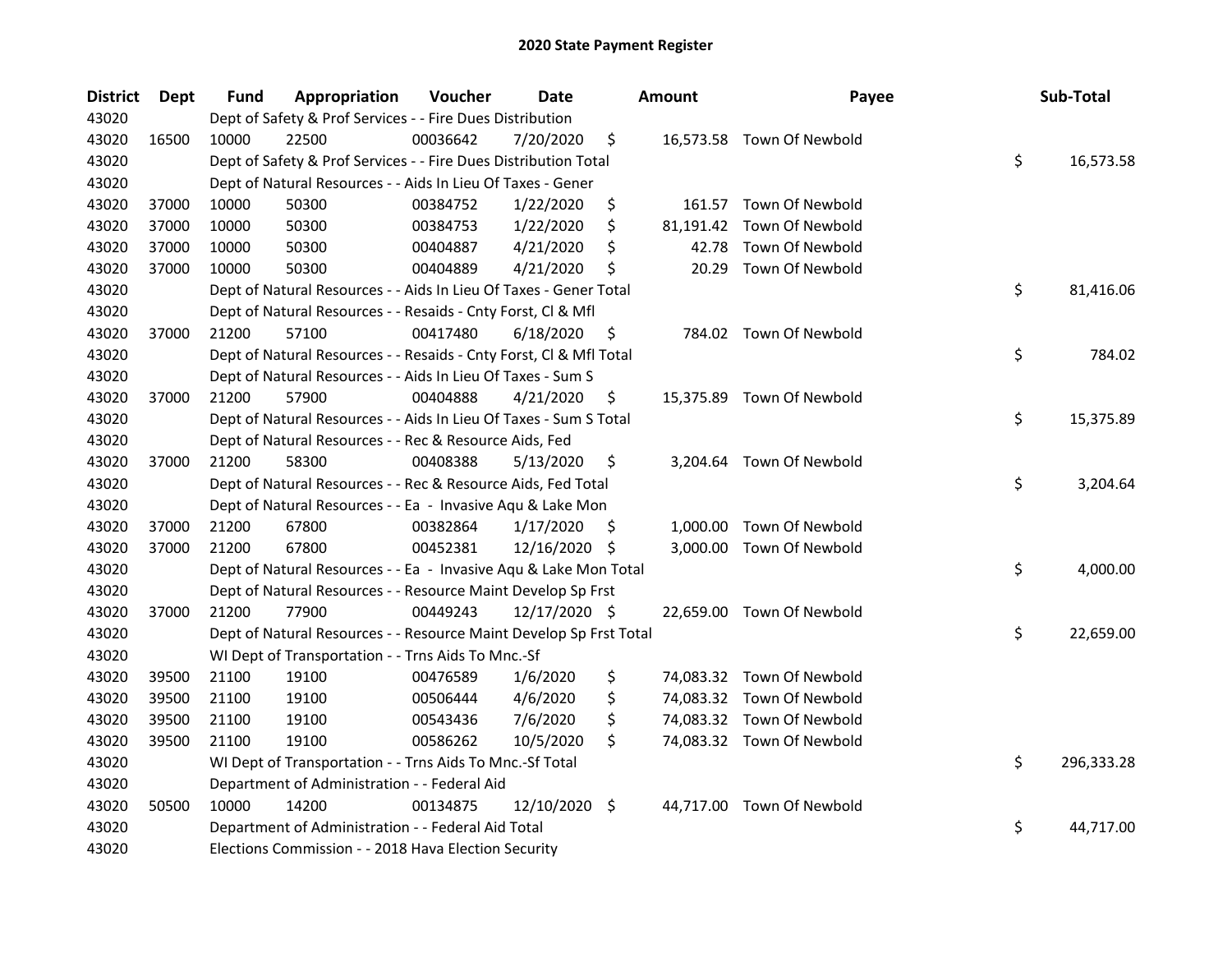# 2020 State Payment Register

| District | Dept | Fund | Appropriation | Voucher | Date | Amount | Payee | Sub-Total |
|---|---|---|---|---|---|---|---|---|
| 43020 | | Dept of Safety & Prof Services - - Fire Dues Distribution | | | | | | |
| 43020 | 16500 | 10000 | 22500 | 00036642 | 7/20/2020 | $ 16,573.58 | Town Of Newbold | |
| 43020 | | Dept of Safety & Prof Services - - Fire Dues Distribution Total | | | | | | $ 16,573.58 |
| 43020 | | Dept of Natural Resources - - Aids In Lieu Of Taxes - Gener | | | | | | |
| 43020 | 37000 | 10000 | 50300 | 00384752 | 1/22/2020 | $ 161.57 | Town Of Newbold | |
| 43020 | 37000 | 10000 | 50300 | 00384753 | 1/22/2020 | $ 81,191.42 | Town Of Newbold | |
| 43020 | 37000 | 10000 | 50300 | 00404887 | 4/21/2020 | $ 42.78 | Town Of Newbold | |
| 43020 | 37000 | 10000 | 50300 | 00404889 | 4/21/2020 | $ 20.29 | Town Of Newbold | |
| 43020 | | Dept of Natural Resources - - Aids In Lieu Of Taxes - Gener Total | | | | | | $ 81,416.06 |
| 43020 | | Dept of Natural Resources - - Resaids - Cnty Forst, Cl & Mfl | | | | | | |
| 43020 | 37000 | 21200 | 57100 | 00417480 | 6/18/2020 | $ 784.02 | Town Of Newbold | |
| 43020 | | Dept of Natural Resources - - Resaids - Cnty Forst, Cl & Mfl Total | | | | | | $ 784.02 |
| 43020 | | Dept of Natural Resources - - Aids In Lieu Of Taxes - Sum S | | | | | | |
| 43020 | 37000 | 21200 | 57900 | 00404888 | 4/21/2020 | $ 15,375.89 | Town Of Newbold | |
| 43020 | | Dept of Natural Resources - - Aids In Lieu Of Taxes - Sum S Total | | | | | | $ 15,375.89 |
| 43020 | | Dept of Natural Resources - - Rec & Resource Aids, Fed | | | | | | |
| 43020 | 37000 | 21200 | 58300 | 00408388 | 5/13/2020 | $ 3,204.64 | Town Of Newbold | |
| 43020 | | Dept of Natural Resources - - Rec & Resource Aids, Fed Total | | | | | | $ 3,204.64 |
| 43020 | | Dept of Natural Resources - - Ea - Invasive Aqu & Lake Mon | | | | | | |
| 43020 | 37000 | 21200 | 67800 | 00382864 | 1/17/2020 | $ 1,000.00 | Town Of Newbold | |
| 43020 | 37000 | 21200 | 67800 | 00452381 | 12/16/2020 | $ 3,000.00 | Town Of Newbold | |
| 43020 | | Dept of Natural Resources - - Ea - Invasive Aqu & Lake Mon Total | | | | | | $ 4,000.00 |
| 43020 | | Dept of Natural Resources - - Resource Maint Develop Sp Frst | | | | | | |
| 43020 | 37000 | 21200 | 77900 | 00449243 | 12/17/2020 | $ 22,659.00 | Town Of Newbold | |
| 43020 | | Dept of Natural Resources - - Resource Maint Develop Sp Frst Total | | | | | | $ 22,659.00 |
| 43020 | | WI Dept of Transportation - - Trns Aids To Mnc.-Sf | | | | | | |
| 43020 | 39500 | 21100 | 19100 | 00476589 | 1/6/2020 | $ 74,083.32 | Town Of Newbold | |
| 43020 | 39500 | 21100 | 19100 | 00506444 | 4/6/2020 | $ 74,083.32 | Town Of Newbold | |
| 43020 | 39500 | 21100 | 19100 | 00543436 | 7/6/2020 | $ 74,083.32 | Town Of Newbold | |
| 43020 | 39500 | 21100 | 19100 | 00586262 | 10/5/2020 | $ 74,083.32 | Town Of Newbold | |
| 43020 | | WI Dept of Transportation - - Trns Aids To Mnc.-Sf Total | | | | | | $ 296,333.28 |
| 43020 | | Department of Administration - - Federal Aid | | | | | | |
| 43020 | 50500 | 10000 | 14200 | 00134875 | 12/10/2020 | $ 44,717.00 | Town Of Newbold | |
| 43020 | | Department of Administration - - Federal Aid Total | | | | | | $ 44,717.00 |
| 43020 | | Elections Commission - - 2018 Hava Election Security | | | | | | |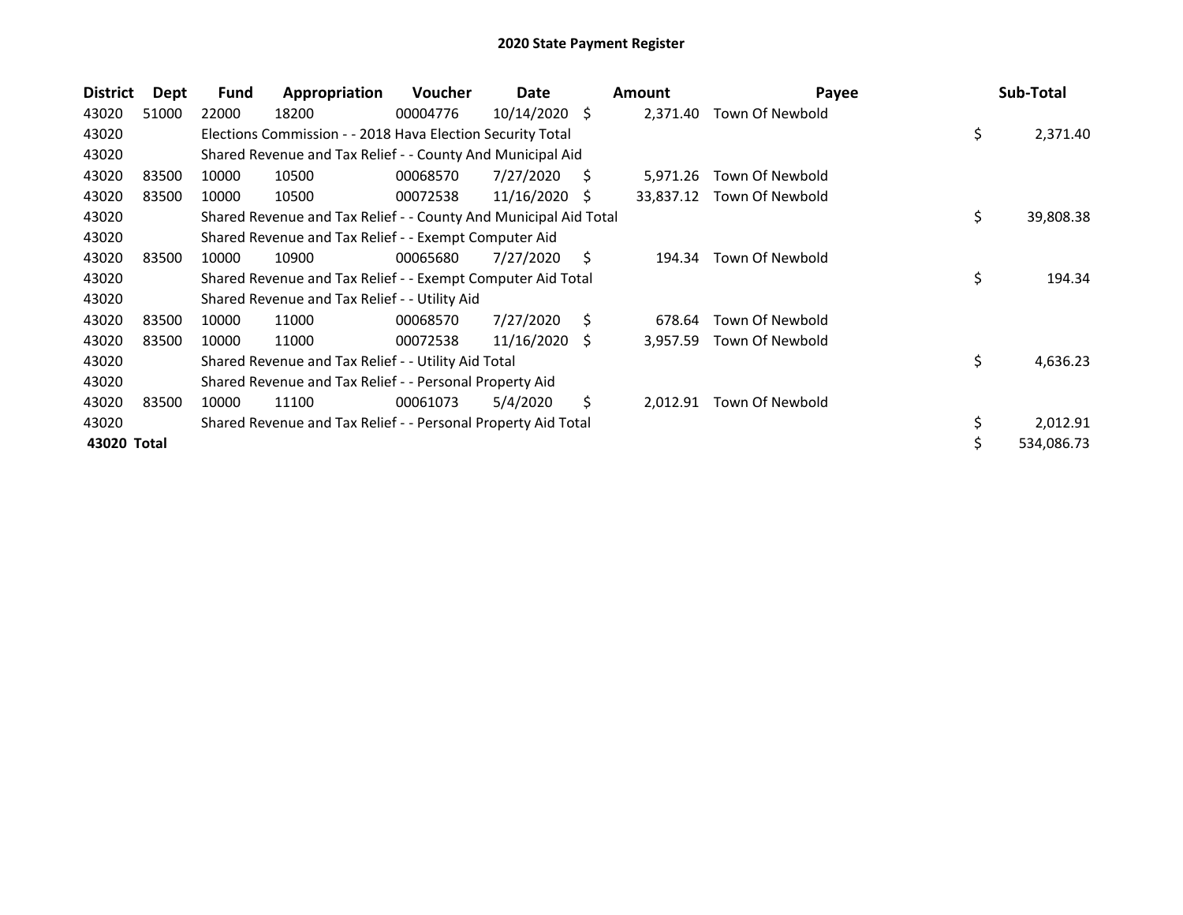# 2020 State Payment Register

| District | Dept | Fund | Appropriation | Voucher | Date | Amount | Payee | Sub-Total |
|---|---|---|---|---|---|---|---|---|
| 43020 | 51000 | 22000 | 18200 | 00004776 | 10/14/2020 | $ 2,371.40 | Town Of Newbold | |
| 43020 | | Elections Commission - - 2018 Hava Election Security Total | | | | | | $ 2,371.40 |
| 43020 | | Shared Revenue and Tax Relief - - County And Municipal Aid | | | | | | |
| 43020 | 83500 | 10000 | 10500 | 00068570 | 7/27/2020 | $ 5,971.26 | Town Of Newbold | |
| 43020 | 83500 | 10000 | 10500 | 00072538 | 11/16/2020 | $ 33,837.12 | Town Of Newbold | |
| 43020 | | Shared Revenue and Tax Relief - - County And Municipal Aid Total | | | | | | $ 39,808.38 |
| 43020 | | Shared Revenue and Tax Relief - - Exempt Computer Aid | | | | | | |
| 43020 | 83500 | 10000 | 10900 | 00065680 | 7/27/2020 | $ 194.34 | Town Of Newbold | |
| 43020 | | Shared Revenue and Tax Relief - - Exempt Computer Aid Total | | | | | | $ 194.34 |
| 43020 | | Shared Revenue and Tax Relief - - Utility Aid | | | | | | |
| 43020 | 83500 | 10000 | 11000 | 00068570 | 7/27/2020 | $ 678.64 | Town Of Newbold | |
| 43020 | 83500 | 10000 | 11000 | 00072538 | 11/16/2020 | $ 3,957.59 | Town Of Newbold | |
| 43020 | | Shared Revenue and Tax Relief - - Utility Aid Total | | | | | | $ 4,636.23 |
| 43020 | | Shared Revenue and Tax Relief - - Personal Property Aid | | | | | | |
| 43020 | 83500 | 10000 | 11100 | 00061073 | 5/4/2020 | $ 2,012.91 | Town Of Newbold | |
| 43020 | | Shared Revenue and Tax Relief - - Personal Property Aid Total | | | | | | $ 2,012.91 |
| **43020 Total** | | | | | | | | $ 534,086.73 |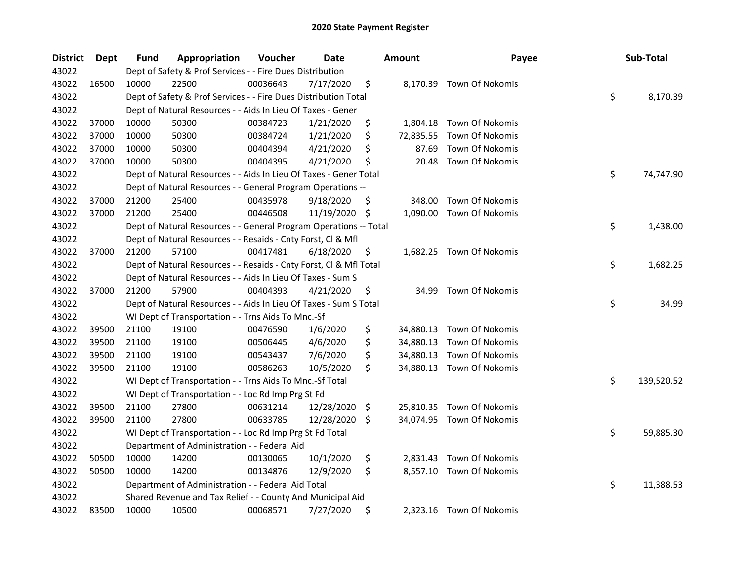# 2020 State Payment Register

| District | Dept | Fund | Appropriation | Voucher | Date | Amount | Payee | Sub-Total |
|---|---|---|---|---|---|---|---|---|
| 43022 | | Dept of Safety & Prof Services - - Fire Dues Distribution | | | | | | |
| 43022 | 16500 | 10000 | 22500 | 00036643 | 7/17/2020 | $ 8,170.39 | Town Of Nokomis | |
| 43022 | | Dept of Safety & Prof Services - - Fire Dues Distribution Total | | | | | | $ 8,170.39 |
| 43022 | | Dept of Natural Resources - - Aids In Lieu Of Taxes - Gener | | | | | | |
| 43022 | 37000 | 10000 | 50300 | 00384723 | 1/21/2020 | $ 1,804.18 | Town Of Nokomis | |
| 43022 | 37000 | 10000 | 50300 | 00384724 | 1/21/2020 | $ 72,835.55 | Town Of Nokomis | |
| 43022 | 37000 | 10000 | 50300 | 00404394 | 4/21/2020 | $ 87.69 | Town Of Nokomis | |
| 43022 | 37000 | 10000 | 50300 | 00404395 | 4/21/2020 | $ 20.48 | Town Of Nokomis | |
| 43022 | | Dept of Natural Resources - - Aids In Lieu Of Taxes - Gener Total | | | | | | $ 74,747.90 |
| 43022 | | Dept of Natural Resources - - General Program Operations -- | | | | | | |
| 43022 | 37000 | 21200 | 25400 | 00435978 | 9/18/2020 | $ 348.00 | Town Of Nokomis | |
| 43022 | 37000 | 21200 | 25400 | 00446508 | 11/19/2020 | $ 1,090.00 | Town Of Nokomis | |
| 43022 | | Dept of Natural Resources - - General Program Operations -- Total | | | | | | $ 1,438.00 |
| 43022 | | Dept of Natural Resources - - Resaids - Cnty Forst, Cl & Mfl | | | | | | |
| 43022 | 37000 | 21200 | 57100 | 00417481 | 6/18/2020 | $ 1,682.25 | Town Of Nokomis | |
| 43022 | | Dept of Natural Resources - - Resaids - Cnty Forst, Cl & Mfl Total | | | | | | $ 1,682.25 |
| 43022 | | Dept of Natural Resources - - Aids In Lieu Of Taxes - Sum S | | | | | | |
| 43022 | 37000 | 21200 | 57900 | 00404393 | 4/21/2020 | $ 34.99 | Town Of Nokomis | |
| 43022 | | Dept of Natural Resources - - Aids In Lieu Of Taxes - Sum S Total | | | | | | $ 34.99 |
| 43022 | | WI Dept of Transportation - - Trns Aids To Mnc.-Sf | | | | | | |
| 43022 | 39500 | 21100 | 19100 | 00476590 | 1/6/2020 | $ 34,880.13 | Town Of Nokomis | |
| 43022 | 39500 | 21100 | 19100 | 00506445 | 4/6/2020 | $ 34,880.13 | Town Of Nokomis | |
| 43022 | 39500 | 21100 | 19100 | 00543437 | 7/6/2020 | $ 34,880.13 | Town Of Nokomis | |
| 43022 | 39500 | 21100 | 19100 | 00586263 | 10/5/2020 | $ 34,880.13 | Town Of Nokomis | |
| 43022 | | WI Dept of Transportation - - Trns Aids To Mnc.-Sf Total | | | | | | $ 139,520.52 |
| 43022 | | WI Dept of Transportation - - Loc Rd Imp Prg St Fd | | | | | | |
| 43022 | 39500 | 21100 | 27800 | 00631214 | 12/28/2020 | $ 25,810.35 | Town Of Nokomis | |
| 43022 | 39500 | 21100 | 27800 | 00633785 | 12/28/2020 | $ 34,074.95 | Town Of Nokomis | |
| 43022 | | WI Dept of Transportation - - Loc Rd Imp Prg St Fd Total | | | | | | $ 59,885.30 |
| 43022 | | Department of Administration - - Federal Aid | | | | | | |
| 43022 | 50500 | 10000 | 14200 | 00130065 | 10/1/2020 | $ 2,831.43 | Town Of Nokomis | |
| 43022 | 50500 | 10000 | 14200 | 00134876 | 12/9/2020 | $ 8,557.10 | Town Of Nokomis | |
| 43022 | | Department of Administration - - Federal Aid Total | | | | | | $ 11,388.53 |
| 43022 | | Shared Revenue and Tax Relief - - County And Municipal Aid | | | | | | |
| 43022 | 83500 | 10000 | 10500 | 00068571 | 7/27/2020 | $ 2,323.16 | Town Of Nokomis | |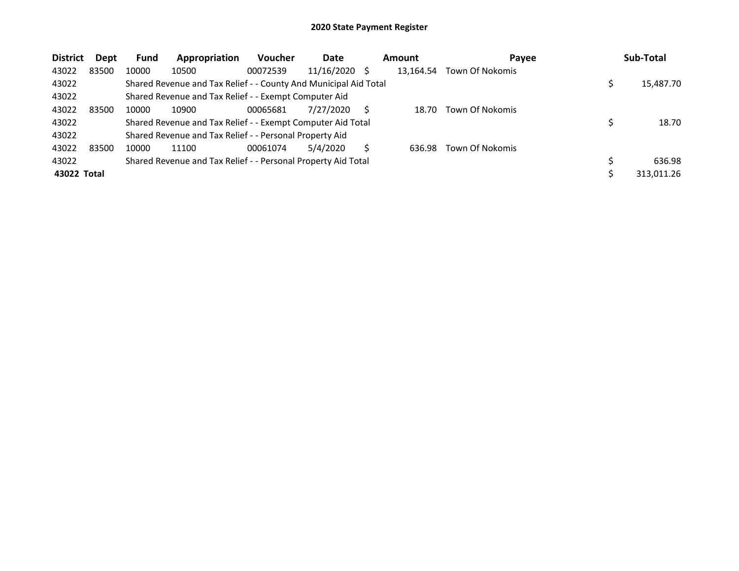# 2020 State Payment Register

| District | Dept | Fund | Appropriation | Voucher | Date | Amount | Payee | Sub-Total |
|---|---|---|---|---|---|---|---|---|
| 43022 | 83500 | 10000 | 10500 | 00072539 | 11/16/2020 | $ 13,164.54 | Town Of Nokomis | |
| 43022 | | Shared Revenue and Tax Relief - - County And Municipal Aid Total | | | | | | $ 15,487.70 |
| 43022 | | Shared Revenue and Tax Relief - - Exempt Computer Aid | | | | | | |
| 43022 | 83500 | 10000 | 10900 | 00065681 | 7/27/2020 | $ 18.70 | Town Of Nokomis | |
| 43022 | | Shared Revenue and Tax Relief - - Exempt Computer Aid Total | | | | | | $ 18.70 |
| 43022 | | Shared Revenue and Tax Relief - - Personal Property Aid | | | | | | |
| 43022 | 83500 | 10000 | 11100 | 00061074 | 5/4/2020 | $ 636.98 | Town Of Nokomis | |
| 43022 | | Shared Revenue and Tax Relief - - Personal Property Aid Total | | | | | | $ 636.98 |
| **43022 Total** | | | | | | | | $ 313,011.26 |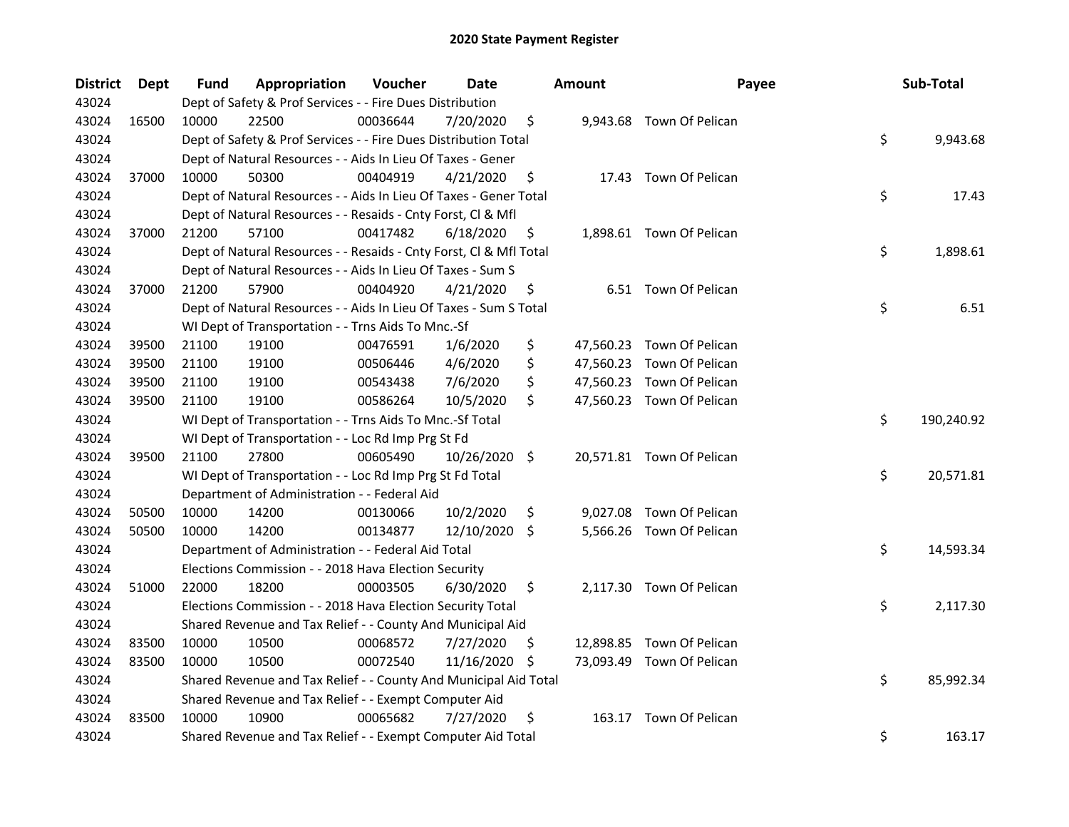# 2020 State Payment Register

| District | Dept | Fund | Appropriation | Voucher | Date | Amount | Payee | Sub-Total |
|---|---|---|---|---|---|---|---|---|
| 43024 | | Dept of Safety & Prof Services - - Fire Dues Distribution | | | | | | |
| 43024 | 16500 | 10000 | 22500 | 00036644 | 7/20/2020 | $ 9,943.68 | Town Of Pelican | |
| 43024 | | Dept of Safety & Prof Services - - Fire Dues Distribution Total | | | | | | $ 9,943.68 |
| 43024 | | Dept of Natural Resources - - Aids In Lieu Of Taxes - Gener | | | | | | |
| 43024 | 37000 | 10000 | 50300 | 00404919 | 4/21/2020 | $ 17.43 | Town Of Pelican | |
| 43024 | | Dept of Natural Resources - - Aids In Lieu Of Taxes - Gener Total | | | | | | $ 17.43 |
| 43024 | | Dept of Natural Resources - - Resaids - Cnty Forst, Cl & Mfl | | | | | | |
| 43024 | 37000 | 21200 | 57100 | 00417482 | 6/18/2020 | $ 1,898.61 | Town Of Pelican | |
| 43024 | | Dept of Natural Resources - - Resaids - Cnty Forst, Cl & Mfl Total | | | | | | $ 1,898.61 |
| 43024 | | Dept of Natural Resources - - Aids In Lieu Of Taxes - Sum S | | | | | | |
| 43024 | 37000 | 21200 | 57900 | 00404920 | 4/21/2020 | $ 6.51 | Town Of Pelican | |
| 43024 | | Dept of Natural Resources - - Aids In Lieu Of Taxes - Sum S Total | | | | | | $ 6.51 |
| 43024 | | WI Dept of Transportation - - Trns Aids To Mnc.-Sf | | | | | | |
| 43024 | 39500 | 21100 | 19100 | 00476591 | 1/6/2020 | $ 47,560.23 | Town Of Pelican | |
| 43024 | 39500 | 21100 | 19100 | 00506446 | 4/6/2020 | $ 47,560.23 | Town Of Pelican | |
| 43024 | 39500 | 21100 | 19100 | 00543438 | 7/6/2020 | $ 47,560.23 | Town Of Pelican | |
| 43024 | 39500 | 21100 | 19100 | 00586264 | 10/5/2020 | $ 47,560.23 | Town Of Pelican | |
| 43024 | | WI Dept of Transportation - - Trns Aids To Mnc.-Sf Total | | | | | | $ 190,240.92 |
| 43024 | | WI Dept of Transportation - - Loc Rd Imp Prg St Fd | | | | | | |
| 43024 | 39500 | 21100 | 27800 | 00605490 | 10/26/2020 | $ 20,571.81 | Town Of Pelican | |
| 43024 | | WI Dept of Transportation - - Loc Rd Imp Prg St Fd Total | | | | | | $ 20,571.81 |
| 43024 | | Department of Administration - - Federal Aid | | | | | | |
| 43024 | 50500 | 10000 | 14200 | 00130066 | 10/2/2020 | $ 9,027.08 | Town Of Pelican | |
| 43024 | 50500 | 10000 | 14200 | 00134877 | 12/10/2020 | $ 5,566.26 | Town Of Pelican | |
| 43024 | | Department of Administration - - Federal Aid Total | | | | | | $ 14,593.34 |
| 43024 | | Elections Commission - - 2018 Hava Election Security | | | | | | |
| 43024 | 51000 | 22000 | 18200 | 00003505 | 6/30/2020 | $ 2,117.30 | Town Of Pelican | |
| 43024 | | Elections Commission - - 2018 Hava Election Security Total | | | | | | $ 2,117.30 |
| 43024 | | Shared Revenue and Tax Relief - - County And Municipal Aid | | | | | | |
| 43024 | 83500 | 10000 | 10500 | 00068572 | 7/27/2020 | $ 12,898.85 | Town Of Pelican | |
| 43024 | 83500 | 10000 | 10500 | 00072540 | 11/16/2020 | $ 73,093.49 | Town Of Pelican | |
| 43024 | | Shared Revenue and Tax Relief - - County And Municipal Aid Total | | | | | | $ 85,992.34 |
| 43024 | | Shared Revenue and Tax Relief - - Exempt Computer Aid | | | | | | |
| 43024 | 83500 | 10000 | 10900 | 00065682 | 7/27/2020 | $ 163.17 | Town Of Pelican | |
| 43024 | | Shared Revenue and Tax Relief - - Exempt Computer Aid Total | | | | | | $ 163.17 |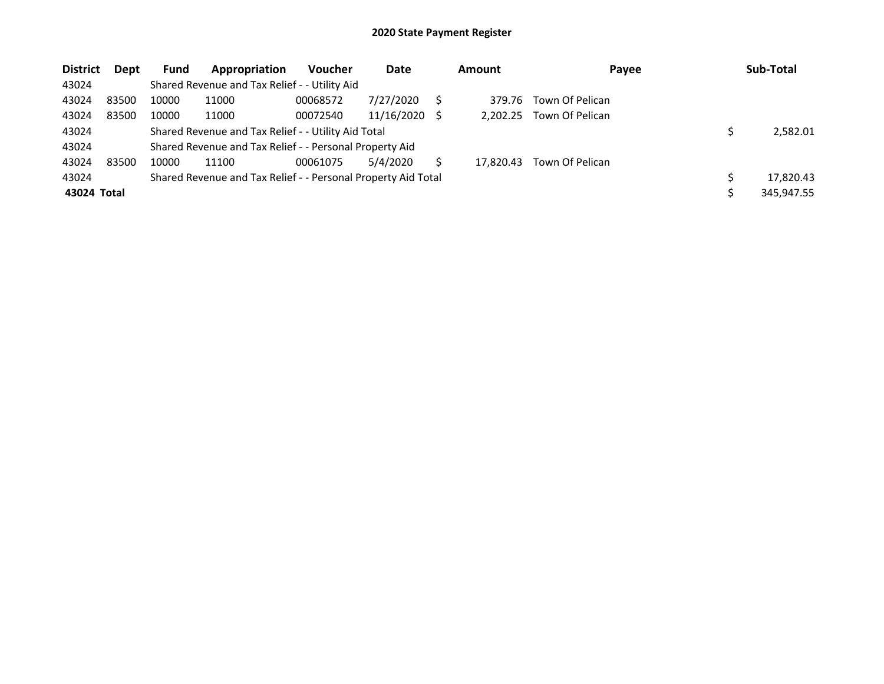# 2020 State Payment Register

| District | Dept | Fund | Appropriation | Voucher | Date | Amount | Payee | Sub-Total |
|---|---|---|---|---|---|---|---|---|
| 43024 | | Shared Revenue and Tax Relief - - Utility Aid | | | | | | |
| 43024 | 83500 | 10000 | 11000 | 00068572 | 7/27/2020 | $ 379.76 | Town Of Pelican | |
| 43024 | 83500 | 10000 | 11000 | 00072540 | 11/16/2020 | $ 2,202.25 | Town Of Pelican | |
| 43024 | | Shared Revenue and Tax Relief - - Utility Aid Total | | | | | | $ 2,582.01 |
| 43024 | | Shared Revenue and Tax Relief - - Personal Property Aid | | | | | | |
| 43024 | 83500 | 10000 | 11100 | 00061075 | 5/4/2020 | $ 17,820.43 | Town Of Pelican | |
| 43024 | | Shared Revenue and Tax Relief - - Personal Property Aid Total | | | | | | $ 17,820.43 |
| **43024 Total** | | | | | | | | $ 345,947.55 |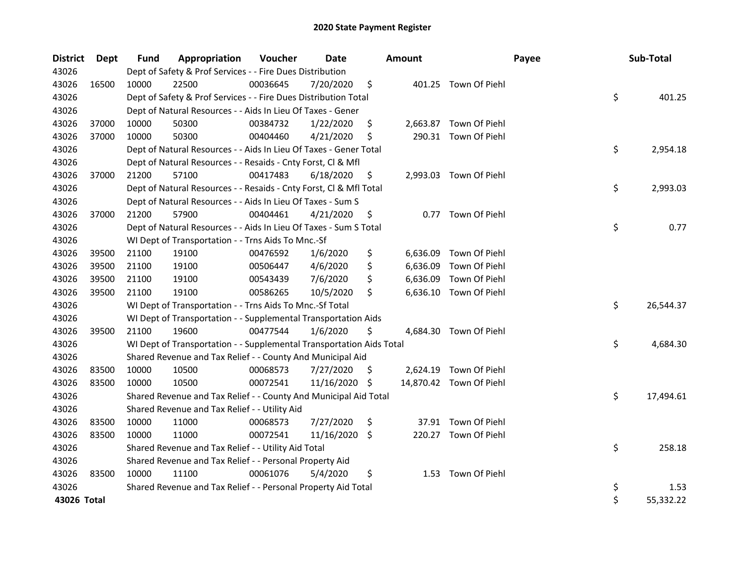# 2020 State Payment Register

| District | Dept | Fund | Appropriation | Voucher | Date | Amount | Payee | Sub-Total |
|---|---|---|---|---|---|---|---|---|
| 43026 | | Dept of Safety & Prof Services - - Fire Dues Distribution | | | | | | |
| 43026 | 16500 | 10000 | 22500 | 00036645 | 7/20/2020 | $ 401.25 | Town Of Piehl | |
| 43026 | | Dept of Safety & Prof Services - - Fire Dues Distribution Total | | | | | | $ 401.25 |
| 43026 | | Dept of Natural Resources - - Aids In Lieu Of Taxes - Gener | | | | | | |
| 43026 | 37000 | 10000 | 50300 | 00384732 | 1/22/2020 | $ 2,663.87 | Town Of Piehl | |
| 43026 | 37000 | 10000 | 50300 | 00404460 | 4/21/2020 | $ 290.31 | Town Of Piehl | |
| 43026 | | Dept of Natural Resources - - Aids In Lieu Of Taxes - Gener Total | | | | | | $ 2,954.18 |
| 43026 | | Dept of Natural Resources - - Resaids - Cnty Forst, Cl & Mfl | | | | | | |
| 43026 | 37000 | 21200 | 57100 | 00417483 | 6/18/2020 | $ 2,993.03 | Town Of Piehl | |
| 43026 | | Dept of Natural Resources - - Resaids - Cnty Forst, Cl & Mfl Total | | | | | | $ 2,993.03 |
| 43026 | | Dept of Natural Resources - - Aids In Lieu Of Taxes - Sum S | | | | | | |
| 43026 | 37000 | 21200 | 57900 | 00404461 | 4/21/2020 | $ 0.77 | Town Of Piehl | |
| 43026 | | Dept of Natural Resources - - Aids In Lieu Of Taxes - Sum S Total | | | | | | $ 0.77 |
| 43026 | | WI Dept of Transportation - - Trns Aids To Mnc.-Sf | | | | | | |
| 43026 | 39500 | 21100 | 19100 | 00476592 | 1/6/2020 | $ 6,636.09 | Town Of Piehl | |
| 43026 | 39500 | 21100 | 19100 | 00506447 | 4/6/2020 | $ 6,636.09 | Town Of Piehl | |
| 43026 | 39500 | 21100 | 19100 | 00543439 | 7/6/2020 | $ 6,636.09 | Town Of Piehl | |
| 43026 | 39500 | 21100 | 19100 | 00586265 | 10/5/2020 | $ 6,636.10 | Town Of Piehl | |
| 43026 | | WI Dept of Transportation - - Trns Aids To Mnc.-Sf Total | | | | | | $ 26,544.37 |
| 43026 | | WI Dept of Transportation - - Supplemental Transportation Aids | | | | | | |
| 43026 | 39500 | 21100 | 19600 | 00477544 | 1/6/2020 | $ 4,684.30 | Town Of Piehl | |
| 43026 | | WI Dept of Transportation - - Supplemental Transportation Aids Total | | | | | | $ 4,684.30 |
| 43026 | | Shared Revenue and Tax Relief - - County And Municipal Aid | | | | | | |
| 43026 | 83500 | 10000 | 10500 | 00068573 | 7/27/2020 | $ 2,624.19 | Town Of Piehl | |
| 43026 | 83500 | 10000 | 10500 | 00072541 | 11/16/2020 | $ 14,870.42 | Town Of Piehl | |
| 43026 | | Shared Revenue and Tax Relief - - County And Municipal Aid Total | | | | | | $ 17,494.61 |
| 43026 | | Shared Revenue and Tax Relief - - Utility Aid | | | | | | |
| 43026 | 83500 | 10000 | 11000 | 00068573 | 7/27/2020 | $ 37.91 | Town Of Piehl | |
| 43026 | 83500 | 10000 | 11000 | 00072541 | 11/16/2020 | $ 220.27 | Town Of Piehl | |
| 43026 | | Shared Revenue and Tax Relief - - Utility Aid Total | | | | | | $ 258.18 |
| 43026 | | Shared Revenue and Tax Relief - - Personal Property Aid | | | | | | |
| 43026 | 83500 | 10000 | 11100 | 00061076 | 5/4/2020 | $ 1.53 | Town Of Piehl | |
| 43026 | | Shared Revenue and Tax Relief - - Personal Property Aid Total | | | | | | $ 1.53 |
| **43026 Total** | | | | | | | | $ 55,332.22 |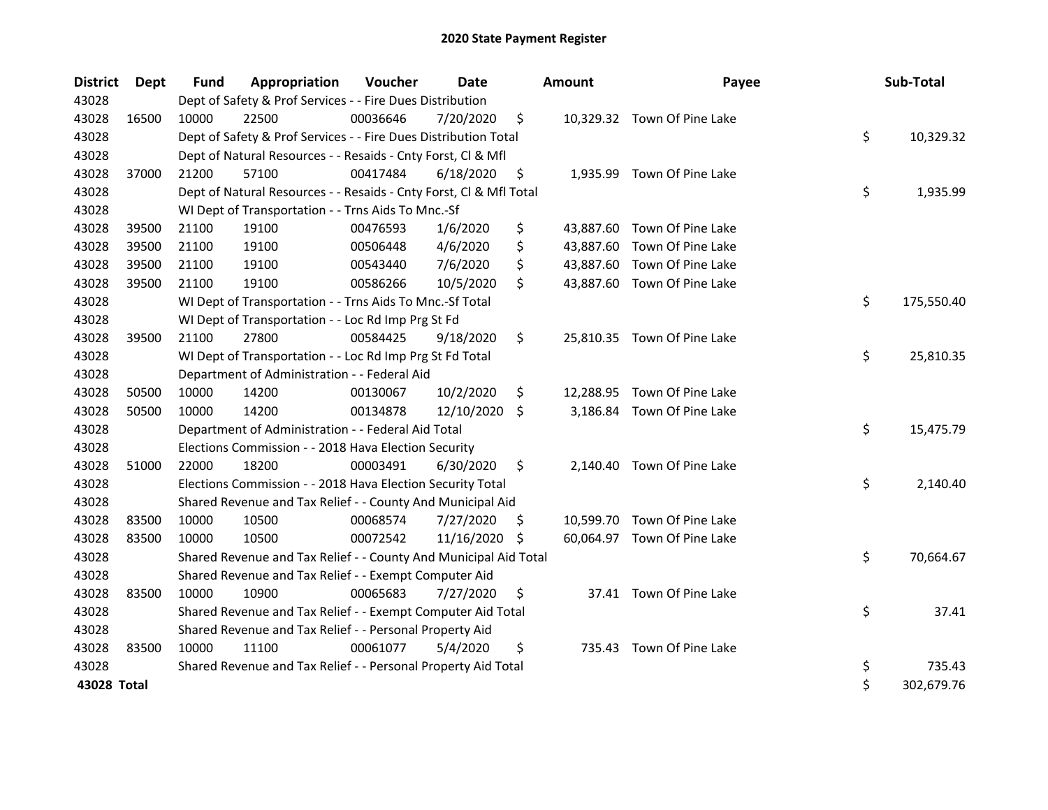# 2020 State Payment Register

| District | Dept | Fund | Appropriation | Voucher | Date | Amount | Payee | Sub-Total |
|---|---|---|---|---|---|---|---|---|
| 43028 | | Dept of Safety & Prof Services - - Fire Dues Distribution | | | | | | |
| 43028 | 16500 | 10000 | 22500 | 00036646 | 7/20/2020 | $ 10,329.32 | Town Of Pine Lake | |
| 43028 | | Dept of Safety & Prof Services - - Fire Dues Distribution Total | | | | | | $ 10,329.32 |
| 43028 | | Dept of Natural Resources - - Resaids - Cnty Forst, Cl & Mfl | | | | | | |
| 43028 | 37000 | 21200 | 57100 | 00417484 | 6/18/2020 | $ 1,935.99 | Town Of Pine Lake | |
| 43028 | | Dept of Natural Resources - - Resaids - Cnty Forst, Cl & Mfl Total | | | | | | $ 1,935.99 |
| 43028 | | WI Dept of Transportation - - Trns Aids To Mnc.-Sf | | | | | | |
| 43028 | 39500 | 21100 | 19100 | 00476593 | 1/6/2020 | $ 43,887.60 | Town Of Pine Lake | |
| 43028 | 39500 | 21100 | 19100 | 00506448 | 4/6/2020 | $ 43,887.60 | Town Of Pine Lake | |
| 43028 | 39500 | 21100 | 19100 | 00543440 | 7/6/2020 | $ 43,887.60 | Town Of Pine Lake | |
| 43028 | 39500 | 21100 | 19100 | 00586266 | 10/5/2020 | $ 43,887.60 | Town Of Pine Lake | |
| 43028 | | WI Dept of Transportation - - Trns Aids To Mnc.-Sf Total | | | | | | $ 175,550.40 |
| 43028 | | WI Dept of Transportation - - Loc Rd Imp Prg St Fd | | | | | | |
| 43028 | 39500 | 21100 | 27800 | 00584425 | 9/18/2020 | $ 25,810.35 | Town Of Pine Lake | |
| 43028 | | WI Dept of Transportation - - Loc Rd Imp Prg St Fd Total | | | | | | $ 25,810.35 |
| 43028 | | Department of Administration - - Federal Aid | | | | | | |
| 43028 | 50500 | 10000 | 14200 | 00130067 | 10/2/2020 | $ 12,288.95 | Town Of Pine Lake | |
| 43028 | 50500 | 10000 | 14200 | 00134878 | 12/10/2020 | $ 3,186.84 | Town Of Pine Lake | |
| 43028 | | Department of Administration - - Federal Aid Total | | | | | | $ 15,475.79 |
| 43028 | | Elections Commission - - 2018 Hava Election Security | | | | | | |
| 43028 | 51000 | 22000 | 18200 | 00003491 | 6/30/2020 | $ 2,140.40 | Town Of Pine Lake | |
| 43028 | | Elections Commission - - 2018 Hava Election Security Total | | | | | | $ 2,140.40 |
| 43028 | | Shared Revenue and Tax Relief - - County And Municipal Aid | | | | | | |
| 43028 | 83500 | 10000 | 10500 | 00068574 | 7/27/2020 | $ 10,599.70 | Town Of Pine Lake | |
| 43028 | 83500 | 10000 | 10500 | 00072542 | 11/16/2020 | $ 60,064.97 | Town Of Pine Lake | |
| 43028 | | Shared Revenue and Tax Relief - - County And Municipal Aid Total | | | | | | $ 70,664.67 |
| 43028 | | Shared Revenue and Tax Relief - - Exempt Computer Aid | | | | | | |
| 43028 | 83500 | 10000 | 10900 | 00065683 | 7/27/2020 | $ 37.41 | Town Of Pine Lake | |
| 43028 | | Shared Revenue and Tax Relief - - Exempt Computer Aid Total | | | | | | $ 37.41 |
| 43028 | | Shared Revenue and Tax Relief - - Personal Property Aid | | | | | | |
| 43028 | 83500 | 10000 | 11100 | 00061077 | 5/4/2020 | $ 735.43 | Town Of Pine Lake | |
| 43028 | | Shared Revenue and Tax Relief - - Personal Property Aid Total | | | | | | $ 735.43 |
| **43028 Total** | | | | | | | | $ 302,679.76 |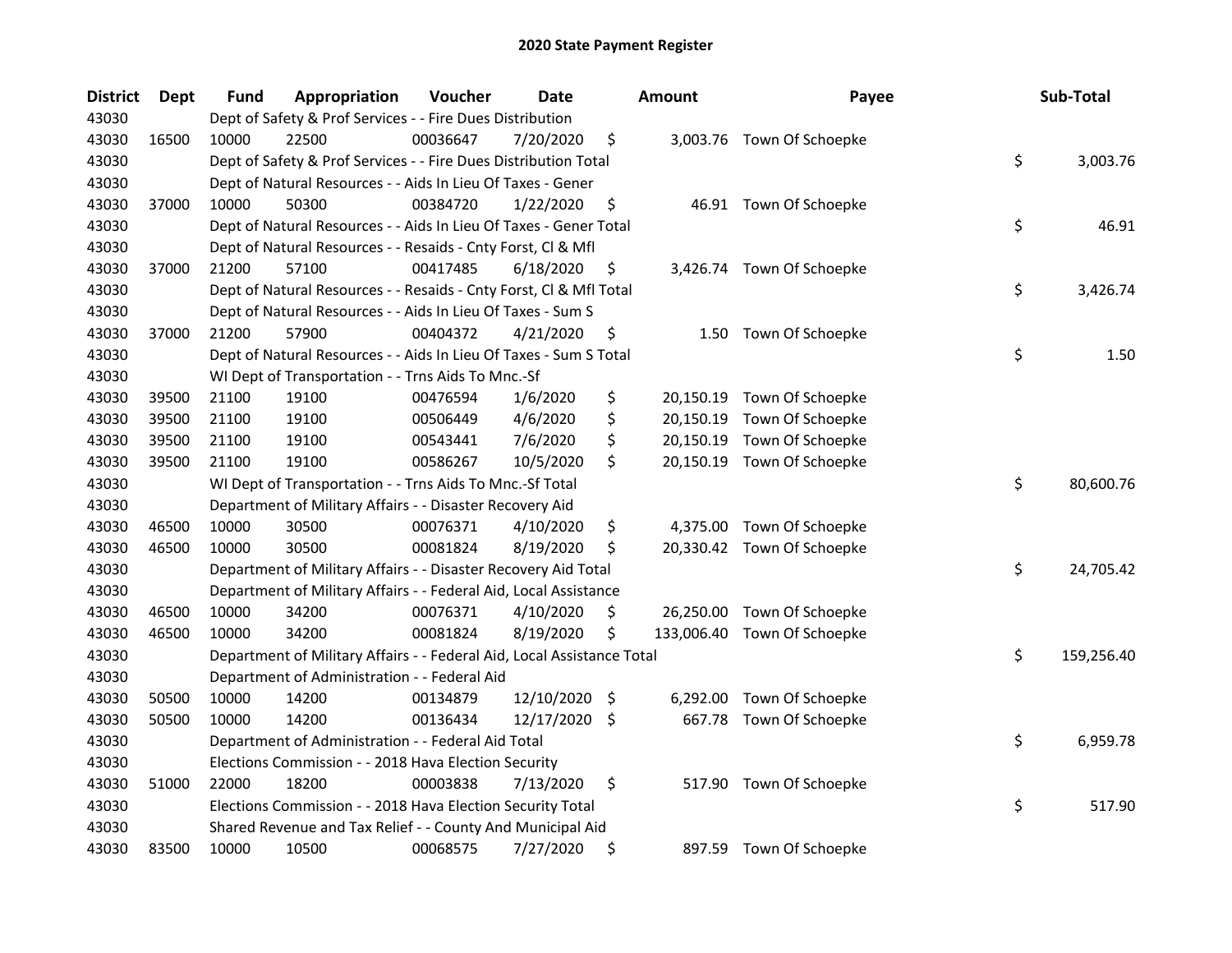# 2020 State Payment Register

| District | Dept | Fund | Appropriation | Voucher | Date | Amount | Payee | Sub-Total |
|---|---|---|---|---|---|---|---|---|
| 43030 | | Dept of Safety & Prof Services - - Fire Dues Distribution | | | | | | |
| 43030 | 16500 | 10000 | 22500 | 00036647 | 7/20/2020 | $ 3,003.76 | Town Of Schoepke | |
| 43030 | | Dept of Safety & Prof Services - - Fire Dues Distribution Total | | | | | | $ 3,003.76 |
| 43030 | | Dept of Natural Resources - - Aids In Lieu Of Taxes - Gener | | | | | | |
| 43030 | 37000 | 10000 | 50300 | 00384720 | 1/22/2020 | $ 46.91 | Town Of Schoepke | |
| 43030 | | Dept of Natural Resources - - Aids In Lieu Of Taxes - Gener Total | | | | | | $ 46.91 |
| 43030 | | Dept of Natural Resources - - Resaids - Cnty Forst, Cl & Mfl | | | | | | |
| 43030 | 37000 | 21200 | 57100 | 00417485 | 6/18/2020 | $ 3,426.74 | Town Of Schoepke | |
| 43030 | | Dept of Natural Resources - - Resaids - Cnty Forst, Cl & Mfl Total | | | | | | $ 3,426.74 |
| 43030 | | Dept of Natural Resources - - Aids In Lieu Of Taxes - Sum S | | | | | | |
| 43030 | 37000 | 21200 | 57900 | 00404372 | 4/21/2020 | $ 1.50 | Town Of Schoepke | |
| 43030 | | Dept of Natural Resources - - Aids In Lieu Of Taxes - Sum S Total | | | | | | $ 1.50 |
| 43030 | | WI Dept of Transportation - - Trns Aids To Mnc.-Sf | | | | | | |
| 43030 | 39500 | 21100 | 19100 | 00476594 | 1/6/2020 | $ 20,150.19 | Town Of Schoepke | |
| 43030 | 39500 | 21100 | 19100 | 00506449 | 4/6/2020 | $ 20,150.19 | Town Of Schoepke | |
| 43030 | 39500 | 21100 | 19100 | 00543441 | 7/6/2020 | $ 20,150.19 | Town Of Schoepke | |
| 43030 | 39500 | 21100 | 19100 | 00586267 | 10/5/2020 | $ 20,150.19 | Town Of Schoepke | |
| 43030 | | WI Dept of Transportation - - Trns Aids To Mnc.-Sf Total | | | | | | $ 80,600.76 |
| 43030 | | Department of Military Affairs - - Disaster Recovery Aid | | | | | | |
| 43030 | 46500 | 10000 | 30500 | 00076371 | 4/10/2020 | $ 4,375.00 | Town Of Schoepke | |
| 43030 | 46500 | 10000 | 30500 | 00081824 | 8/19/2020 | $ 20,330.42 | Town Of Schoepke | |
| 43030 | | Department of Military Affairs - - Disaster Recovery Aid Total | | | | | | $ 24,705.42 |
| 43030 | | Department of Military Affairs - - Federal Aid, Local Assistance | | | | | | |
| 43030 | 46500 | 10000 | 34200 | 00076371 | 4/10/2020 | $ 26,250.00 | Town Of Schoepke | |
| 43030 | 46500 | 10000 | 34200 | 00081824 | 8/19/2020 | $ 133,006.40 | Town Of Schoepke | |
| 43030 | | Department of Military Affairs - - Federal Aid, Local Assistance Total | | | | | | $ 159,256.40 |
| 43030 | | Department of Administration - - Federal Aid | | | | | | |
| 43030 | 50500 | 10000 | 14200 | 00134879 | 12/10/2020 | $ 6,292.00 | Town Of Schoepke | |
| 43030 | 50500 | 10000 | 14200 | 00136434 | 12/17/2020 | $ 667.78 | Town Of Schoepke | |
| 43030 | | Department of Administration - - Federal Aid Total | | | | | | $ 6,959.78 |
| 43030 | | Elections Commission - - 2018 Hava Election Security | | | | | | |
| 43030 | 51000 | 22000 | 18200 | 00003838 | 7/13/2020 | $ 517.90 | Town Of Schoepke | |
| 43030 | | Elections Commission - - 2018 Hava Election Security Total | | | | | | $ 517.90 |
| 43030 | | Shared Revenue and Tax Relief - - County And Municipal Aid | | | | | | |
| 43030 | 83500 | 10000 | 10500 | 00068575 | 7/27/2020 | $ 897.59 | Town Of Schoepke | |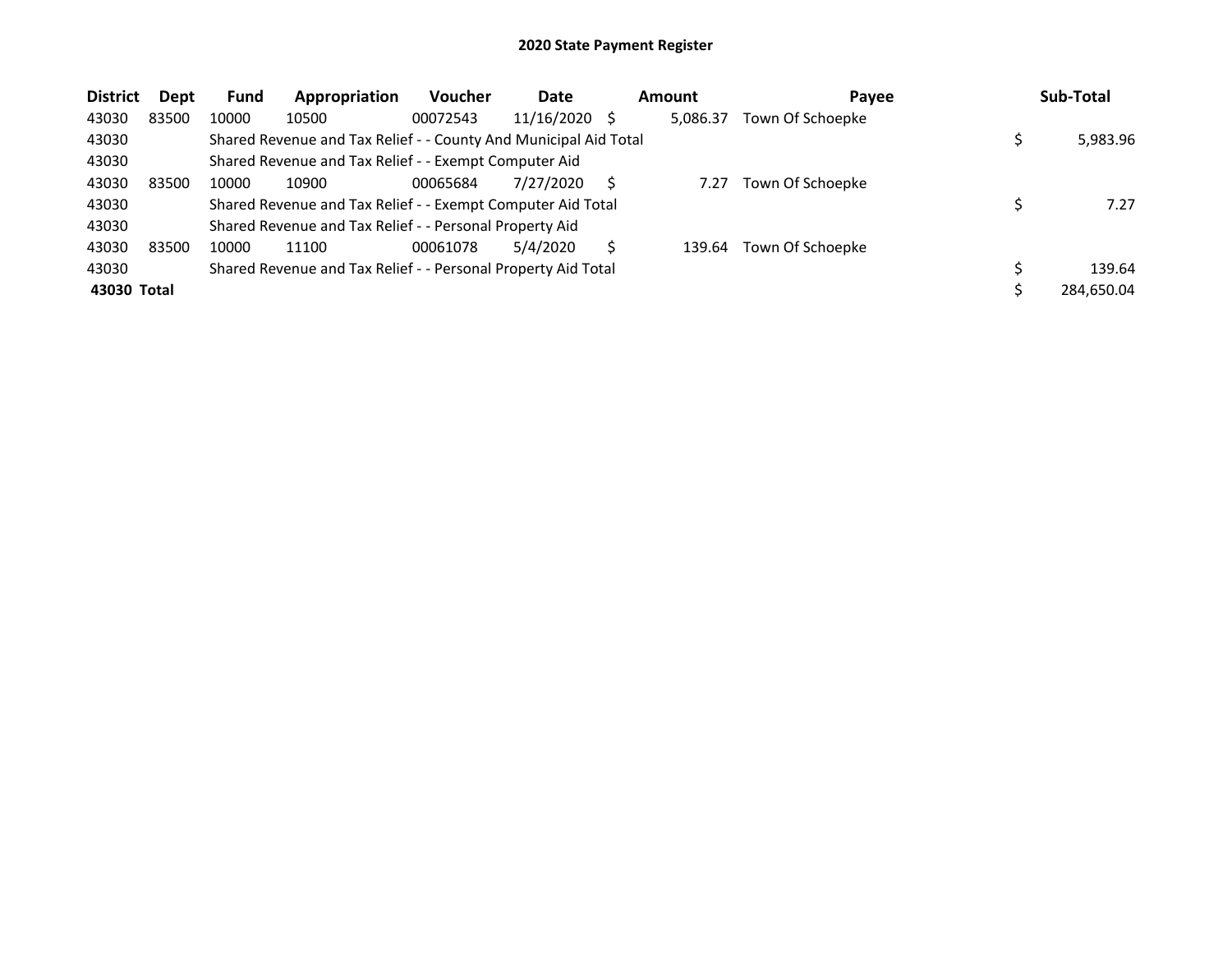# 2020 State Payment Register

| District | Dept | Fund | Appropriation | Voucher | Date | Amount | Payee | Sub-Total |
|---|---|---|---|---|---|---|---|---|
| 43030 | 83500 | 10000 | 10500 | 00072543 | 11/16/2020 | $ 5,086.37 | Town Of Schoepke | |
| 43030 | | Shared Revenue and Tax Relief - - County And Municipal Aid Total | | | | | | $ 5,983.96 |
| 43030 | | Shared Revenue and Tax Relief - - Exempt Computer Aid | | | | | | |
| 43030 | 83500 | 10000 | 10900 | 00065684 | 7/27/2020 | $ 7.27 | Town Of Schoepke | |
| 43030 | | Shared Revenue and Tax Relief - - Exempt Computer Aid Total | | | | | | $ 7.27 |
| 43030 | | Shared Revenue and Tax Relief - - Personal Property Aid | | | | | | |
| 43030 | 83500 | 10000 | 11100 | 00061078 | 5/4/2020 | $ 139.64 | Town Of Schoepke | |
| 43030 | | Shared Revenue and Tax Relief - - Personal Property Aid Total | | | | | | $ 139.64 |
| **43030 Total** | | | | | | | | $ 284,650.04 |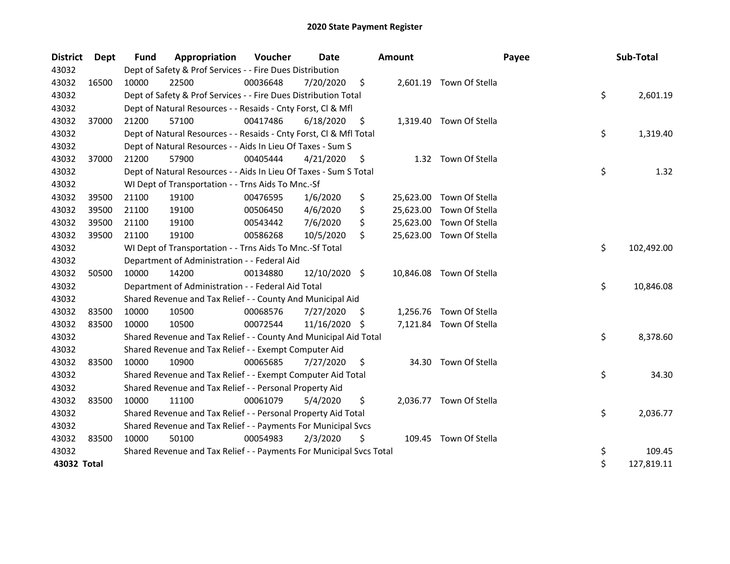# 2020 State Payment Register

| District | Dept | Fund | Appropriation | Voucher | Date | Amount | Payee | Sub-Total |
|---|---|---|---|---|---|---|---|---|
| 43032 | | Dept of Safety & Prof Services - - Fire Dues Distribution | | | | | | |
| 43032 | 16500 | 10000 | 22500 | 00036648 | 7/20/2020 | $ 2,601.19 | Town Of Stella | |
| 43032 | | Dept of Safety & Prof Services - - Fire Dues Distribution Total | | | | | | $ 2,601.19 |
| 43032 | | Dept of Natural Resources - - Resaids - Cnty Forst, Cl & Mfl | | | | | | |
| 43032 | 37000 | 21200 | 57100 | 00417486 | 6/18/2020 | $ 1,319.40 | Town Of Stella | |
| 43032 | | Dept of Natural Resources - - Resaids - Cnty Forst, Cl & Mfl Total | | | | | | $ 1,319.40 |
| 43032 | | Dept of Natural Resources - - Aids In Lieu Of Taxes - Sum S | | | | | | |
| 43032 | 37000 | 21200 | 57900 | 00405444 | 4/21/2020 | $ 1.32 | Town Of Stella | |
| 43032 | | Dept of Natural Resources - - Aids In Lieu Of Taxes - Sum S Total | | | | | | $ 1.32 |
| 43032 | | WI Dept of Transportation - - Trns Aids To Mnc.-Sf | | | | | | |
| 43032 | 39500 | 21100 | 19100 | 00476595 | 1/6/2020 | $ 25,623.00 | Town Of Stella | |
| 43032 | 39500 | 21100 | 19100 | 00506450 | 4/6/2020 | $ 25,623.00 | Town Of Stella | |
| 43032 | 39500 | 21100 | 19100 | 00543442 | 7/6/2020 | $ 25,623.00 | Town Of Stella | |
| 43032 | 39500 | 21100 | 19100 | 00586268 | 10/5/2020 | $ 25,623.00 | Town Of Stella | |
| 43032 | | WI Dept of Transportation - - Trns Aids To Mnc.-Sf Total | | | | | | $ 102,492.00 |
| 43032 | | Department of Administration - - Federal Aid | | | | | | |
| 43032 | 50500 | 10000 | 14200 | 00134880 | 12/10/2020 | $ 10,846.08 | Town Of Stella | |
| 43032 | | Department of Administration - - Federal Aid Total | | | | | | $ 10,846.08 |
| 43032 | | Shared Revenue and Tax Relief - - County And Municipal Aid | | | | | | |
| 43032 | 83500 | 10000 | 10500 | 00068576 | 7/27/2020 | $ 1,256.76 | Town Of Stella | |
| 43032 | 83500 | 10000 | 10500 | 00072544 | 11/16/2020 | $ 7,121.84 | Town Of Stella | |
| 43032 | | Shared Revenue and Tax Relief - - County And Municipal Aid Total | | | | | | $ 8,378.60 |
| 43032 | | Shared Revenue and Tax Relief - - Exempt Computer Aid | | | | | | |
| 43032 | 83500 | 10000 | 10900 | 00065685 | 7/27/2020 | $ 34.30 | Town Of Stella | |
| 43032 | | Shared Revenue and Tax Relief - - Exempt Computer Aid Total | | | | | | $ 34.30 |
| 43032 | | Shared Revenue and Tax Relief - - Personal Property Aid | | | | | | |
| 43032 | 83500 | 10000 | 11100 | 00061079 | 5/4/2020 | $ 2,036.77 | Town Of Stella | |
| 43032 | | Shared Revenue and Tax Relief - - Personal Property Aid Total | | | | | | $ 2,036.77 |
| 43032 | | Shared Revenue and Tax Relief - - Payments For Municipal Svcs | | | | | | |
| 43032 | 83500 | 10000 | 50100 | 00054983 | 2/3/2020 | $ 109.45 | Town Of Stella | |
| 43032 | | Shared Revenue and Tax Relief - - Payments For Municipal Svcs Total | | | | | | $ 109.45 |
| **43032 Total** | | | | | | | | $ 127,819.11 |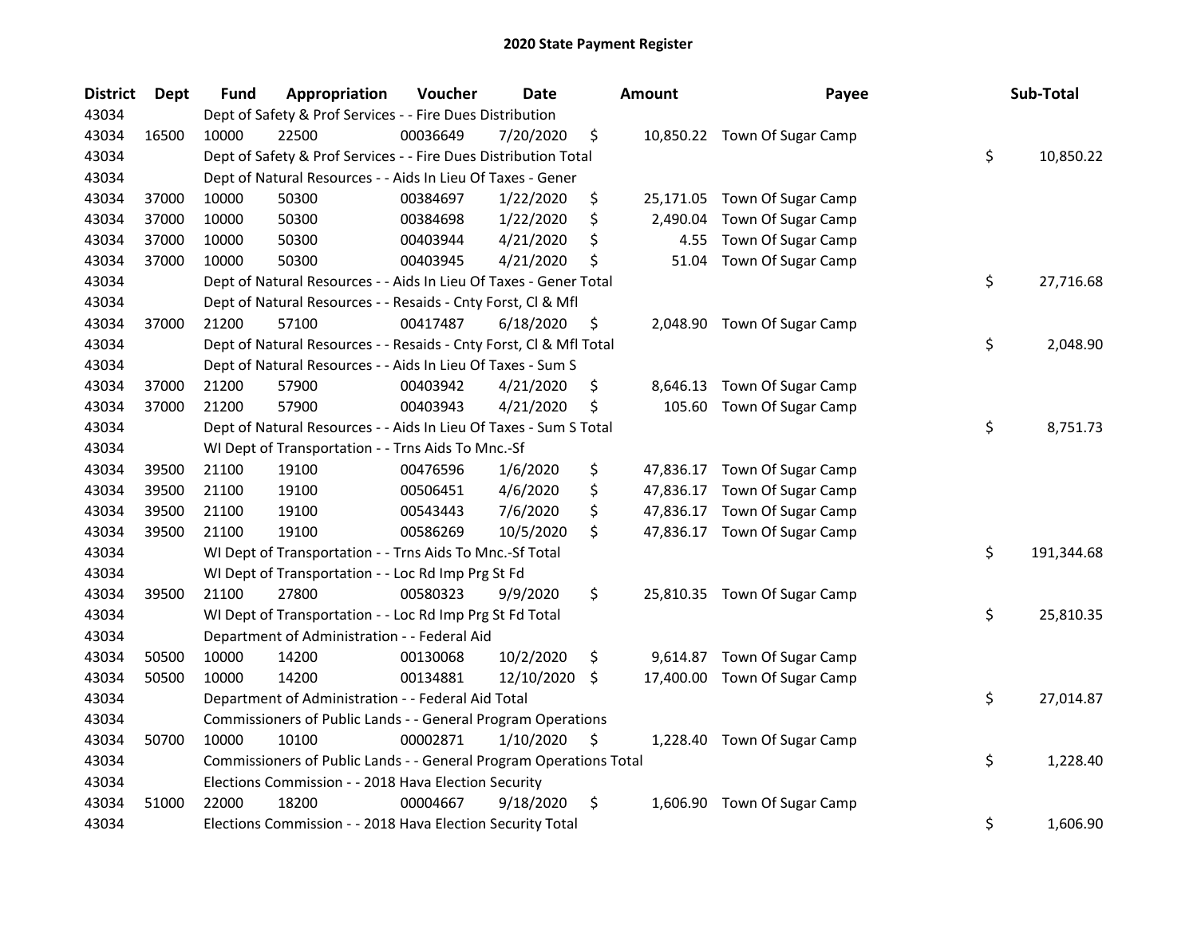# 2020 State Payment Register

| District | Dept | Fund | Appropriation | Voucher | Date | Amount | Payee | Sub-Total |
|---|---|---|---|---|---|---|---|---|
| 43034 | | Dept of Safety & Prof Services - - Fire Dues Distribution | | | | | | |
| 43034 | 16500 | 10000 | 22500 | 00036649 | 7/20/2020 | $ 10,850.22 | Town Of Sugar Camp | |
| 43034 | | Dept of Safety & Prof Services - - Fire Dues Distribution Total | | | | | | $ 10,850.22 |
| 43034 | | Dept of Natural Resources - - Aids In Lieu Of Taxes - Gener | | | | | | |
| 43034 | 37000 | 10000 | 50300 | 00384697 | 1/22/2020 | $ 25,171.05 | Town Of Sugar Camp | |
| 43034 | 37000 | 10000 | 50300 | 00384698 | 1/22/2020 | $ 2,490.04 | Town Of Sugar Camp | |
| 43034 | 37000 | 10000 | 50300 | 00403944 | 4/21/2020 | $ 4.55 | Town Of Sugar Camp | |
| 43034 | 37000 | 10000 | 50300 | 00403945 | 4/21/2020 | $ 51.04 | Town Of Sugar Camp | |
| 43034 | | Dept of Natural Resources - - Aids In Lieu Of Taxes - Gener Total | | | | | | $ 27,716.68 |
| 43034 | | Dept of Natural Resources - - Resaids - Cnty Forst, Cl & Mfl | | | | | | |
| 43034 | 37000 | 21200 | 57100 | 00417487 | 6/18/2020 | $ 2,048.90 | Town Of Sugar Camp | |
| 43034 | | Dept of Natural Resources - - Resaids - Cnty Forst, Cl & Mfl Total | | | | | | $ 2,048.90 |
| 43034 | | Dept of Natural Resources - - Aids In Lieu Of Taxes - Sum S | | | | | | |
| 43034 | 37000 | 21200 | 57900 | 00403942 | 4/21/2020 | $ 8,646.13 | Town Of Sugar Camp | |
| 43034 | 37000 | 21200 | 57900 | 00403943 | 4/21/2020 | $ 105.60 | Town Of Sugar Camp | |
| 43034 | | Dept of Natural Resources - - Aids In Lieu Of Taxes - Sum S Total | | | | | | $ 8,751.73 |
| 43034 | | WI Dept of Transportation - - Trns Aids To Mnc.-Sf | | | | | | |
| 43034 | 39500 | 21100 | 19100 | 00476596 | 1/6/2020 | $ 47,836.17 | Town Of Sugar Camp | |
| 43034 | 39500 | 21100 | 19100 | 00506451 | 4/6/2020 | $ 47,836.17 | Town Of Sugar Camp | |
| 43034 | 39500 | 21100 | 19100 | 00543443 | 7/6/2020 | $ 47,836.17 | Town Of Sugar Camp | |
| 43034 | 39500 | 21100 | 19100 | 00586269 | 10/5/2020 | $ 47,836.17 | Town Of Sugar Camp | |
| 43034 | | WI Dept of Transportation - - Trns Aids To Mnc.-Sf Total | | | | | | $ 191,344.68 |
| 43034 | | WI Dept of Transportation - - Loc Rd Imp Prg St Fd | | | | | | |
| 43034 | 39500 | 21100 | 27800 | 00580323 | 9/9/2020 | $ 25,810.35 | Town Of Sugar Camp | |
| 43034 | | WI Dept of Transportation - - Loc Rd Imp Prg St Fd Total | | | | | | $ 25,810.35 |
| 43034 | | Department of Administration - - Federal Aid | | | | | | |
| 43034 | 50500 | 10000 | 14200 | 00130068 | 10/2/2020 | $ 9,614.87 | Town Of Sugar Camp | |
| 43034 | 50500 | 10000 | 14200 | 00134881 | 12/10/2020 | $ 17,400.00 | Town Of Sugar Camp | |
| 43034 | | Department of Administration - - Federal Aid Total | | | | | | $ 27,014.87 |
| 43034 | | Commissioners of Public Lands - - General Program Operations | | | | | | |
| 43034 | 50700 | 10000 | 10100 | 00002871 | 1/10/2020 | $ 1,228.40 | Town Of Sugar Camp | |
| 43034 | | Commissioners of Public Lands - - General Program Operations Total | | | | | | $ 1,228.40 |
| 43034 | | Elections Commission - - 2018 Hava Election Security | | | | | | |
| 43034 | 51000 | 22000 | 18200 | 00004667 | 9/18/2020 | $ 1,606.90 | Town Of Sugar Camp | |
| 43034 | | Elections Commission - - 2018 Hava Election Security Total | | | | | | $ 1,606.90 |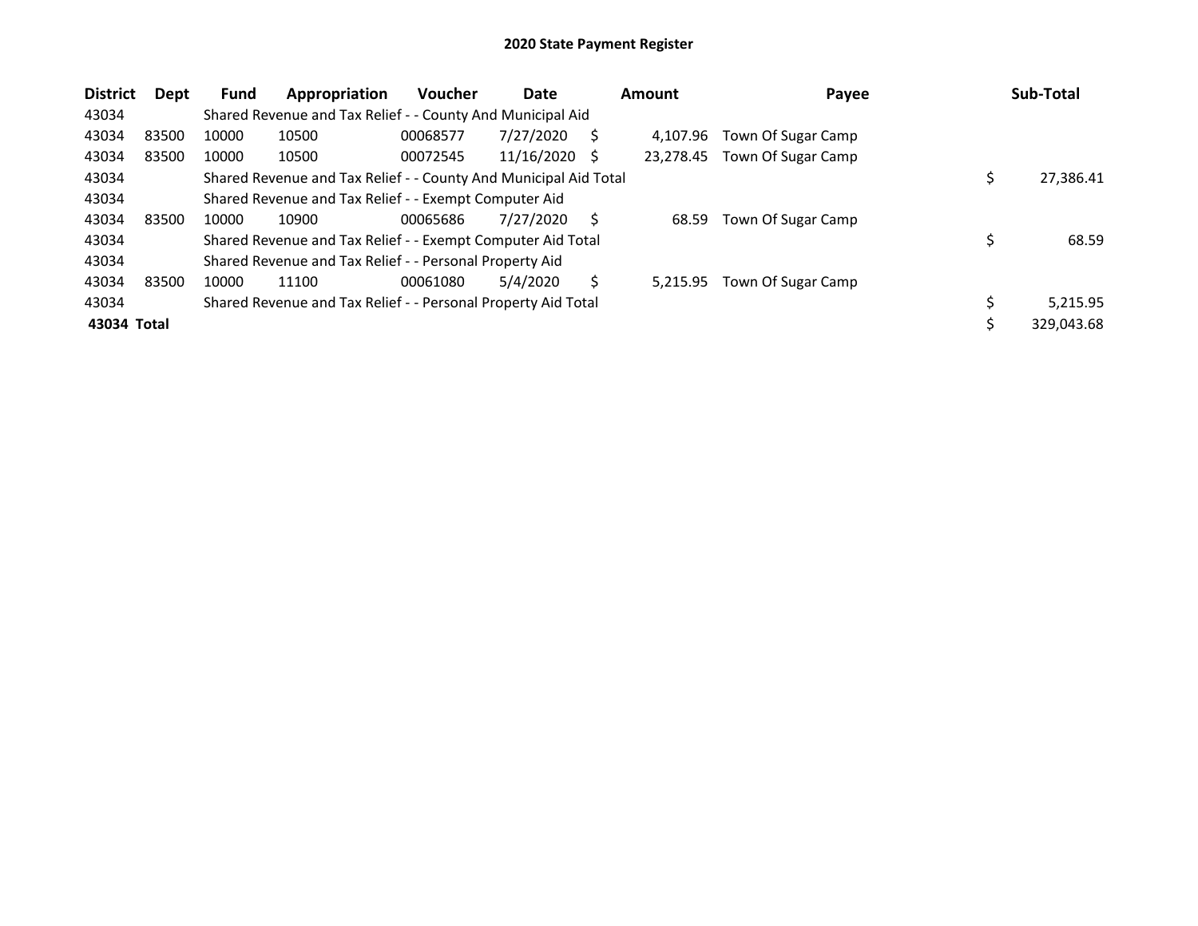# 2020 State Payment Register

| District | Dept | Fund | Appropriation | Voucher | Date | Amount | Payee | Sub-Total |
|---|---|---|---|---|---|---|---|---|
| 43034 | | Shared Revenue and Tax Relief - - County And Municipal Aid | | | | | | |
| 43034 | 83500 | 10000 | 10500 | 00068577 | 7/27/2020 | $ 4,107.96 | Town Of Sugar Camp | |
| 43034 | 83500 | 10000 | 10500 | 00072545 | 11/16/2020 | $ 23,278.45 | Town Of Sugar Camp | |
| 43034 | | Shared Revenue and Tax Relief - - County And Municipal Aid Total | | | | | | $ 27,386.41 |
| 43034 | | Shared Revenue and Tax Relief - - Exempt Computer Aid | | | | | | |
| 43034 | 83500 | 10000 | 10900 | 00065686 | 7/27/2020 | $ 68.59 | Town Of Sugar Camp | |
| 43034 | | Shared Revenue and Tax Relief - - Exempt Computer Aid Total | | | | | | $ 68.59 |
| 43034 | | Shared Revenue and Tax Relief - - Personal Property Aid | | | | | | |
| 43034 | 83500 | 10000 | 11100 | 00061080 | 5/4/2020 | $ 5,215.95 | Town Of Sugar Camp | |
| 43034 | | Shared Revenue and Tax Relief - - Personal Property Aid Total | | | | | | $ 5,215.95 |
| **43034 Total** | | | | | | | | $ 329,043.68 |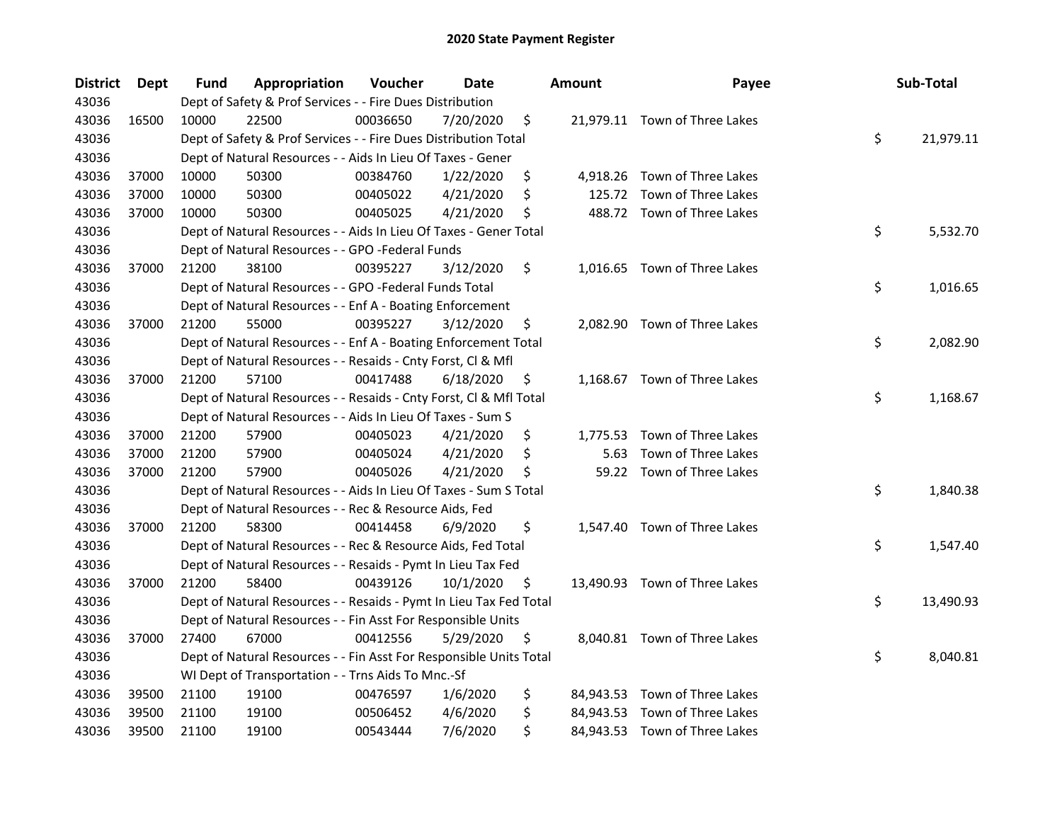# 2020 State Payment Register

| District | Dept | Fund | Appropriation | Voucher | Date | Amount | Payee | Sub-Total |
|---|---|---|---|---|---|---|---|---|
| 43036 | | Dept of Safety & Prof Services - - Fire Dues Distribution | | | | | | |
| 43036 | 16500 | 10000 | 22500 | 00036650 | 7/20/2020 | $ 21,979.11 | Town of Three Lakes | |
| 43036 | | Dept of Safety & Prof Services - - Fire Dues Distribution Total | | | | | | $ 21,979.11 |
| 43036 | | Dept of Natural Resources - - Aids In Lieu Of Taxes - Gener | | | | | | |
| 43036 | 37000 | 10000 | 50300 | 00384760 | 1/22/2020 | $ 4,918.26 | Town of Three Lakes | |
| 43036 | 37000 | 10000 | 50300 | 00405022 | 4/21/2020 | $ 125.72 | Town of Three Lakes | |
| 43036 | 37000 | 10000 | 50300 | 00405025 | 4/21/2020 | $ 488.72 | Town of Three Lakes | |
| 43036 | | Dept of Natural Resources - - Aids In Lieu Of Taxes - Gener Total | | | | | | $ 5,532.70 |
| 43036 | | Dept of Natural Resources - - GPO -Federal Funds | | | | | | |
| 43036 | 37000 | 21200 | 38100 | 00395227 | 3/12/2020 | $ 1,016.65 | Town of Three Lakes | |
| 43036 | | Dept of Natural Resources - - GPO -Federal Funds Total | | | | | | $ 1,016.65 |
| 43036 | | Dept of Natural Resources - - Enf A - Boating Enforcement | | | | | | |
| 43036 | 37000 | 21200 | 55000 | 00395227 | 3/12/2020 | $ 2,082.90 | Town of Three Lakes | |
| 43036 | | Dept of Natural Resources - - Enf A - Boating Enforcement Total | | | | | | $ 2,082.90 |
| 43036 | | Dept of Natural Resources - - Resaids - Cnty Forst, Cl & Mfl | | | | | | |
| 43036 | 37000 | 21200 | 57100 | 00417488 | 6/18/2020 | $ 1,168.67 | Town of Three Lakes | |
| 43036 | | Dept of Natural Resources - - Resaids - Cnty Forst, Cl & Mfl Total | | | | | | $ 1,168.67 |
| 43036 | | Dept of Natural Resources - - Aids In Lieu Of Taxes - Sum S | | | | | | |
| 43036 | 37000 | 21200 | 57900 | 00405023 | 4/21/2020 | $ 1,775.53 | Town of Three Lakes | |
| 43036 | 37000 | 21200 | 57900 | 00405024 | 4/21/2020 | $ 5.63 | Town of Three Lakes | |
| 43036 | 37000 | 21200 | 57900 | 00405026 | 4/21/2020 | $ 59.22 | Town of Three Lakes | |
| 43036 | | Dept of Natural Resources - - Aids In Lieu Of Taxes - Sum S Total | | | | | | $ 1,840.38 |
| 43036 | | Dept of Natural Resources - - Rec & Resource Aids, Fed | | | | | | |
| 43036 | 37000 | 21200 | 58300 | 00414458 | 6/9/2020 | $ 1,547.40 | Town of Three Lakes | |
| 43036 | | Dept of Natural Resources - - Rec & Resource Aids, Fed Total | | | | | | $ 1,547.40 |
| 43036 | | Dept of Natural Resources - - Resaids - Pymt In Lieu Tax Fed | | | | | | |
| 43036 | 37000 | 21200 | 58400 | 00439126 | 10/1/2020 | $ 13,490.93 | Town of Three Lakes | |
| 43036 | | Dept of Natural Resources - - Resaids - Pymt In Lieu Tax Fed Total | | | | | | $ 13,490.93 |
| 43036 | | Dept of Natural Resources - - Fin Asst For Responsible Units | | | | | | |
| 43036 | 37000 | 27400 | 67000 | 00412556 | 5/29/2020 | $ 8,040.81 | Town of Three Lakes | |
| 43036 | | Dept of Natural Resources - - Fin Asst For Responsible Units Total | | | | | | $ 8,040.81 |
| 43036 | | WI Dept of Transportation - - Trns Aids To Mnc.-Sf | | | | | | |
| 43036 | 39500 | 21100 | 19100 | 00476597 | 1/6/2020 | $ 84,943.53 | Town of Three Lakes | |
| 43036 | 39500 | 21100 | 19100 | 00506452 | 4/6/2020 | $ 84,943.53 | Town of Three Lakes | |
| 43036 | 39500 | 21100 | 19100 | 00543444 | 7/6/2020 | $ 84,943.53 | Town of Three Lakes | |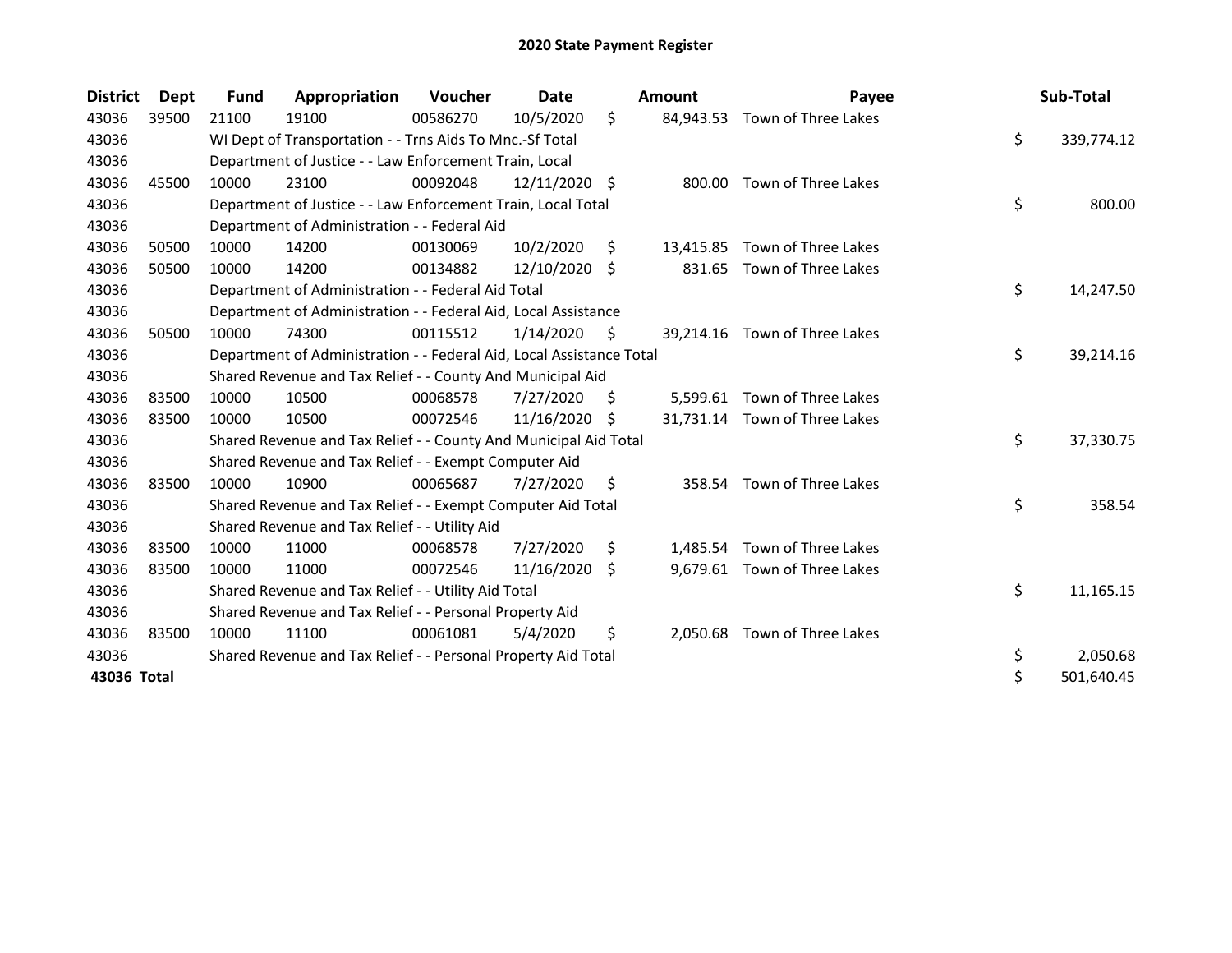# 2020 State Payment Register

| District | Dept | Fund | Appropriation | Voucher | Date | Amount | Payee | Sub-Total |
|---|---|---|---|---|---|---|---|---|
| 43036 | 39500 | 21100 | 19100 | 00586270 | 10/5/2020 | $ 84,943.53 | Town of Three Lakes | |
| 43036 | | WI Dept of Transportation - - Trns Aids To Mnc.-Sf Total | | | | | | $ 339,774.12 |
| 43036 | | Department of Justice - - Law Enforcement Train, Local | | | | | | |
| 43036 | 45500 | 10000 | 23100 | 00092048 | 12/11/2020 | $ 800.00 | Town of Three Lakes | |
| 43036 | | Department of Justice - - Law Enforcement Train, Local Total | | | | | | $ 800.00 |
| 43036 | | Department of Administration - - Federal Aid | | | | | | |
| 43036 | 50500 | 10000 | 14200 | 00130069 | 10/2/2020 | $ 13,415.85 | Town of Three Lakes | |
| 43036 | 50500 | 10000 | 14200 | 00134882 | 12/10/2020 | $ 831.65 | Town of Three Lakes | |
| 43036 | | Department of Administration - - Federal Aid Total | | | | | | $ 14,247.50 |
| 43036 | | Department of Administration - - Federal Aid, Local Assistance | | | | | | |
| 43036 | 50500 | 10000 | 74300 | 00115512 | 1/14/2020 | $ 39,214.16 | Town of Three Lakes | |
| 43036 | | Department of Administration - - Federal Aid, Local Assistance Total | | | | | | $ 39,214.16 |
| 43036 | | Shared Revenue and Tax Relief - - County And Municipal Aid | | | | | | |
| 43036 | 83500 | 10000 | 10500 | 00068578 | 7/27/2020 | $ 5,599.61 | Town of Three Lakes | |
| 43036 | 83500 | 10000 | 10500 | 00072546 | 11/16/2020 | $ 31,731.14 | Town of Three Lakes | |
| 43036 | | Shared Revenue and Tax Relief - - County And Municipal Aid Total | | | | | | $ 37,330.75 |
| 43036 | | Shared Revenue and Tax Relief - - Exempt Computer Aid | | | | | | |
| 43036 | 83500 | 10000 | 10900 | 00065687 | 7/27/2020 | $ 358.54 | Town of Three Lakes | |
| 43036 | | Shared Revenue and Tax Relief - - Exempt Computer Aid Total | | | | | | $ 358.54 |
| 43036 | | Shared Revenue and Tax Relief - - Utility Aid | | | | | | |
| 43036 | 83500 | 10000 | 11000 | 00068578 | 7/27/2020 | $ 1,485.54 | Town of Three Lakes | |
| 43036 | 83500 | 10000 | 11000 | 00072546 | 11/16/2020 | $ 9,679.61 | Town of Three Lakes | |
| 43036 | | Shared Revenue and Tax Relief - - Utility Aid Total | | | | | | $ 11,165.15 |
| 43036 | | Shared Revenue and Tax Relief - - Personal Property Aid | | | | | | |
| 43036 | 83500 | 10000 | 11100 | 00061081 | 5/4/2020 | $ 2,050.68 | Town of Three Lakes | |
| 43036 | | Shared Revenue and Tax Relief - - Personal Property Aid Total | | | | | | $ 2,050.68 |
| **43036 Total** | | | | | | | | $ 501,640.45 |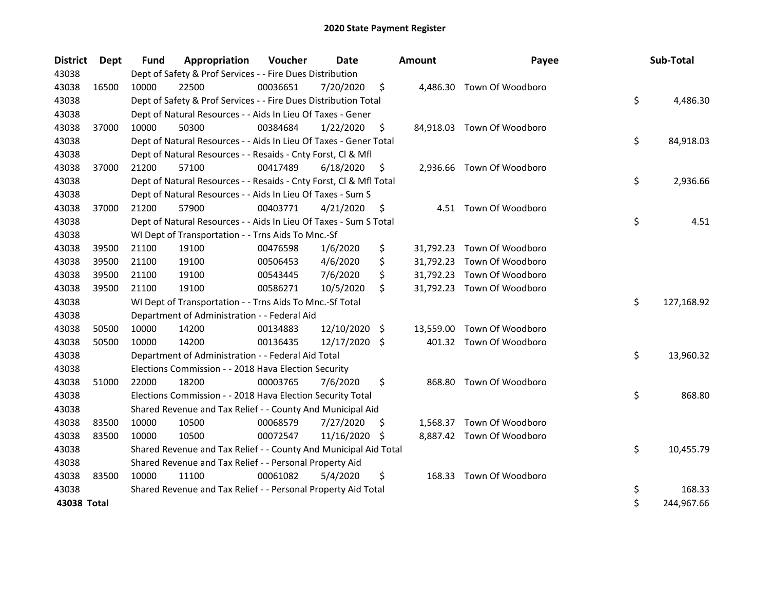# 2020 State Payment Register

| District | Dept | Fund | Appropriation | Voucher | Date | Amount | Payee | Sub-Total |
|---|---|---|---|---|---|---|---|---|
| 43038 | | Dept of Safety & Prof Services - - Fire Dues Distribution | | | | | | |
| 43038 | 16500 | 10000 | 22500 | 00036651 | 7/20/2020 | $ 4,486.30 | Town Of Woodboro | |
| 43038 | | Dept of Safety & Prof Services - - Fire Dues Distribution Total | | | | | | $ 4,486.30 |
| 43038 | | Dept of Natural Resources - - Aids In Lieu Of Taxes - Gener | | | | | | |
| 43038 | 37000 | 10000 | 50300 | 00384684 | 1/22/2020 | $ 84,918.03 | Town Of Woodboro | |
| 43038 | | Dept of Natural Resources - - Aids In Lieu Of Taxes - Gener Total | | | | | | $ 84,918.03 |
| 43038 | | Dept of Natural Resources - - Resaids - Cnty Forst, Cl & Mfl | | | | | | |
| 43038 | 37000 | 21200 | 57100 | 00417489 | 6/18/2020 | $ 2,936.66 | Town Of Woodboro | |
| 43038 | | Dept of Natural Resources - - Resaids - Cnty Forst, Cl & Mfl Total | | | | | | $ 2,936.66 |
| 43038 | | Dept of Natural Resources - - Aids In Lieu Of Taxes - Sum S | | | | | | |
| 43038 | 37000 | 21200 | 57900 | 00403771 | 4/21/2020 | $ 4.51 | Town Of Woodboro | |
| 43038 | | Dept of Natural Resources - - Aids In Lieu Of Taxes - Sum S Total | | | | | | $ 4.51 |
| 43038 | | WI Dept of Transportation - - Trns Aids To Mnc.-Sf | | | | | | |
| 43038 | 39500 | 21100 | 19100 | 00476598 | 1/6/2020 | $ 31,792.23 | Town Of Woodboro | |
| 43038 | 39500 | 21100 | 19100 | 00506453 | 4/6/2020 | $ 31,792.23 | Town Of Woodboro | |
| 43038 | 39500 | 21100 | 19100 | 00543445 | 7/6/2020 | $ 31,792.23 | Town Of Woodboro | |
| 43038 | 39500 | 21100 | 19100 | 00586271 | 10/5/2020 | $ 31,792.23 | Town Of Woodboro | |
| 43038 | | WI Dept of Transportation - - Trns Aids To Mnc.-Sf Total | | | | | | $ 127,168.92 |
| 43038 | | Department of Administration - - Federal Aid | | | | | | |
| 43038 | 50500 | 10000 | 14200 | 00134883 | 12/10/2020 | $ 13,559.00 | Town Of Woodboro | |
| 43038 | 50500 | 10000 | 14200 | 00136435 | 12/17/2020 | $ 401.32 | Town Of Woodboro | |
| 43038 | | Department of Administration - - Federal Aid Total | | | | | | $ 13,960.32 |
| 43038 | | Elections Commission - - 2018 Hava Election Security | | | | | | |
| 43038 | 51000 | 22000 | 18200 | 00003765 | 7/6/2020 | $ 868.80 | Town Of Woodboro | |
| 43038 | | Elections Commission - - 2018 Hava Election Security Total | | | | | | $ 868.80 |
| 43038 | | Shared Revenue and Tax Relief - - County And Municipal Aid | | | | | | |
| 43038 | 83500 | 10000 | 10500 | 00068579 | 7/27/2020 | $ 1,568.37 | Town Of Woodboro | |
| 43038 | 83500 | 10000 | 10500 | 00072547 | 11/16/2020 | $ 8,887.42 | Town Of Woodboro | |
| 43038 | | Shared Revenue and Tax Relief - - County And Municipal Aid Total | | | | | | $ 10,455.79 |
| 43038 | | Shared Revenue and Tax Relief - - Personal Property Aid | | | | | | |
| 43038 | 83500 | 10000 | 11100 | 00061082 | 5/4/2020 | $ 168.33 | Town Of Woodboro | |
| 43038 | | Shared Revenue and Tax Relief - - Personal Property Aid Total | | | | | | $ 168.33 |
| **43038 Total** | | | | | | | | $ 244,967.66 |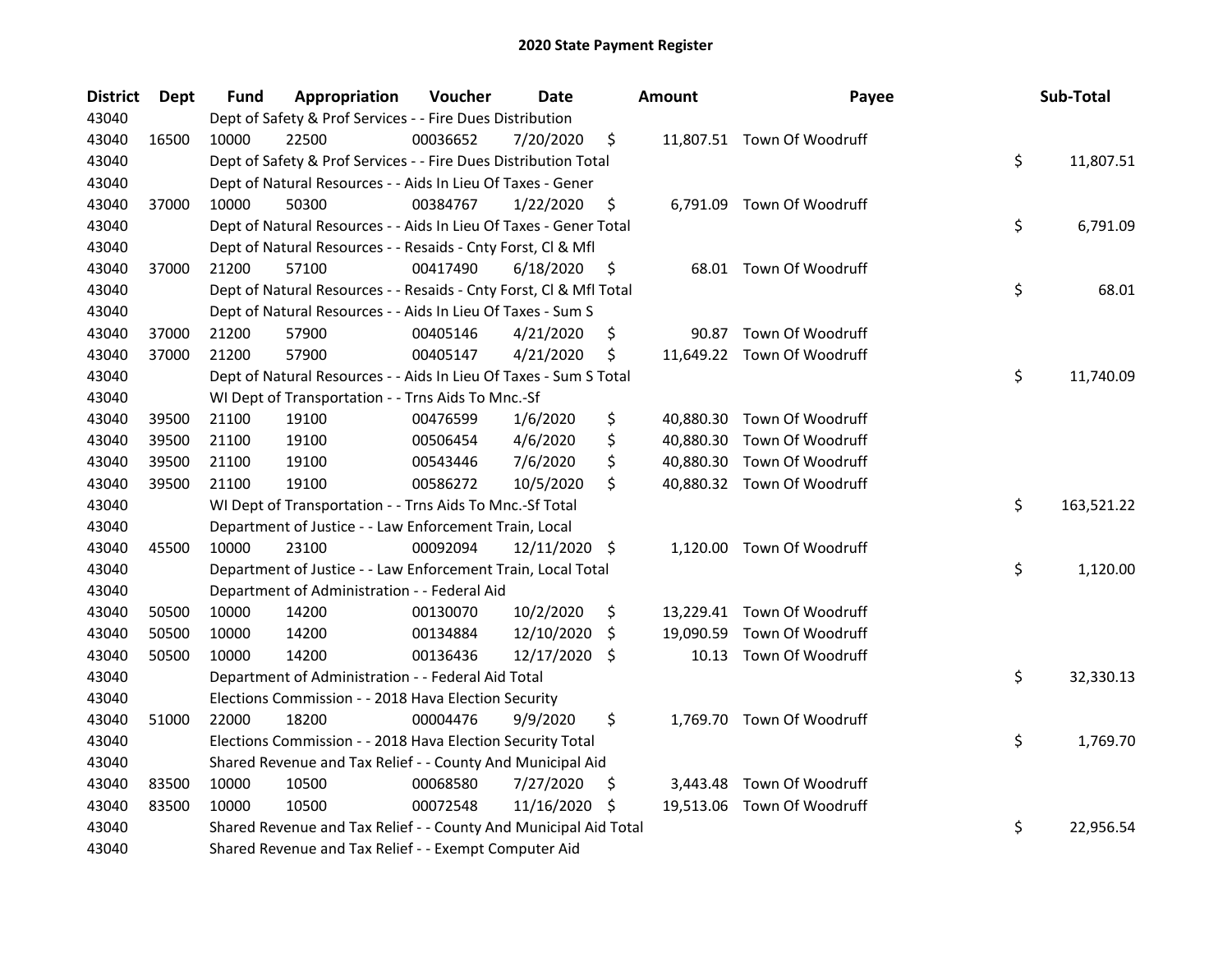# 2020 State Payment Register

| District | Dept | Fund | Appropriation | Voucher | Date | Amount | Payee | Sub-Total |
|---|---|---|---|---|---|---|---|---|
| 43040 | | Dept of Safety & Prof Services - - Fire Dues Distribution | | | | | | |
| 43040 | 16500 | 10000 | 22500 | 00036652 | 7/20/2020 | $ 11,807.51 | Town Of Woodruff | |
| 43040 | | Dept of Safety & Prof Services - - Fire Dues Distribution Total | | | | | | $ 11,807.51 |
| 43040 | | Dept of Natural Resources - - Aids In Lieu Of Taxes - Gener | | | | | | |
| 43040 | 37000 | 10000 | 50300 | 00384767 | 1/22/2020 | $ 6,791.09 | Town Of Woodruff | |
| 43040 | | Dept of Natural Resources - - Aids In Lieu Of Taxes - Gener Total | | | | | | $ 6,791.09 |
| 43040 | | Dept of Natural Resources - - Resaids - Cnty Forst, Cl & Mfl | | | | | | |
| 43040 | 37000 | 21200 | 57100 | 00417490 | 6/18/2020 | $ 68.01 | Town Of Woodruff | |
| 43040 | | Dept of Natural Resources - - Resaids - Cnty Forst, Cl & Mfl Total | | | | | | $ 68.01 |
| 43040 | | Dept of Natural Resources - - Aids In Lieu Of Taxes - Sum S | | | | | | |
| 43040 | 37000 | 21200 | 57900 | 00405146 | 4/21/2020 | $ 90.87 | Town Of Woodruff | |
| 43040 | 37000 | 21200 | 57900 | 00405147 | 4/21/2020 | $ 11,649.22 | Town Of Woodruff | |
| 43040 | | Dept of Natural Resources - - Aids In Lieu Of Taxes - Sum S Total | | | | | | $ 11,740.09 |
| 43040 | | WI Dept of Transportation - - Trns Aids To Mnc.-Sf | | | | | | |
| 43040 | 39500 | 21100 | 19100 | 00476599 | 1/6/2020 | $ 40,880.30 | Town Of Woodruff | |
| 43040 | 39500 | 21100 | 19100 | 00506454 | 4/6/2020 | $ 40,880.30 | Town Of Woodruff | |
| 43040 | 39500 | 21100 | 19100 | 00543446 | 7/6/2020 | $ 40,880.30 | Town Of Woodruff | |
| 43040 | 39500 | 21100 | 19100 | 00586272 | 10/5/2020 | $ 40,880.32 | Town Of Woodruff | |
| 43040 | | WI Dept of Transportation - - Trns Aids To Mnc.-Sf Total | | | | | | $ 163,521.22 |
| 43040 | | Department of Justice - - Law Enforcement Train, Local | | | | | | |
| 43040 | 45500 | 10000 | 23100 | 00092094 | 12/11/2020 | $ 1,120.00 | Town Of Woodruff | |
| 43040 | | Department of Justice - - Law Enforcement Train, Local Total | | | | | | $ 1,120.00 |
| 43040 | | Department of Administration - - Federal Aid | | | | | | |
| 43040 | 50500 | 10000 | 14200 | 00130070 | 10/2/2020 | $ 13,229.41 | Town Of Woodruff | |
| 43040 | 50500 | 10000 | 14200 | 00134884 | 12/10/2020 | $ 19,090.59 | Town Of Woodruff | |
| 43040 | 50500 | 10000 | 14200 | 00136436 | 12/17/2020 | $ 10.13 | Town Of Woodruff | |
| 43040 | | Department of Administration - - Federal Aid Total | | | | | | $ 32,330.13 |
| 43040 | | Elections Commission - - 2018 Hava Election Security | | | | | | |
| 43040 | 51000 | 22000 | 18200 | 00004476 | 9/9/2020 | $ 1,769.70 | Town Of Woodruff | |
| 43040 | | Elections Commission - - 2018 Hava Election Security Total | | | | | | $ 1,769.70 |
| 43040 | | Shared Revenue and Tax Relief - - County And Municipal Aid | | | | | | |
| 43040 | 83500 | 10000 | 10500 | 00068580 | 7/27/2020 | $ 3,443.48 | Town Of Woodruff | |
| 43040 | 83500 | 10000 | 10500 | 00072548 | 11/16/2020 | $ 19,513.06 | Town Of Woodruff | |
| 43040 | | Shared Revenue and Tax Relief - - County And Municipal Aid Total | | | | | | $ 22,956.54 |
| 43040 | | Shared Revenue and Tax Relief - - Exempt Computer Aid | | | | | | |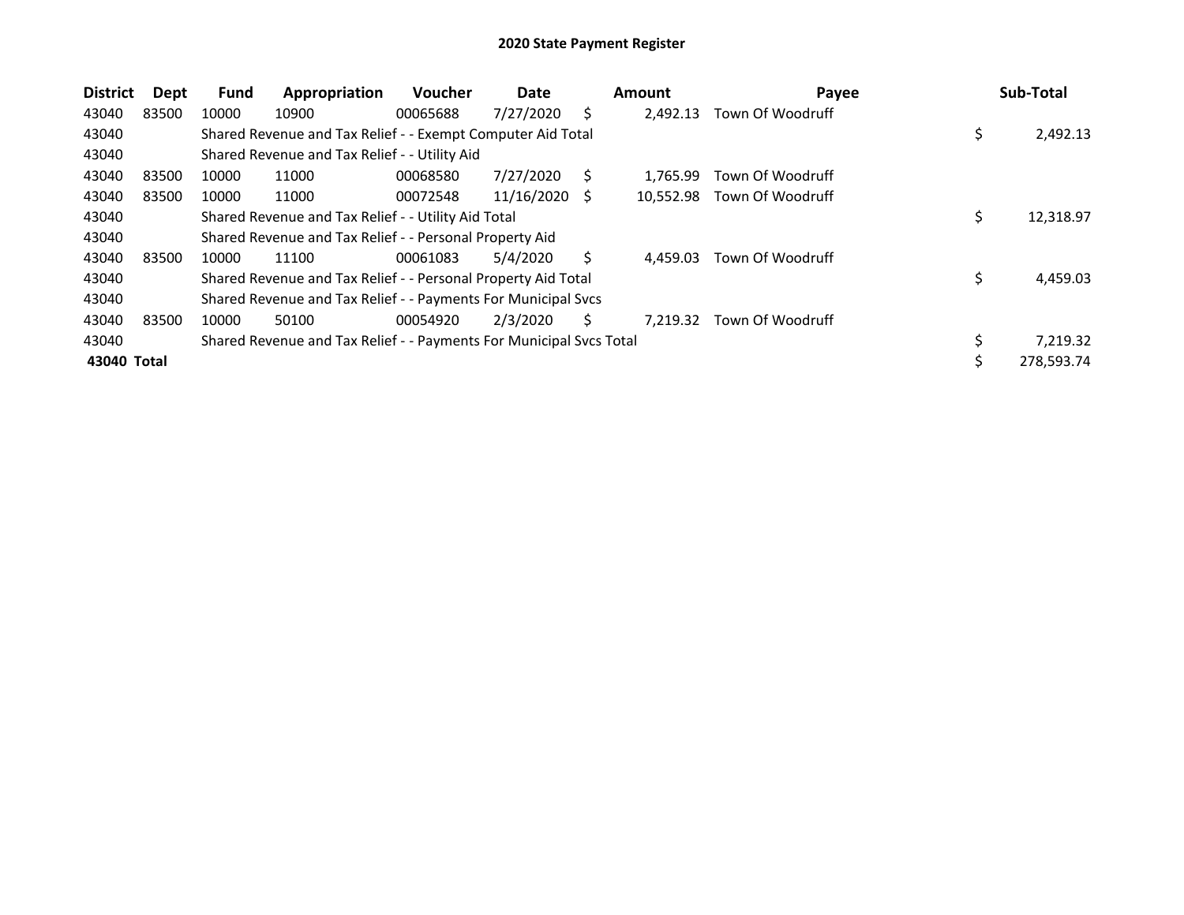# 2020 State Payment Register

| District | Dept | Fund | Appropriation | Voucher | Date | Amount | Payee | Sub-Total |
|---|---|---|---|---|---|---|---|---|
| 43040 | 83500 | 10000 | 10900 | 00065688 | 7/27/2020 | $ 2,492.13 | Town Of Woodruff | |
| 43040 | | Shared Revenue and Tax Relief - - Exempt Computer Aid Total | | | | | | $ 2,492.13 |
| 43040 | | Shared Revenue and Tax Relief - - Utility Aid | | | | | | |
| 43040 | 83500 | 10000 | 11000 | 00068580 | 7/27/2020 | $ 1,765.99 | Town Of Woodruff | |
| 43040 | 83500 | 10000 | 11000 | 00072548 | 11/16/2020 | $ 10,552.98 | Town Of Woodruff | |
| 43040 | | Shared Revenue and Tax Relief - - Utility Aid Total | | | | | | $ 12,318.97 |
| 43040 | | Shared Revenue and Tax Relief - - Personal Property Aid | | | | | | |
| 43040 | 83500 | 10000 | 11100 | 00061083 | 5/4/2020 | $ 4,459.03 | Town Of Woodruff | |
| 43040 | | Shared Revenue and Tax Relief - - Personal Property Aid Total | | | | | | $ 4,459.03 |
| 43040 | | Shared Revenue and Tax Relief - - Payments For Municipal Svcs | | | | | | |
| 43040 | 83500 | 10000 | 50100 | 00054920 | 2/3/2020 | $ 7,219.32 | Town Of Woodruff | |
| 43040 | | Shared Revenue and Tax Relief - - Payments For Municipal Svcs Total | | | | | | $ 7,219.32 |
| **43040 Total** | | | | | | | | $ 278,593.74 |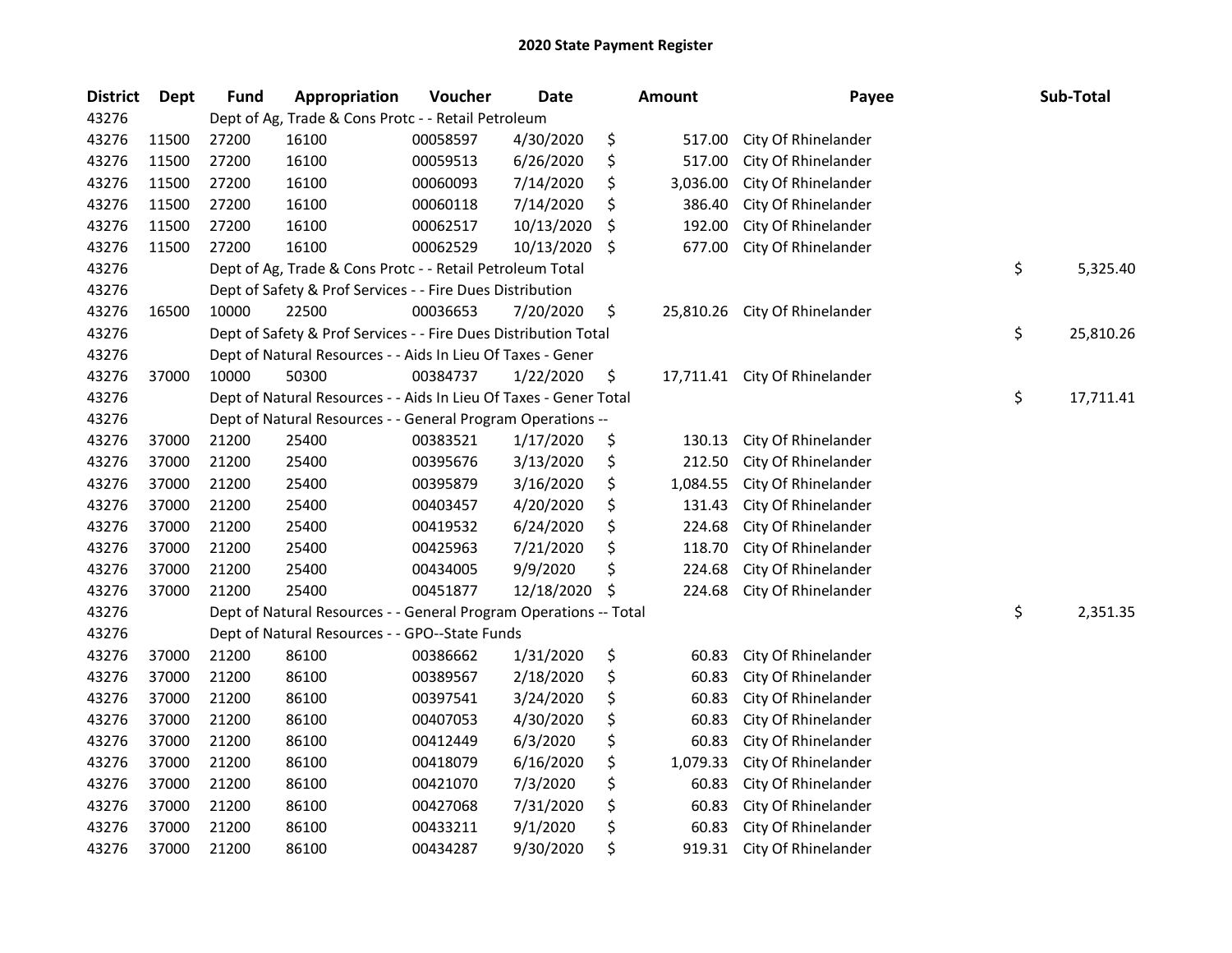# 2020 State Payment Register

| District | Dept | Fund | Appropriation | Voucher | Date | Amount | Payee | Sub-Total |
|---|---|---|---|---|---|---|---|---|
| 43276 | | Dept of Ag, Trade & Cons Protc - - Retail Petroleum | | | | | | |
| 43276 | 11500 | 27200 | 16100 | 00058597 | 4/30/2020 | $ 517.00 | City Of Rhinelander | |
| 43276 | 11500 | 27200 | 16100 | 00059513 | 6/26/2020 | $ 517.00 | City Of Rhinelander | |
| 43276 | 11500 | 27200 | 16100 | 00060093 | 7/14/2020 | $ 3,036.00 | City Of Rhinelander | |
| 43276 | 11500 | 27200 | 16100 | 00060118 | 7/14/2020 | $ 386.40 | City Of Rhinelander | |
| 43276 | 11500 | 27200 | 16100 | 00062517 | 10/13/2020 | $ 192.00 | City Of Rhinelander | |
| 43276 | 11500 | 27200 | 16100 | 00062529 | 10/13/2020 | $ 677.00 | City Of Rhinelander | |
| 43276 | | Dept of Ag, Trade & Cons Protc - - Retail Petroleum Total | | | | | | $ 5,325.40 |
| 43276 | | Dept of Safety & Prof Services - - Fire Dues Distribution | | | | | | |
| 43276 | 16500 | 10000 | 22500 | 00036653 | 7/20/2020 | $ 25,810.26 | City Of Rhinelander | |
| 43276 | | Dept of Safety & Prof Services - - Fire Dues Distribution Total | | | | | | $ 25,810.26 |
| 43276 | | Dept of Natural Resources - - Aids In Lieu Of Taxes - Gener | | | | | | |
| 43276 | 37000 | 10000 | 50300 | 00384737 | 1/22/2020 | $ 17,711.41 | City Of Rhinelander | |
| 43276 | | Dept of Natural Resources - - Aids In Lieu Of Taxes - Gener Total | | | | | | $ 17,711.41 |
| 43276 | | Dept of Natural Resources - - General Program Operations -- | | | | | | |
| 43276 | 37000 | 21200 | 25400 | 00383521 | 1/17/2020 | $ 130.13 | City Of Rhinelander | |
| 43276 | 37000 | 21200 | 25400 | 00395676 | 3/13/2020 | $ 212.50 | City Of Rhinelander | |
| 43276 | 37000 | 21200 | 25400 | 00395879 | 3/16/2020 | $ 1,084.55 | City Of Rhinelander | |
| 43276 | 37000 | 21200 | 25400 | 00403457 | 4/20/2020 | $ 131.43 | City Of Rhinelander | |
| 43276 | 37000 | 21200 | 25400 | 00419532 | 6/24/2020 | $ 224.68 | City Of Rhinelander | |
| 43276 | 37000 | 21200 | 25400 | 00425963 | 7/21/2020 | $ 118.70 | City Of Rhinelander | |
| 43276 | 37000 | 21200 | 25400 | 00434005 | 9/9/2020 | $ 224.68 | City Of Rhinelander | |
| 43276 | 37000 | 21200 | 25400 | 00451877 | 12/18/2020 | $ 224.68 | City Of Rhinelander | |
| 43276 | | Dept of Natural Resources - - General Program Operations -- Total | | | | | | $ 2,351.35 |
| 43276 | | Dept of Natural Resources - - GPO--State Funds | | | | | | |
| 43276 | 37000 | 21200 | 86100 | 00386662 | 1/31/2020 | $ 60.83 | City Of Rhinelander | |
| 43276 | 37000 | 21200 | 86100 | 00389567 | 2/18/2020 | $ 60.83 | City Of Rhinelander | |
| 43276 | 37000 | 21200 | 86100 | 00397541 | 3/24/2020 | $ 60.83 | City Of Rhinelander | |
| 43276 | 37000 | 21200 | 86100 | 00407053 | 4/30/2020 | $ 60.83 | City Of Rhinelander | |
| 43276 | 37000 | 21200 | 86100 | 00412449 | 6/3/2020 | $ 60.83 | City Of Rhinelander | |
| 43276 | 37000 | 21200 | 86100 | 00418079 | 6/16/2020 | $ 1,079.33 | City Of Rhinelander | |
| 43276 | 37000 | 21200 | 86100 | 00421070 | 7/3/2020 | $ 60.83 | City Of Rhinelander | |
| 43276 | 37000 | 21200 | 86100 | 00427068 | 7/31/2020 | $ 60.83 | City Of Rhinelander | |
| 43276 | 37000 | 21200 | 86100 | 00433211 | 9/1/2020 | $ 60.83 | City Of Rhinelander | |
| 43276 | 37000 | 21200 | 86100 | 00434287 | 9/30/2020 | $ 919.31 | City Of Rhinelander | |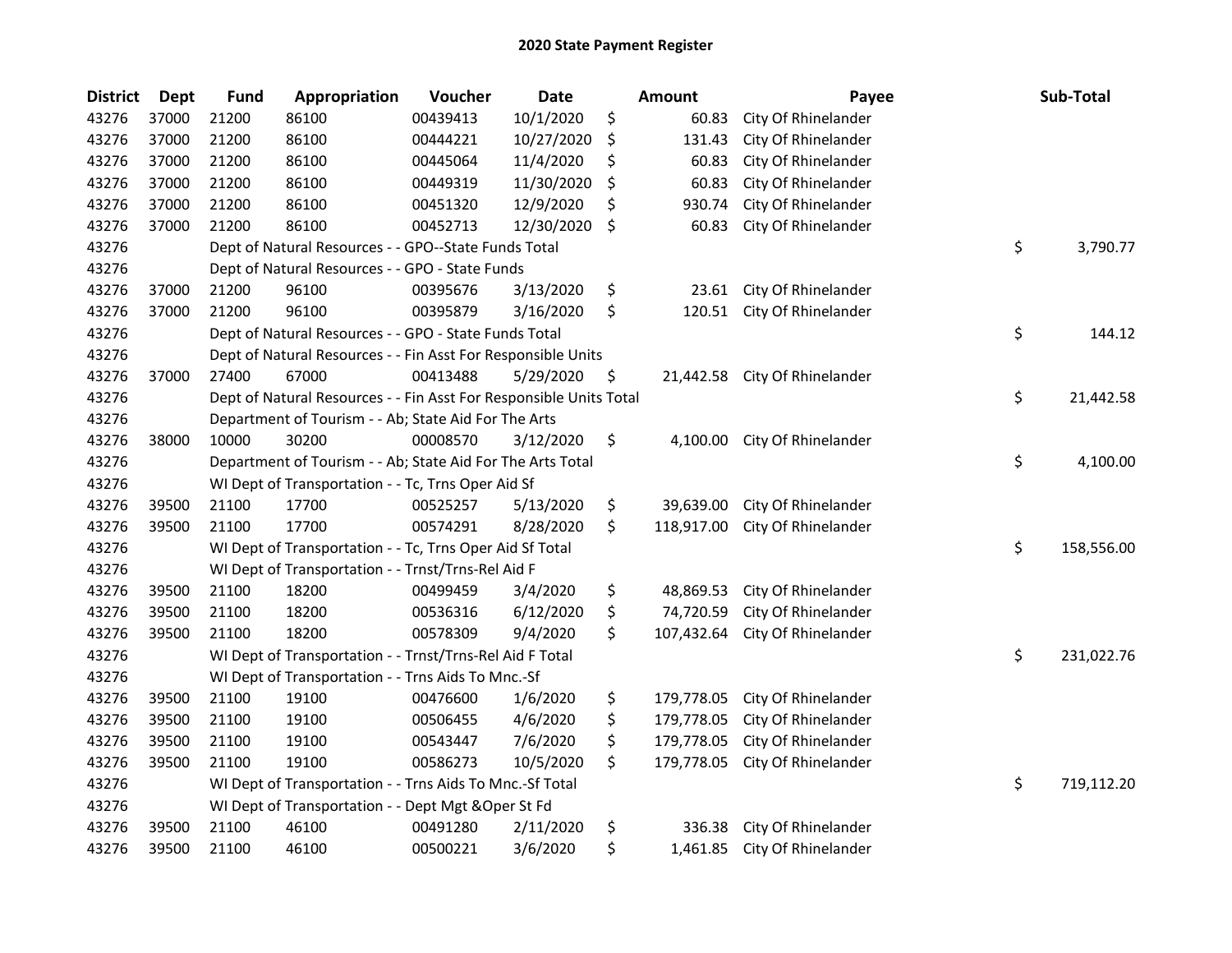# 2020 State Payment Register

| District | Dept | Fund | Appropriation | Voucher | Date | Amount | Payee | Sub-Total |
|---|---|---|---|---|---|---|---|---|
| 43276 | 37000 | 21200 | 86100 | 00439413 | 10/1/2020 | $ 60.83 | City Of Rhinelander | |
| 43276 | 37000 | 21200 | 86100 | 00444221 | 10/27/2020 | $ 131.43 | City Of Rhinelander | |
| 43276 | 37000 | 21200 | 86100 | 00445064 | 11/4/2020 | $ 60.83 | City Of Rhinelander | |
| 43276 | 37000 | 21200 | 86100 | 00449319 | 11/30/2020 | $ 60.83 | City Of Rhinelander | |
| 43276 | 37000 | 21200 | 86100 | 00451320 | 12/9/2020 | $ 930.74 | City Of Rhinelander | |
| 43276 | 37000 | 21200 | 86100 | 00452713 | 12/30/2020 | $ 60.83 | City Of Rhinelander | |
| 43276 | | Dept of Natural Resources - - GPO--State Funds Total | | | | | | $ 3,790.77 |
| 43276 | | Dept of Natural Resources - - GPO - State Funds | | | | | | |
| 43276 | 37000 | 21200 | 96100 | 00395676 | 3/13/2020 | $ 23.61 | City Of Rhinelander | |
| 43276 | 37000 | 21200 | 96100 | 00395879 | 3/16/2020 | $ 120.51 | City Of Rhinelander | |
| 43276 | | Dept of Natural Resources - - GPO - State Funds Total | | | | | | $ 144.12 |
| 43276 | | Dept of Natural Resources - - Fin Asst For Responsible Units | | | | | | |
| 43276 | 37000 | 27400 | 67000 | 00413488 | 5/29/2020 | $ 21,442.58 | City Of Rhinelander | |
| 43276 | | Dept of Natural Resources - - Fin Asst For Responsible Units Total | | | | | | $ 21,442.58 |
| 43276 | | Department of Tourism - - Ab; State Aid For The Arts | | | | | | |
| 43276 | 38000 | 10000 | 30200 | 00008570 | 3/12/2020 | $ 4,100.00 | City Of Rhinelander | |
| 43276 | | Department of Tourism - - Ab; State Aid For The Arts Total | | | | | | $ 4,100.00 |
| 43276 | | WI Dept of Transportation - - Tc, Trns Oper Aid Sf | | | | | | |
| 43276 | 39500 | 21100 | 17700 | 00525257 | 5/13/2020 | $ 39,639.00 | City Of Rhinelander | |
| 43276 | 39500 | 21100 | 17700 | 00574291 | 8/28/2020 | $ 118,917.00 | City Of Rhinelander | |
| 43276 | | WI Dept of Transportation - - Tc, Trns Oper Aid Sf Total | | | | | | $ 158,556.00 |
| 43276 | | WI Dept of Transportation - - Trnst/Trns-Rel Aid F | | | | | | |
| 43276 | 39500 | 21100 | 18200 | 00499459 | 3/4/2020 | $ 48,869.53 | City Of Rhinelander | |
| 43276 | 39500 | 21100 | 18200 | 00536316 | 6/12/2020 | $ 74,720.59 | City Of Rhinelander | |
| 43276 | 39500 | 21100 | 18200 | 00578309 | 9/4/2020 | $ 107,432.64 | City Of Rhinelander | |
| 43276 | | WI Dept of Transportation - - Trnst/Trns-Rel Aid F Total | | | | | | $ 231,022.76 |
| 43276 | | WI Dept of Transportation - - Trns Aids To Mnc.-Sf | | | | | | |
| 43276 | 39500 | 21100 | 19100 | 00476600 | 1/6/2020 | $ 179,778.05 | City Of Rhinelander | |
| 43276 | 39500 | 21100 | 19100 | 00506455 | 4/6/2020 | $ 179,778.05 | City Of Rhinelander | |
| 43276 | 39500 | 21100 | 19100 | 00543447 | 7/6/2020 | $ 179,778.05 | City Of Rhinelander | |
| 43276 | 39500 | 21100 | 19100 | 00586273 | 10/5/2020 | $ 179,778.05 | City Of Rhinelander | |
| 43276 | | WI Dept of Transportation - - Trns Aids To Mnc.-Sf Total | | | | | | $ 719,112.20 |
| 43276 | | WI Dept of Transportation - - Dept Mgt &Oper St Fd | | | | | | |
| 43276 | 39500 | 21100 | 46100 | 00491280 | 2/11/2020 | $ 336.38 | City Of Rhinelander | |
| 43276 | 39500 | 21100 | 46100 | 00500221 | 3/6/2020 | $ 1,461.85 | City Of Rhinelander | |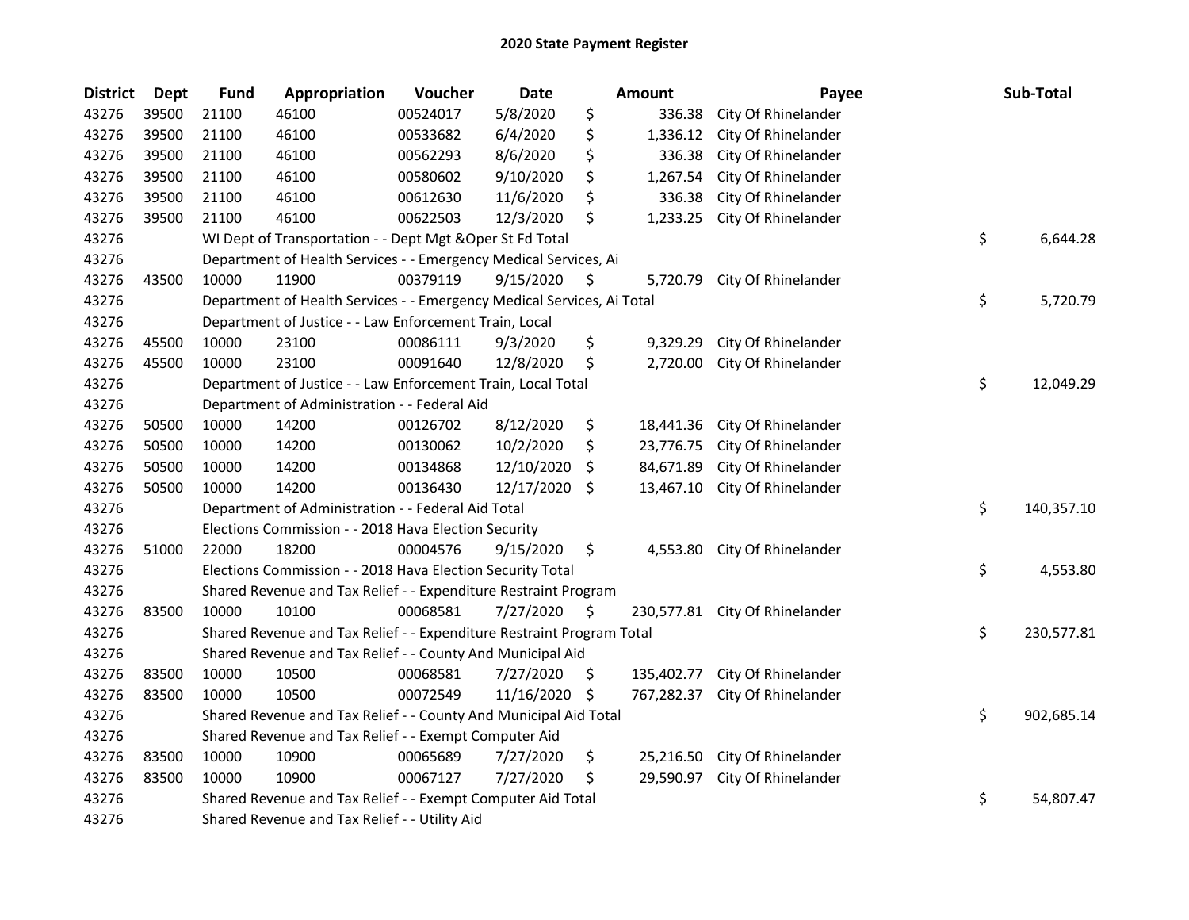# 2020 State Payment Register

| District | Dept | Fund | Appropriation | Voucher | Date | Amount | Payee | Sub-Total |
|---|---|---|---|---|---|---|---|---|
| 43276 | 39500 | 21100 | 46100 | 00524017 | 5/8/2020 | $ 336.38 | City Of Rhinelander | |
| 43276 | 39500 | 21100 | 46100 | 00533682 | 6/4/2020 | $ 1,336.12 | City Of Rhinelander | |
| 43276 | 39500 | 21100 | 46100 | 00562293 | 8/6/2020 | $ 336.38 | City Of Rhinelander | |
| 43276 | 39500 | 21100 | 46100 | 00580602 | 9/10/2020 | $ 1,267.54 | City Of Rhinelander | |
| 43276 | 39500 | 21100 | 46100 | 00612630 | 11/6/2020 | $ 336.38 | City Of Rhinelander | |
| 43276 | 39500 | 21100 | 46100 | 00622503 | 12/3/2020 | $ 1,233.25 | City Of Rhinelander | |
| 43276 | | WI Dept of Transportation - - Dept Mgt &Oper St Fd Total | | | | | | $ 6,644.28 |
| 43276 | | Department of Health Services - - Emergency Medical Services, Ai | | | | | | |
| 43276 | 43500 | 10000 | 11900 | 00379119 | 9/15/2020 | $ 5,720.79 | City Of Rhinelander | |
| 43276 | | Department of Health Services - - Emergency Medical Services, Ai Total | | | | | | $ 5,720.79 |
| 43276 | | Department of Justice - - Law Enforcement Train, Local | | | | | | |
| 43276 | 45500 | 10000 | 23100 | 00086111 | 9/3/2020 | $ 9,329.29 | City Of Rhinelander | |
| 43276 | 45500 | 10000 | 23100 | 00091640 | 12/8/2020 | $ 2,720.00 | City Of Rhinelander | |
| 43276 | | Department of Justice - - Law Enforcement Train, Local Total | | | | | | $ 12,049.29 |
| 43276 | | Department of Administration - - Federal Aid | | | | | | |
| 43276 | 50500 | 10000 | 14200 | 00126702 | 8/12/2020 | $ 18,441.36 | City Of Rhinelander | |
| 43276 | 50500 | 10000 | 14200 | 00130062 | 10/2/2020 | $ 23,776.75 | City Of Rhinelander | |
| 43276 | 50500 | 10000 | 14200 | 00134868 | 12/10/2020 | $ 84,671.89 | City Of Rhinelander | |
| 43276 | 50500 | 10000 | 14200 | 00136430 | 12/17/2020 | $ 13,467.10 | City Of Rhinelander | |
| 43276 | | Department of Administration - - Federal Aid Total | | | | | | $ 140,357.10 |
| 43276 | | Elections Commission - - 2018 Hava Election Security | | | | | | |
| 43276 | 51000 | 22000 | 18200 | 00004576 | 9/15/2020 | $ 4,553.80 | City Of Rhinelander | |
| 43276 | | Elections Commission - - 2018 Hava Election Security Total | | | | | | $ 4,553.80 |
| 43276 | | Shared Revenue and Tax Relief - - Expenditure Restraint Program | | | | | | |
| 43276 | 83500 | 10000 | 10100 | 00068581 | 7/27/2020 | $ 230,577.81 | City Of Rhinelander | |
| 43276 | | Shared Revenue and Tax Relief - - Expenditure Restraint Program Total | | | | | | $ 230,577.81 |
| 43276 | | Shared Revenue and Tax Relief - - County And Municipal Aid | | | | | | |
| 43276 | 83500 | 10000 | 10500 | 00068581 | 7/27/2020 | $ 135,402.77 | City Of Rhinelander | |
| 43276 | 83500 | 10000 | 10500 | 00072549 | 11/16/2020 | $ 767,282.37 | City Of Rhinelander | |
| 43276 | | Shared Revenue and Tax Relief - - County And Municipal Aid Total | | | | | | $ 902,685.14 |
| 43276 | | Shared Revenue and Tax Relief - - Exempt Computer Aid | | | | | | |
| 43276 | 83500 | 10000 | 10900 | 00065689 | 7/27/2020 | $ 25,216.50 | City Of Rhinelander | |
| 43276 | 83500 | 10000 | 10900 | 00067127 | 7/27/2020 | $ 29,590.97 | City Of Rhinelander | |
| 43276 | | Shared Revenue and Tax Relief - - Exempt Computer Aid Total | | | | | | $ 54,807.47 |
| 43276 | | Shared Revenue and Tax Relief - - Utility Aid | | | | | | |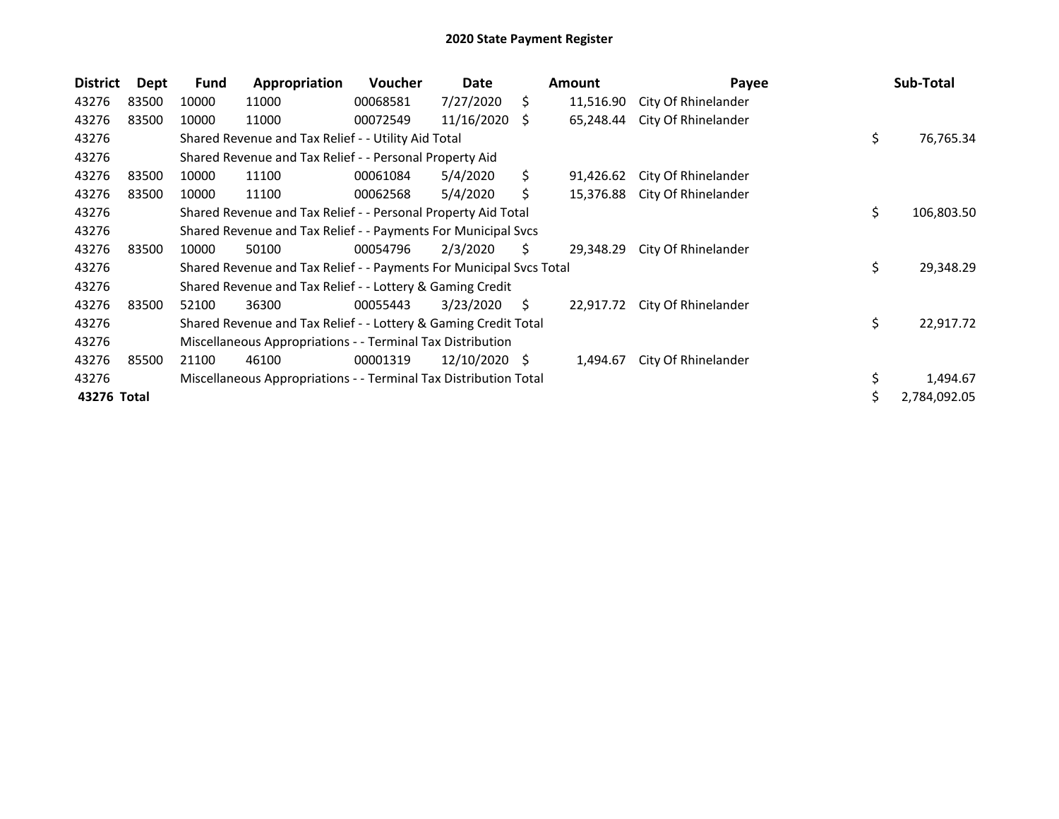# 2020 State Payment Register

| District | Dept | Fund | Appropriation | Voucher | Date | Amount | Payee | Sub-Total |
|---|---|---|---|---|---|---|---|---|
| 43276 | 83500 | 10000 | 11000 | 00068581 | 7/27/2020 | $ 11,516.90 | City Of Rhinelander | |
| 43276 | 83500 | 10000 | 11000 | 00072549 | 11/16/2020 | $ 65,248.44 | City Of Rhinelander | |
| 43276 | | Shared Revenue and Tax Relief - - Utility Aid Total | | | | | | $ 76,765.34 |
| 43276 | | Shared Revenue and Tax Relief - - Personal Property Aid | | | | | | |
| 43276 | 83500 | 10000 | 11100 | 00061084 | 5/4/2020 | $ 91,426.62 | City Of Rhinelander | |
| 43276 | 83500 | 10000 | 11100 | 00062568 | 5/4/2020 | $ 15,376.88 | City Of Rhinelander | |
| 43276 | | Shared Revenue and Tax Relief - - Personal Property Aid Total | | | | | | $ 106,803.50 |
| 43276 | | Shared Revenue and Tax Relief - - Payments For Municipal Svcs | | | | | | |
| 43276 | 83500 | 10000 | 50100 | 00054796 | 2/3/2020 | $ 29,348.29 | City Of Rhinelander | |
| 43276 | | Shared Revenue and Tax Relief - - Payments For Municipal Svcs Total | | | | | | $ 29,348.29 |
| 43276 | | Shared Revenue and Tax Relief - - Lottery & Gaming Credit | | | | | | |
| 43276 | 83500 | 52100 | 36300 | 00055443 | 3/23/2020 | $ 22,917.72 | City Of Rhinelander | |
| 43276 | | Shared Revenue and Tax Relief - - Lottery & Gaming Credit Total | | | | | | $ 22,917.72 |
| 43276 | | Miscellaneous Appropriations - - Terminal Tax Distribution | | | | | | |
| 43276 | 85500 | 21100 | 46100 | 00001319 | 12/10/2020 | $ 1,494.67 | City Of Rhinelander | |
| 43276 | | Miscellaneous Appropriations - - Terminal Tax Distribution Total | | | | | | $ 1,494.67 |
| **43276 Total** | | | | | | | | $ 2,784,092.05 |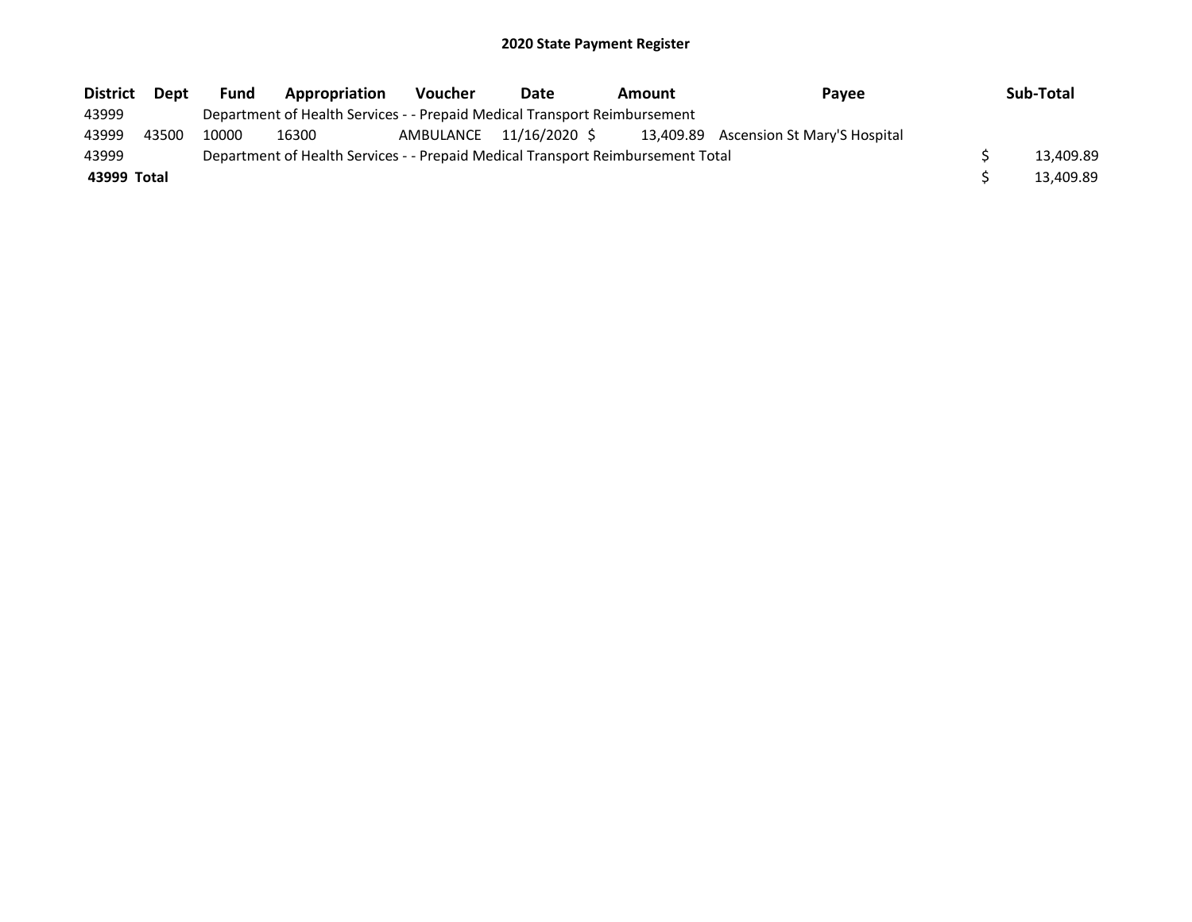# 2020 State Payment Register

| District | Dept | Fund | Appropriation | Voucher | Date | Amount | Payee | Sub-Total |
|---|---|---|---|---|---|---|---|---|
| 43999 | | Department of Health Services - - Prepaid Medical Transport Reimbursement | | | | | | |
| 43999 | 43500 | 10000 | 16300 | AMBULANCE | 11/16/2020 | $ 13,409.89 | Ascension St Mary'S Hospital | |
| 43999 | | Department of Health Services - - Prepaid Medical Transport Reimbursement Total | | | | | | $ 13,409.89 |
| **43999 Total** | | | | | | | | $ 13,409.89 |